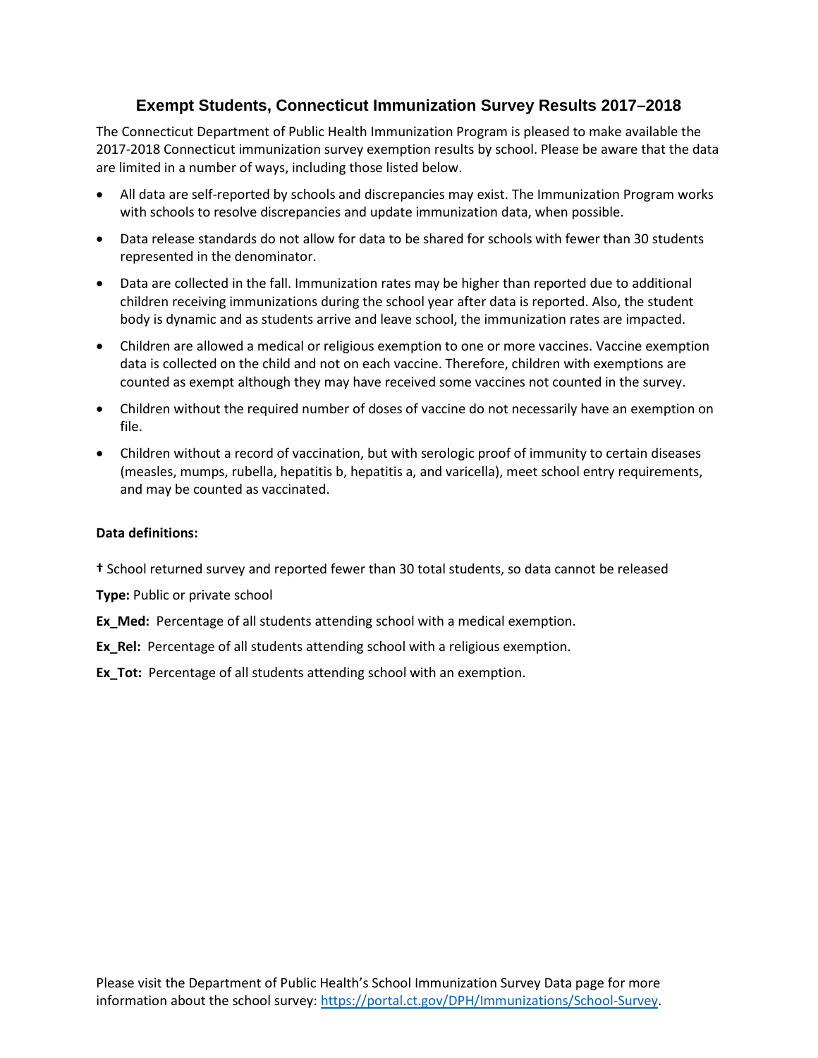# Exempt Students, Connecticut Immunization Survey Results 2017–2018

The Connecticut Department of Public Health Immunization Program is pleased to make available the 2017-2018 Connecticut immunization survey exemption results by school. Please be aware that the data are limited in a number of ways, including those listed below.

- All data are self-reported by schools and discrepancies may exist. The Immunization Program works with schools to resolve discrepancies and update immunization data, when possible.
- Data release standards do not allow for data to be shared for schools with fewer than 30 students represented in the denominator.
- Data are collected in the fall. Immunization rates may be higher than reported due to additional children receiving immunizations during the school year after data is reported. Also, the student body is dynamic and as students arrive and leave school, the immunization rates are impacted.
- Children are allowed a medical or religious exemption to one or more vaccines. Vaccine exemption data is collected on the child and not on each vaccine. Therefore, children with exemptions are counted as exempt although they may have received some vaccines not counted in the survey.
- Children without the required number of doses of vaccine do not necessarily have an exemption on file.
- Children without a record of vaccination, but with serologic proof of immunity to certain diseases (measles, mumps, rubella, hepatitis b, hepatitis a, and varicella), meet school entry requirements, and may be counted as vaccinated.

**Data definitions:**

**†** School returned survey and reported fewer than 30 total students, so data cannot be released

**Type:** Public or private school

**Ex_Med:** Percentage of all students attending school with a medical exemption.

**Ex_Rel:** Percentage of all students attending school with a religious exemption.

**Ex_Tot:** Percentage of all students attending school with an exemption.

Please visit the Department of Public Health's School Immunization Survey Data page for more information about the school survey: https://portal.ct.gov/DPH/Immunizations/School-Survey.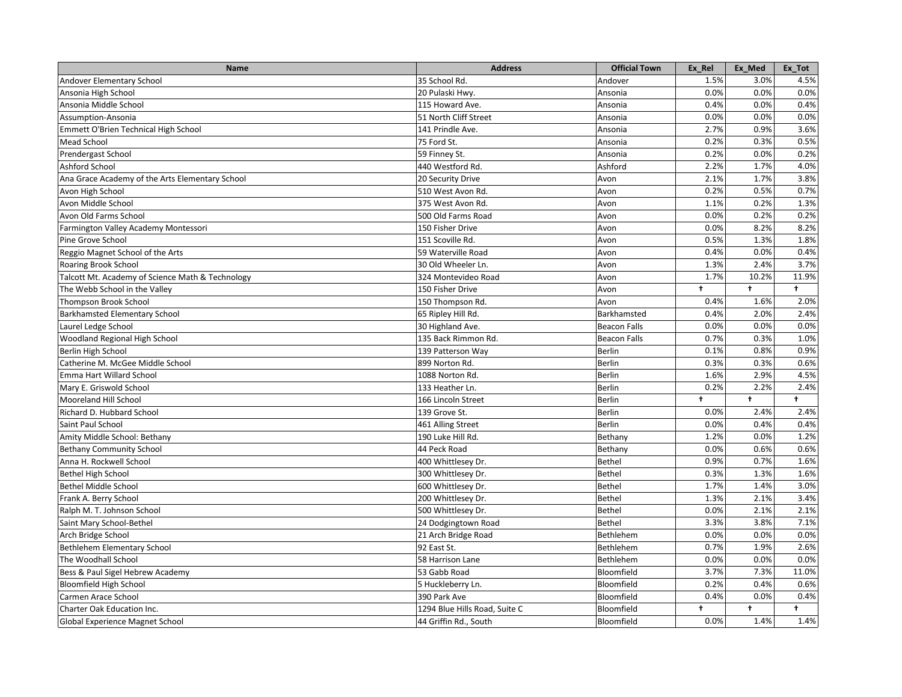| Name | Address | Official Town | Ex_Rel | Ex_Med | Ex_Tot |
|---|---|---|---|---|---|
| Andover Elementary School | 35 School Rd. | Andover | 1.5% | 3.0% | 4.5% |
| Ansonia High School | 20 Pulaski Hwy. | Ansonia | 0.0% | 0.0% | 0.0% |
| Ansonia Middle School | 115 Howard Ave. | Ansonia | 0.4% | 0.0% | 0.4% |
| Assumption-Ansonia | 51 North Cliff Street | Ansonia | 0.0% | 0.0% | 0.0% |
| Emmett O'Brien Technical High School | 141 Prindle Ave. | Ansonia | 2.7% | 0.9% | 3.6% |
| Mead School | 75 Ford St. | Ansonia | 0.2% | 0.3% | 0.5% |
| Prendergast School | 59 Finney St. | Ansonia | 0.2% | 0.0% | 0.2% |
| Ashford School | 440 Westford Rd. | Ashford | 2.2% | 1.7% | 4.0% |
| Ana Grace Academy of the Arts Elementary School | 20 Security Drive | Avon | 2.1% | 1.7% | 3.8% |
| Avon High School | 510 West Avon Rd. | Avon | 0.2% | 0.5% | 0.7% |
| Avon Middle School | 375 West Avon Rd. | Avon | 1.1% | 0.2% | 1.3% |
| Avon Old Farms School | 500 Old Farms Road | Avon | 0.0% | 0.2% | 0.2% |
| Farmington Valley Academy Montessori | 150 Fisher Drive | Avon | 0.0% | 8.2% | 8.2% |
| Pine Grove School | 151 Scoville Rd. | Avon | 0.5% | 1.3% | 1.8% |
| Reggio Magnet School of the Arts | 59 Waterville Road | Avon | 0.4% | 0.0% | 0.4% |
| Roaring Brook School | 30 Old Wheeler Ln. | Avon | 1.3% | 2.4% | 3.7% |
| Talcott Mt. Academy of Science Math & Technology | 324 Montevideo Road | Avon | 1.7% | 10.2% | 11.9% |
| The Webb School in the Valley | 150 Fisher Drive | Avon | † | † | † |
| Thompson Brook School | 150 Thompson Rd. | Avon | 0.4% | 1.6% | 2.0% |
| Barkhamsted Elementary School | 65 Ripley Hill Rd. | Barkhamsted | 0.4% | 2.0% | 2.4% |
| Laurel Ledge School | 30 Highland Ave. | Beacon Falls | 0.0% | 0.0% | 0.0% |
| Woodland Regional High School | 135 Back Rimmon Rd. | Beacon Falls | 0.7% | 0.3% | 1.0% |
| Berlin High School | 139 Patterson Way | Berlin | 0.1% | 0.8% | 0.9% |
| Catherine M. McGee Middle School | 899 Norton Rd. | Berlin | 0.3% | 0.3% | 0.6% |
| Emma Hart Willard School | 1088 Norton Rd. | Berlin | 1.6% | 2.9% | 4.5% |
| Mary E. Griswold School | 133 Heather Ln. | Berlin | 0.2% | 2.2% | 2.4% |
| Mooreland Hill School | 166 Lincoln Street | Berlin | † | † | † |
| Richard D. Hubbard School | 139 Grove St. | Berlin | 0.0% | 2.4% | 2.4% |
| Saint Paul School | 461 Alling Street | Berlin | 0.0% | 0.4% | 0.4% |
| Amity Middle School: Bethany | 190 Luke Hill Rd. | Bethany | 1.2% | 0.0% | 1.2% |
| Bethany Community School | 44 Peck Road | Bethany | 0.0% | 0.6% | 0.6% |
| Anna H. Rockwell School | 400 Whittlesey Dr. | Bethel | 0.9% | 0.7% | 1.6% |
| Bethel High School | 300 Whittlesey Dr. | Bethel | 0.3% | 1.3% | 1.6% |
| Bethel Middle School | 600 Whittlesey Dr. | Bethel | 1.7% | 1.4% | 3.0% |
| Frank A. Berry School | 200 Whittlesey Dr. | Bethel | 1.3% | 2.1% | 3.4% |
| Ralph M. T. Johnson School | 500 Whittlesey Dr. | Bethel | 0.0% | 2.1% | 2.1% |
| Saint Mary School-Bethel | 24 Dodgingtown Road | Bethel | 3.3% | 3.8% | 7.1% |
| Arch Bridge School | 21 Arch Bridge Road | Bethlehem | 0.0% | 0.0% | 0.0% |
| Bethlehem Elementary School | 92 East St. | Bethlehem | 0.7% | 1.9% | 2.6% |
| The Woodhall School | 58 Harrison Lane | Bethlehem | 0.0% | 0.0% | 0.0% |
| Bess & Paul Sigel Hebrew Academy | 53 Gabb Road | Bloomfield | 3.7% | 7.3% | 11.0% |
| Bloomfield High School | 5 Huckleberry Ln. | Bloomfield | 0.2% | 0.4% | 0.6% |
| Carmen Arace School | 390 Park Ave | Bloomfield | 0.4% | 0.0% | 0.4% |
| Charter Oak Education Inc. | 1294 Blue Hills Road, Suite C | Bloomfield | † | † | † |
| Global Experience Magnet School | 44 Griffin Rd., South | Bloomfield | 0.0% | 1.4% | 1.4% |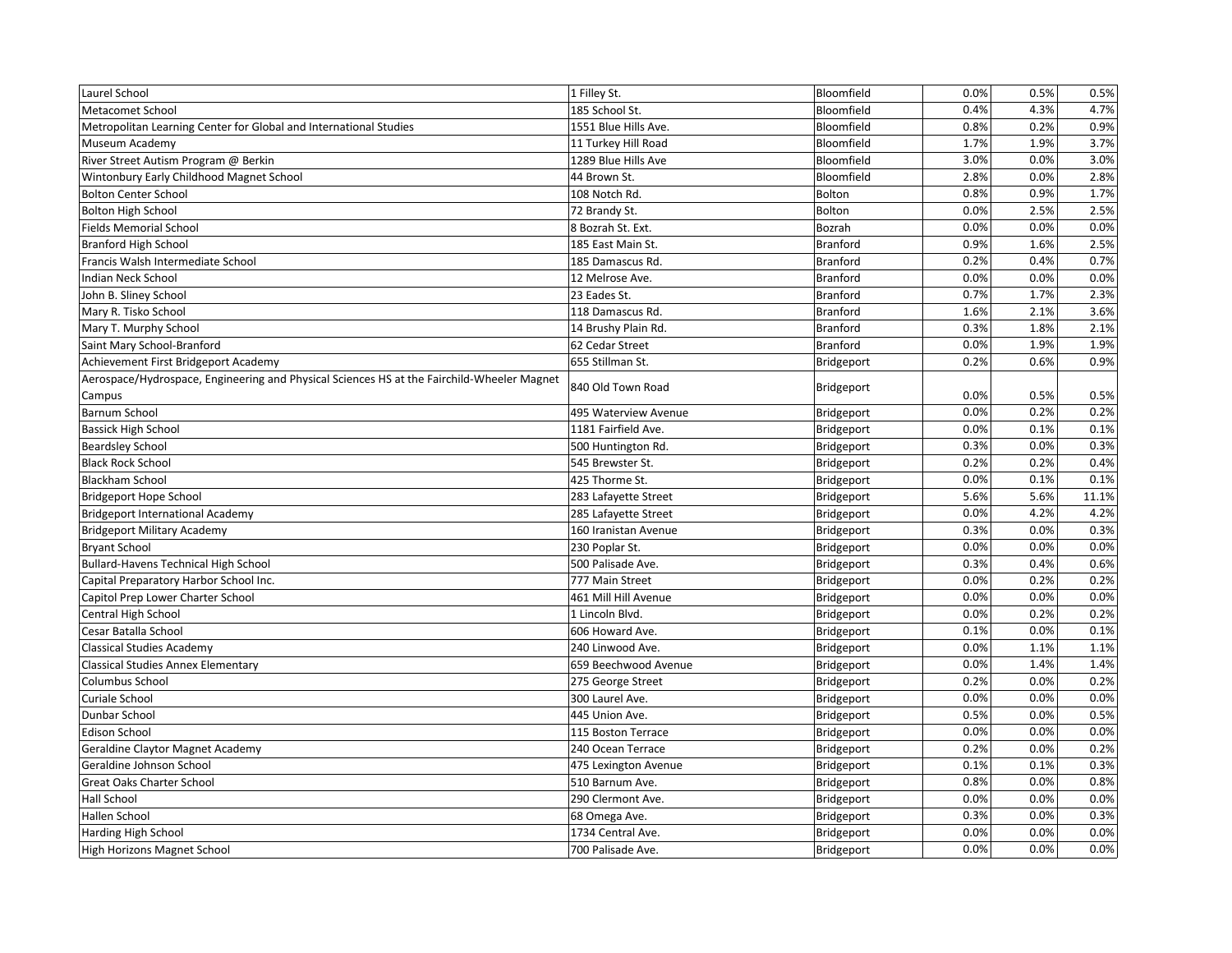| | | | | | |
|---|---|---|---|---|---|
| Laurel School | 1 Filley St. | Bloomfield | 0.0% | 0.5% | 0.5% |
| Metacomet School | 185 School St. | Bloomfield | 0.4% | 4.3% | 4.7% |
| Metropolitan Learning Center for Global and International Studies | 1551 Blue Hills Ave. | Bloomfield | 0.8% | 0.2% | 0.9% |
| Museum Academy | 11 Turkey Hill Road | Bloomfield | 1.7% | 1.9% | 3.7% |
| River Street Autism Program @ Berkin | 1289 Blue Hills Ave | Bloomfield | 3.0% | 0.0% | 3.0% |
| Wintonbury Early Childhood Magnet School | 44 Brown St. | Bloomfield | 2.8% | 0.0% | 2.8% |
| Bolton Center School | 108 Notch Rd. | Bolton | 0.8% | 0.9% | 1.7% |
| Bolton High School | 72 Brandy St. | Bolton | 0.0% | 2.5% | 2.5% |
| Fields Memorial School | 8 Bozrah St. Ext. | Bozrah | 0.0% | 0.0% | 0.0% |
| Branford High School | 185 East Main St. | Branford | 0.9% | 1.6% | 2.5% |
| Francis Walsh Intermediate School | 185 Damascus Rd. | Branford | 0.2% | 0.4% | 0.7% |
| Indian Neck School | 12 Melrose Ave. | Branford | 0.0% | 0.0% | 0.0% |
| John B. Sliney School | 23 Eades St. | Branford | 0.7% | 1.7% | 2.3% |
| Mary R. Tisko School | 118 Damascus Rd. | Branford | 1.6% | 2.1% | 3.6% |
| Mary T. Murphy School | 14 Brushy Plain Rd. | Branford | 0.3% | 1.8% | 2.1% |
| Saint Mary School-Branford | 62 Cedar Street | Branford | 0.0% | 1.9% | 1.9% |
| Achievement First Bridgeport Academy | 655 Stillman St. | Bridgeport | 0.2% | 0.6% | 0.9% |
| Aerospace/Hydrospace, Engineering and Physical Sciences HS at the Fairchild-Wheeler Magnet Campus | 840 Old Town Road | Bridgeport | 0.0% | 0.5% | 0.5% |
| Barnum School | 495 Waterview Avenue | Bridgeport | 0.0% | 0.2% | 0.2% |
| Bassick High School | 1181 Fairfield Ave. | Bridgeport | 0.0% | 0.1% | 0.1% |
| Beardsley School | 500 Huntington Rd. | Bridgeport | 0.3% | 0.0% | 0.3% |
| Black Rock School | 545 Brewster St. | Bridgeport | 0.2% | 0.2% | 0.4% |
| Blackham School | 425 Thorme St. | Bridgeport | 0.0% | 0.1% | 0.1% |
| Bridgeport Hope School | 283 Lafayette Street | Bridgeport | 5.6% | 5.6% | 11.1% |
| Bridgeport International Academy | 285 Lafayette Street | Bridgeport | 0.0% | 4.2% | 4.2% |
| Bridgeport Military Academy | 160 Iranistan Avenue | Bridgeport | 0.3% | 0.0% | 0.3% |
| Bryant School | 230 Poplar St. | Bridgeport | 0.0% | 0.0% | 0.0% |
| Bullard-Havens Technical High School | 500 Palisade Ave. | Bridgeport | 0.3% | 0.4% | 0.6% |
| Capital Preparatory Harbor School Inc. | 777 Main Street | Bridgeport | 0.0% | 0.2% | 0.2% |
| Capitol Prep Lower Charter School | 461 Mill Hill Avenue | Bridgeport | 0.0% | 0.0% | 0.0% |
| Central High School | 1 Lincoln Blvd. | Bridgeport | 0.0% | 0.2% | 0.2% |
| Cesar Batalla School | 606 Howard Ave. | Bridgeport | 0.1% | 0.0% | 0.1% |
| Classical Studies Academy | 240 Linwood Ave. | Bridgeport | 0.0% | 1.1% | 1.1% |
| Classical Studies Annex Elementary | 659 Beechwood Avenue | Bridgeport | 0.0% | 1.4% | 1.4% |
| Columbus School | 275 George Street | Bridgeport | 0.2% | 0.0% | 0.2% |
| Curiale School | 300 Laurel Ave. | Bridgeport | 0.0% | 0.0% | 0.0% |
| Dunbar School | 445 Union Ave. | Bridgeport | 0.5% | 0.0% | 0.5% |
| Edison School | 115 Boston Terrace | Bridgeport | 0.0% | 0.0% | 0.0% |
| Geraldine Claytor Magnet Academy | 240 Ocean Terrace | Bridgeport | 0.2% | 0.0% | 0.2% |
| Geraldine Johnson School | 475 Lexington Avenue | Bridgeport | 0.1% | 0.1% | 0.3% |
| Great Oaks Charter School | 510 Barnum Ave. | Bridgeport | 0.8% | 0.0% | 0.8% |
| Hall School | 290 Clermont Ave. | Bridgeport | 0.0% | 0.0% | 0.0% |
| Hallen School | 68 Omega Ave. | Bridgeport | 0.3% | 0.0% | 0.3% |
| Harding High School | 1734 Central Ave. | Bridgeport | 0.0% | 0.0% | 0.0% |
| High Horizons Magnet School | 700 Palisade Ave. | Bridgeport | 0.0% | 0.0% | 0.0% |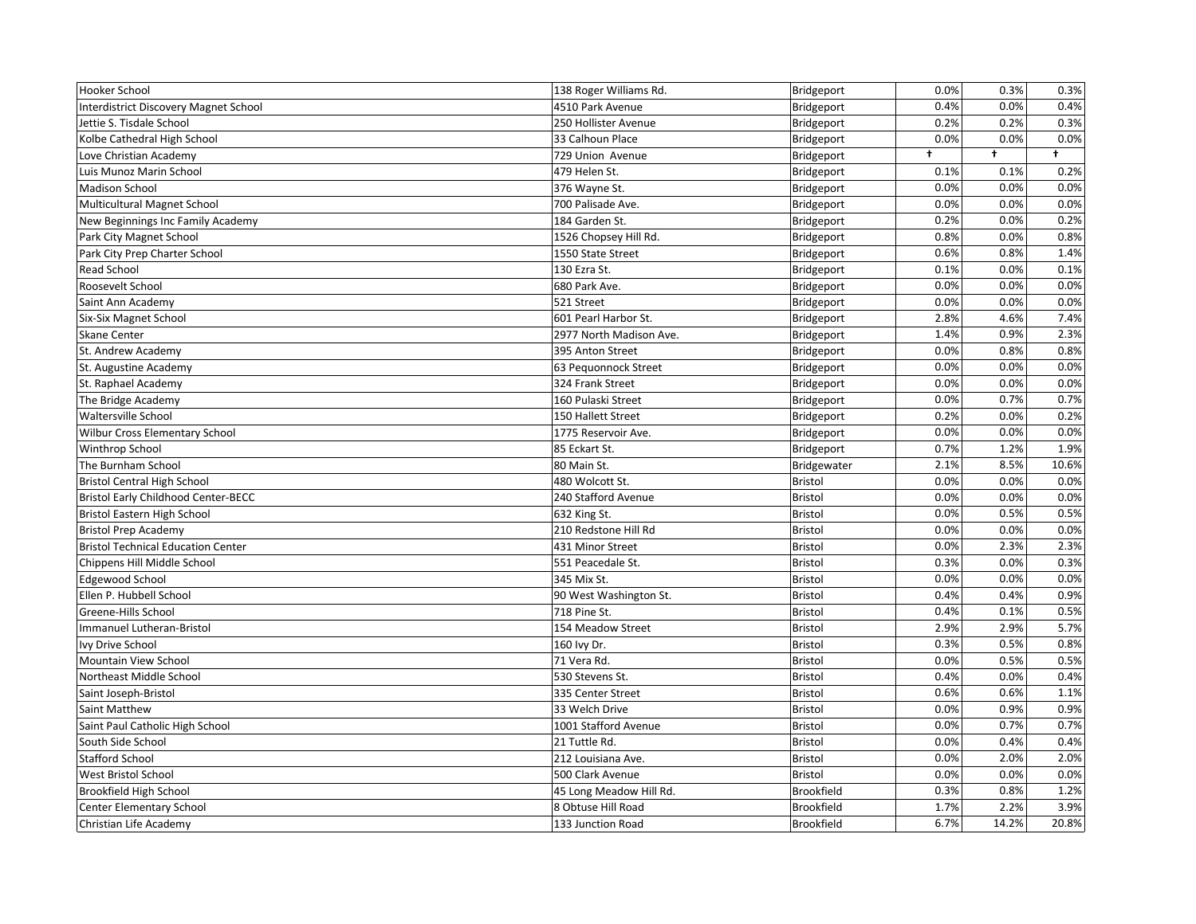| | | | | | |
|---|---|---|---|---|---|
| Hooker School | 138 Roger Williams Rd. | Bridgeport | 0.0% | 0.3% | 0.3% |
| Interdistrict Discovery Magnet School | 4510 Park Avenue | Bridgeport | 0.4% | 0.0% | 0.4% |
| Jettie S. Tisdale School | 250 Hollister Avenue | Bridgeport | 0.2% | 0.2% | 0.3% |
| Kolbe Cathedral High School | 33 Calhoun Place | Bridgeport | 0.0% | 0.0% | 0.0% |
| Love Christian Academy | 729 Union Avenue | Bridgeport | † | † | † |
| Luis Munoz Marin School | 479 Helen St. | Bridgeport | 0.1% | 0.1% | 0.2% |
| Madison School | 376 Wayne St. | Bridgeport | 0.0% | 0.0% | 0.0% |
| Multicultural Magnet School | 700 Palisade Ave. | Bridgeport | 0.0% | 0.0% | 0.0% |
| New Beginnings Inc Family Academy | 184 Garden St. | Bridgeport | 0.2% | 0.0% | 0.2% |
| Park City Magnet School | 1526 Chopsey Hill Rd. | Bridgeport | 0.8% | 0.0% | 0.8% |
| Park City Prep Charter School | 1550 State Street | Bridgeport | 0.6% | 0.8% | 1.4% |
| Read School | 130 Ezra St. | Bridgeport | 0.1% | 0.0% | 0.1% |
| Roosevelt School | 680 Park Ave. | Bridgeport | 0.0% | 0.0% | 0.0% |
| Saint Ann Academy | 521 Street | Bridgeport | 0.0% | 0.0% | 0.0% |
| Six-Six Magnet School | 601 Pearl Harbor St. | Bridgeport | 2.8% | 4.6% | 7.4% |
| Skane Center | 2977 North Madison Ave. | Bridgeport | 1.4% | 0.9% | 2.3% |
| St. Andrew Academy | 395 Anton Street | Bridgeport | 0.0% | 0.8% | 0.8% |
| St. Augustine Academy | 63 Pequonnock Street | Bridgeport | 0.0% | 0.0% | 0.0% |
| St. Raphael Academy | 324 Frank Street | Bridgeport | 0.0% | 0.0% | 0.0% |
| The Bridge Academy | 160 Pulaski Street | Bridgeport | 0.0% | 0.7% | 0.7% |
| Waltersville School | 150 Hallett Street | Bridgeport | 0.2% | 0.0% | 0.2% |
| Wilbur Cross Elementary School | 1775 Reservoir Ave. | Bridgeport | 0.0% | 0.0% | 0.0% |
| Winthrop School | 85 Eckart St. | Bridgeport | 0.7% | 1.2% | 1.9% |
| The Burnham School | 80 Main St. | Bridgewater | 2.1% | 8.5% | 10.6% |
| Bristol Central High School | 480 Wolcott St. | Bristol | 0.0% | 0.0% | 0.0% |
| Bristol Early Childhood Center-BECC | 240 Stafford Avenue | Bristol | 0.0% | 0.0% | 0.0% |
| Bristol Eastern High School | 632 King St. | Bristol | 0.0% | 0.5% | 0.5% |
| Bristol Prep Academy | 210 Redstone Hill Rd | Bristol | 0.0% | 0.0% | 0.0% |
| Bristol Technical Education Center | 431 Minor Street | Bristol | 0.0% | 2.3% | 2.3% |
| Chippens Hill Middle School | 551 Peacedale St. | Bristol | 0.3% | 0.0% | 0.3% |
| Edgewood School | 345 Mix St. | Bristol | 0.0% | 0.0% | 0.0% |
| Ellen P. Hubbell School | 90 West Washington St. | Bristol | 0.4% | 0.4% | 0.9% |
| Greene-Hills School | 718 Pine St. | Bristol | 0.4% | 0.1% | 0.5% |
| Immanuel Lutheran-Bristol | 154 Meadow Street | Bristol | 2.9% | 2.9% | 5.7% |
| Ivy Drive School | 160 Ivy Dr. | Bristol | 0.3% | 0.5% | 0.8% |
| Mountain View School | 71 Vera Rd. | Bristol | 0.0% | 0.5% | 0.5% |
| Northeast Middle School | 530 Stevens St. | Bristol | 0.4% | 0.0% | 0.4% |
| Saint Joseph-Bristol | 335 Center Street | Bristol | 0.6% | 0.6% | 1.1% |
| Saint Matthew | 33 Welch Drive | Bristol | 0.0% | 0.9% | 0.9% |
| Saint Paul Catholic High School | 1001 Stafford Avenue | Bristol | 0.0% | 0.7% | 0.7% |
| South Side School | 21 Tuttle Rd. | Bristol | 0.0% | 0.4% | 0.4% |
| Stafford School | 212 Louisiana Ave. | Bristol | 0.0% | 2.0% | 2.0% |
| West Bristol School | 500 Clark Avenue | Bristol | 0.0% | 0.0% | 0.0% |
| Brookfield High School | 45 Long Meadow Hill Rd. | Brookfield | 0.3% | 0.8% | 1.2% |
| Center Elementary School | 8 Obtuse Hill Road | Brookfield | 1.7% | 2.2% | 3.9% |
| Christian Life Academy | 133 Junction Road | Brookfield | 6.7% | 14.2% | 20.8% |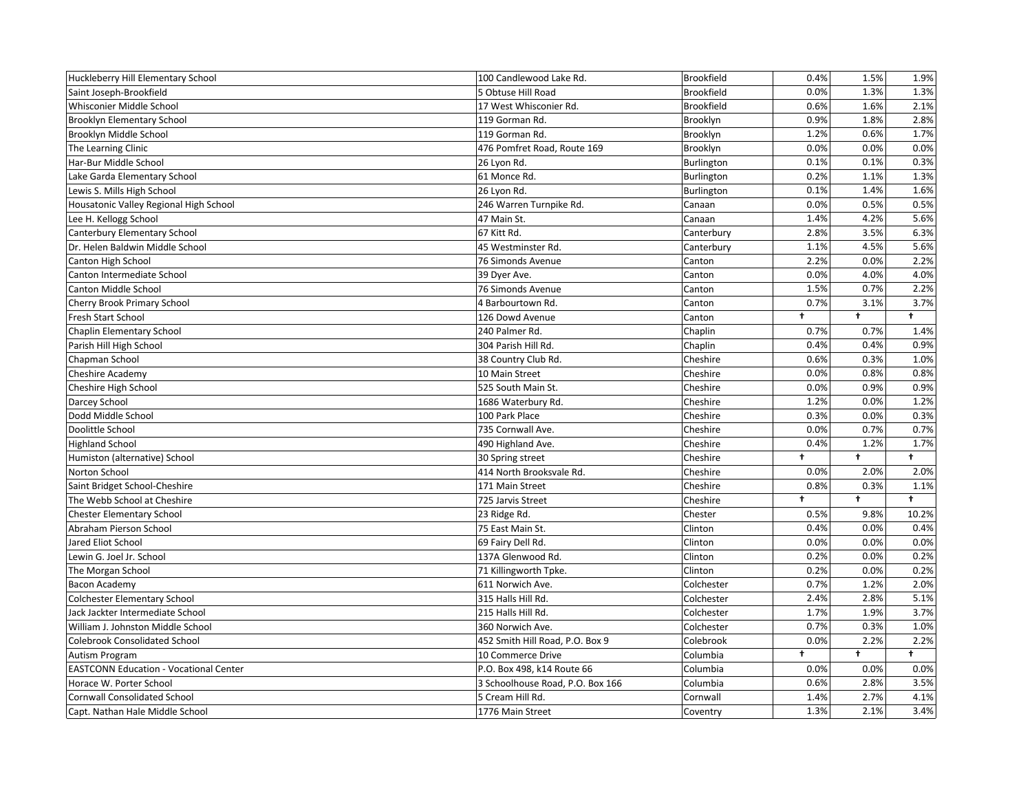| | | | | | |
|---|---|---|---|---|---|
| Huckleberry Hill Elementary School | 100 Candlewood Lake Rd. | Brookfield | 0.4% | 1.5% | 1.9% |
| Saint Joseph-Brookfield | 5 Obtuse Hill Road | Brookfield | 0.0% | 1.3% | 1.3% |
| Whisconier Middle School | 17 West Whisconier Rd. | Brookfield | 0.6% | 1.6% | 2.1% |
| Brooklyn Elementary School | 119 Gorman Rd. | Brooklyn | 0.9% | 1.8% | 2.8% |
| Brooklyn Middle School | 119 Gorman Rd. | Brooklyn | 1.2% | 0.6% | 1.7% |
| The Learning Clinic | 476 Pomfret Road, Route 169 | Brooklyn | 0.0% | 0.0% | 0.0% |
| Har-Bur Middle School | 26 Lyon Rd. | Burlington | 0.1% | 0.1% | 0.3% |
| Lake Garda Elementary School | 61 Monce Rd. | Burlington | 0.2% | 1.1% | 1.3% |
| Lewis S. Mills High School | 26 Lyon Rd. | Burlington | 0.1% | 1.4% | 1.6% |
| Housatonic Valley Regional High School | 246 Warren Turnpike Rd. | Canaan | 0.0% | 0.5% | 0.5% |
| Lee H. Kellogg School | 47 Main St. | Canaan | 1.4% | 4.2% | 5.6% |
| Canterbury Elementary School | 67 Kitt Rd. | Canterbury | 2.8% | 3.5% | 6.3% |
| Dr. Helen Baldwin Middle School | 45 Westminster Rd. | Canterbury | 1.1% | 4.5% | 5.6% |
| Canton High School | 76 Simonds Avenue | Canton | 2.2% | 0.0% | 2.2% |
| Canton Intermediate School | 39 Dyer Ave. | Canton | 0.0% | 4.0% | 4.0% |
| Canton Middle School | 76 Simonds Avenue | Canton | 1.5% | 0.7% | 2.2% |
| Cherry Brook Primary School | 4 Barbourtown Rd. | Canton | 0.7% | 3.1% | 3.7% |
| Fresh Start School | 126 Dowd Avenue | Canton | † | † | † |
| Chaplin Elementary School | 240 Palmer Rd. | Chaplin | 0.7% | 0.7% | 1.4% |
| Parish Hill High School | 304 Parish Hill Rd. | Chaplin | 0.4% | 0.4% | 0.9% |
| Chapman School | 38 Country Club Rd. | Cheshire | 0.6% | 0.3% | 1.0% |
| Cheshire Academy | 10 Main Street | Cheshire | 0.0% | 0.8% | 0.8% |
| Cheshire High School | 525 South Main St. | Cheshire | 0.0% | 0.9% | 0.9% |
| Darcey School | 1686 Waterbury Rd. | Cheshire | 1.2% | 0.0% | 1.2% |
| Dodd Middle School | 100 Park Place | Cheshire | 0.3% | 0.0% | 0.3% |
| Doolittle School | 735 Cornwall Ave. | Cheshire | 0.0% | 0.7% | 0.7% |
| Highland School | 490 Highland Ave. | Cheshire | 0.4% | 1.2% | 1.7% |
| Humiston (alternative) School | 30 Spring street | Cheshire | † | † | † |
| Norton School | 414 North Brooksvale Rd. | Cheshire | 0.0% | 2.0% | 2.0% |
| Saint Bridget School-Cheshire | 171 Main Street | Cheshire | 0.8% | 0.3% | 1.1% |
| The Webb School at Cheshire | 725 Jarvis Street | Cheshire | † | † | † |
| Chester Elementary School | 23 Ridge Rd. | Chester | 0.5% | 9.8% | 10.2% |
| Abraham Pierson School | 75 East Main St. | Clinton | 0.4% | 0.0% | 0.4% |
| Jared Eliot School | 69 Fairy Dell Rd. | Clinton | 0.0% | 0.0% | 0.0% |
| Lewin G. Joel Jr. School | 137A Glenwood Rd. | Clinton | 0.2% | 0.0% | 0.2% |
| The Morgan School | 71 Killingworth Tpke. | Clinton | 0.2% | 0.0% | 0.2% |
| Bacon Academy | 611 Norwich Ave. | Colchester | 0.7% | 1.2% | 2.0% |
| Colchester Elementary School | 315 Halls Hill Rd. | Colchester | 2.4% | 2.8% | 5.1% |
| Jack Jackter Intermediate School | 215 Halls Hill Rd. | Colchester | 1.7% | 1.9% | 3.7% |
| William J. Johnston Middle School | 360 Norwich Ave. | Colchester | 0.7% | 0.3% | 1.0% |
| Colebrook Consolidated School | 452 Smith Hill Road, P.O. Box 9 | Colebrook | 0.0% | 2.2% | 2.2% |
| Autism Program | 10 Commerce Drive | Columbia | † | † | † |
| EASTCONN Education - Vocational Center | P.O. Box 498, k14 Route 66 | Columbia | 0.0% | 0.0% | 0.0% |
| Horace W. Porter School | 3 Schoolhouse Road, P.O. Box 166 | Columbia | 0.6% | 2.8% | 3.5% |
| Cornwall Consolidated School | 5 Cream Hill Rd. | Cornwall | 1.4% | 2.7% | 4.1% |
| Capt. Nathan Hale Middle School | 1776 Main Street | Coventry | 1.3% | 2.1% | 3.4% |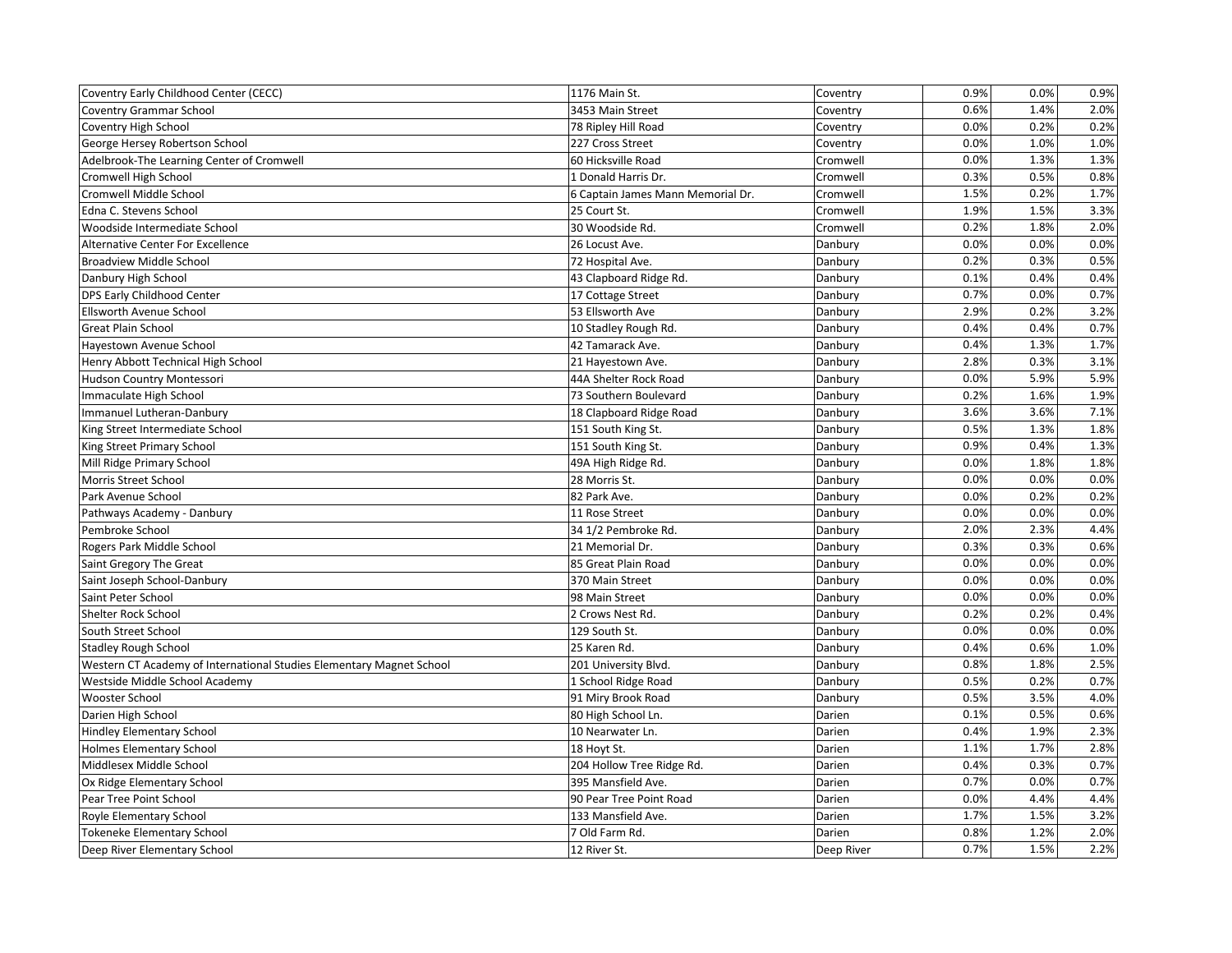| | | | | | |
|---|---|---|---|---|---|
| Coventry Early Childhood Center (CECC) | 1176 Main St. | Coventry | 0.9% | 0.0% | 0.9% |
| Coventry Grammar School | 3453 Main Street | Coventry | 0.6% | 1.4% | 2.0% |
| Coventry High School | 78 Ripley Hill Road | Coventry | 0.0% | 0.2% | 0.2% |
| George Hersey Robertson School | 227 Cross Street | Coventry | 0.0% | 1.0% | 1.0% |
| Adelbrook-The Learning Center of Cromwell | 60 Hicksville Road | Cromwell | 0.0% | 1.3% | 1.3% |
| Cromwell High School | 1 Donald Harris Dr. | Cromwell | 0.3% | 0.5% | 0.8% |
| Cromwell Middle School | 6 Captain James Mann Memorial Dr. | Cromwell | 1.5% | 0.2% | 1.7% |
| Edna C. Stevens School | 25 Court St. | Cromwell | 1.9% | 1.5% | 3.3% |
| Woodside Intermediate School | 30 Woodside Rd. | Cromwell | 0.2% | 1.8% | 2.0% |
| Alternative Center For Excellence | 26 Locust Ave. | Danbury | 0.0% | 0.0% | 0.0% |
| Broadview Middle School | 72 Hospital Ave. | Danbury | 0.2% | 0.3% | 0.5% |
| Danbury High School | 43 Clapboard Ridge Rd. | Danbury | 0.1% | 0.4% | 0.4% |
| DPS Early Childhood Center | 17 Cottage Street | Danbury | 0.7% | 0.0% | 0.7% |
| Ellsworth Avenue School | 53 Ellsworth Ave | Danbury | 2.9% | 0.2% | 3.2% |
| Great Plain School | 10 Stadley Rough Rd. | Danbury | 0.4% | 0.4% | 0.7% |
| Hayestown Avenue School | 42 Tamarack Ave. | Danbury | 0.4% | 1.3% | 1.7% |
| Henry Abbott Technical High School | 21 Hayestown Ave. | Danbury | 2.8% | 0.3% | 3.1% |
| Hudson Country Montessori | 44A Shelter Rock Road | Danbury | 0.0% | 5.9% | 5.9% |
| Immaculate High School | 73 Southern Boulevard | Danbury | 0.2% | 1.6% | 1.9% |
| Immanuel Lutheran-Danbury | 18 Clapboard Ridge Road | Danbury | 3.6% | 3.6% | 7.1% |
| King Street Intermediate School | 151 South King St. | Danbury | 0.5% | 1.3% | 1.8% |
| King Street Primary School | 151 South King St. | Danbury | 0.9% | 0.4% | 1.3% |
| Mill Ridge Primary School | 49A High Ridge Rd. | Danbury | 0.0% | 1.8% | 1.8% |
| Morris Street School | 28 Morris St. | Danbury | 0.0% | 0.0% | 0.0% |
| Park Avenue School | 82 Park Ave. | Danbury | 0.0% | 0.2% | 0.2% |
| Pathways Academy - Danbury | 11 Rose Street | Danbury | 0.0% | 0.0% | 0.0% |
| Pembroke School | 34 1/2 Pembroke Rd. | Danbury | 2.0% | 2.3% | 4.4% |
| Rogers Park Middle School | 21 Memorial Dr. | Danbury | 0.3% | 0.3% | 0.6% |
| Saint Gregory The Great | 85 Great Plain Road | Danbury | 0.0% | 0.0% | 0.0% |
| Saint Joseph School-Danbury | 370 Main Street | Danbury | 0.0% | 0.0% | 0.0% |
| Saint Peter School | 98 Main Street | Danbury | 0.0% | 0.0% | 0.0% |
| Shelter Rock School | 2 Crows Nest Rd. | Danbury | 0.2% | 0.2% | 0.4% |
| South Street School | 129 South St. | Danbury | 0.0% | 0.0% | 0.0% |
| Stadley Rough School | 25 Karen Rd. | Danbury | 0.4% | 0.6% | 1.0% |
| Western CT Academy of International Studies Elementary Magnet School | 201 University Blvd. | Danbury | 0.8% | 1.8% | 2.5% |
| Westside Middle School Academy | 1 School Ridge Road | Danbury | 0.5% | 0.2% | 0.7% |
| Wooster School | 91 Miry Brook Road | Danbury | 0.5% | 3.5% | 4.0% |
| Darien High School | 80 High School Ln. | Darien | 0.1% | 0.5% | 0.6% |
| Hindley Elementary School | 10 Nearwater Ln. | Darien | 0.4% | 1.9% | 2.3% |
| Holmes Elementary School | 18 Hoyt St. | Darien | 1.1% | 1.7% | 2.8% |
| Middlesex Middle School | 204 Hollow Tree Ridge Rd. | Darien | 0.4% | 0.3% | 0.7% |
| Ox Ridge Elementary School | 395 Mansfield Ave. | Darien | 0.7% | 0.0% | 0.7% |
| Pear Tree Point School | 90 Pear Tree Point Road | Darien | 0.0% | 4.4% | 4.4% |
| Royle Elementary School | 133 Mansfield Ave. | Darien | 1.7% | 1.5% | 3.2% |
| Tokeneke Elementary School | 7 Old Farm Rd. | Darien | 0.8% | 1.2% | 2.0% |
| Deep River Elementary School | 12 River St. | Deep River | 0.7% | 1.5% | 2.2% |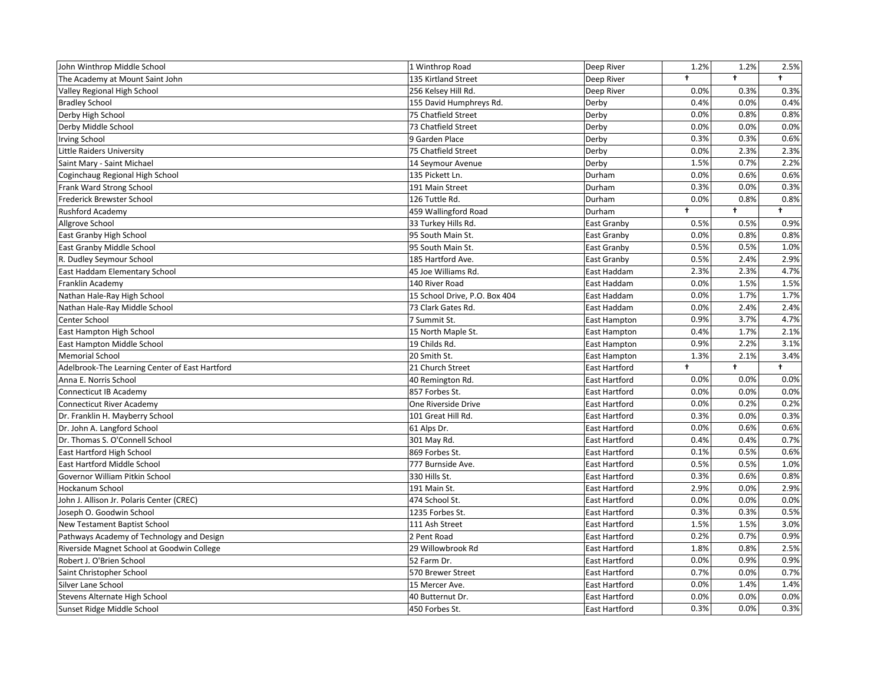| | | | | | |
|---|---|---|---|---|---|
| John Winthrop Middle School | 1 Winthrop Road | Deep River | 1.2% | 1.2% | 2.5% |
| The Academy at Mount Saint John | 135 Kirtland Street | Deep River | † | † | † |
| Valley Regional High School | 256 Kelsey Hill Rd. | Deep River | 0.0% | 0.3% | 0.3% |
| Bradley School | 155 David Humphreys Rd. | Derby | 0.4% | 0.0% | 0.4% |
| Derby High School | 75 Chatfield Street | Derby | 0.0% | 0.8% | 0.8% |
| Derby Middle School | 73 Chatfield Street | Derby | 0.0% | 0.0% | 0.0% |
| Irving School | 9 Garden Place | Derby | 0.3% | 0.3% | 0.6% |
| Little Raiders University | 75 Chatfield Street | Derby | 0.0% | 2.3% | 2.3% |
| Saint Mary - Saint Michael | 14 Seymour Avenue | Derby | 1.5% | 0.7% | 2.2% |
| Coginchaug Regional High School | 135 Pickett Ln. | Durham | 0.0% | 0.6% | 0.6% |
| Frank Ward Strong School | 191 Main Street | Durham | 0.3% | 0.0% | 0.3% |
| Frederick Brewster School | 126 Tuttle Rd. | Durham | 0.0% | 0.8% | 0.8% |
| Rushford Academy | 459 Wallingford Road | Durham | † | † | † |
| Allgrove School | 33 Turkey Hills Rd. | East Granby | 0.5% | 0.5% | 0.9% |
| East Granby High School | 95 South Main St. | East Granby | 0.0% | 0.8% | 0.8% |
| East Granby Middle School | 95 South Main St. | East Granby | 0.5% | 0.5% | 1.0% |
| R. Dudley Seymour School | 185 Hartford Ave. | East Granby | 0.5% | 2.4% | 2.9% |
| East Haddam Elementary School | 45 Joe Williams Rd. | East Haddam | 2.3% | 2.3% | 4.7% |
| Franklin Academy | 140 River Road | East Haddam | 0.0% | 1.5% | 1.5% |
| Nathan Hale-Ray High School | 15 School Drive, P.O. Box 404 | East Haddam | 0.0% | 1.7% | 1.7% |
| Nathan Hale-Ray Middle School | 73 Clark Gates Rd. | East Haddam | 0.0% | 2.4% | 2.4% |
| Center School | 7 Summit St. | East Hampton | 0.9% | 3.7% | 4.7% |
| East Hampton High School | 15 North Maple St. | East Hampton | 0.4% | 1.7% | 2.1% |
| East Hampton Middle School | 19 Childs Rd. | East Hampton | 0.9% | 2.2% | 3.1% |
| Memorial School | 20 Smith St. | East Hampton | 1.3% | 2.1% | 3.4% |
| Adelbrook-The Learning Center of East Hartford | 21 Church Street | East Hartford | † | † | † |
| Anna E. Norris School | 40 Remington Rd. | East Hartford | 0.0% | 0.0% | 0.0% |
| Connecticut IB Academy | 857 Forbes St. | East Hartford | 0.0% | 0.0% | 0.0% |
| Connecticut River Academy | One Riverside Drive | East Hartford | 0.0% | 0.2% | 0.2% |
| Dr. Franklin H. Mayberry School | 101 Great Hill Rd. | East Hartford | 0.3% | 0.0% | 0.3% |
| Dr. John A. Langford School | 61 Alps Dr. | East Hartford | 0.0% | 0.6% | 0.6% |
| Dr. Thomas S. O'Connell School | 301 May Rd. | East Hartford | 0.4% | 0.4% | 0.7% |
| East Hartford High School | 869 Forbes St. | East Hartford | 0.1% | 0.5% | 0.6% |
| East Hartford Middle School | 777 Burnside Ave. | East Hartford | 0.5% | 0.5% | 1.0% |
| Governor William Pitkin School | 330 Hills St. | East Hartford | 0.3% | 0.6% | 0.8% |
| Hockanum School | 191 Main St. | East Hartford | 2.9% | 0.0% | 2.9% |
| John J. Allison Jr. Polaris Center (CREC) | 474 School St. | East Hartford | 0.0% | 0.0% | 0.0% |
| Joseph O. Goodwin School | 1235 Forbes St. | East Hartford | 0.3% | 0.3% | 0.5% |
| New Testament Baptist School | 111 Ash Street | East Hartford | 1.5% | 1.5% | 3.0% |
| Pathways Academy of Technology and Design | 2 Pent Road | East Hartford | 0.2% | 0.7% | 0.9% |
| Riverside Magnet School at Goodwin College | 29 Willowbrook Rd | East Hartford | 1.8% | 0.8% | 2.5% |
| Robert J. O'Brien School | 52 Farm Dr. | East Hartford | 0.0% | 0.9% | 0.9% |
| Saint Christopher School | 570 Brewer Street | East Hartford | 0.7% | 0.0% | 0.7% |
| Silver Lane School | 15 Mercer Ave. | East Hartford | 0.0% | 1.4% | 1.4% |
| Stevens Alternate High School | 40 Butternut Dr. | East Hartford | 0.0% | 0.0% | 0.0% |
| Sunset Ridge Middle School | 450 Forbes St. | East Hartford | 0.3% | 0.0% | 0.3% |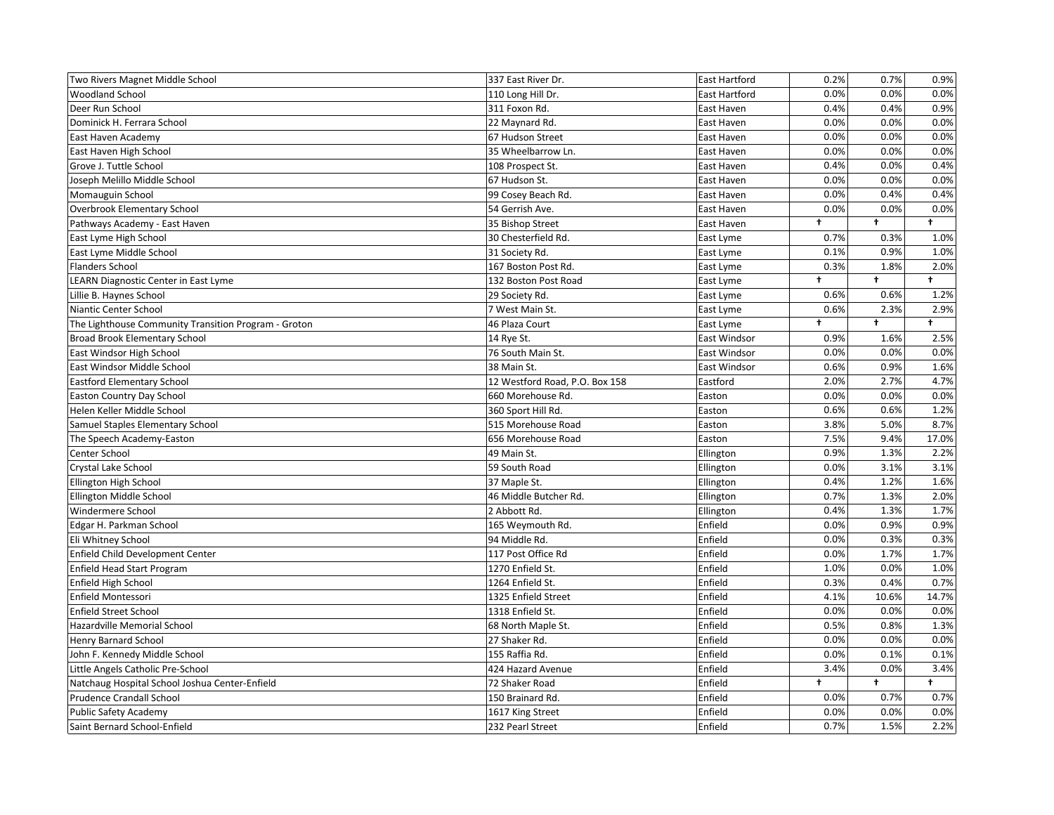| | | | | | |
|---|---|---|---|---|---|
| Two Rivers Magnet Middle School | 337 East River Dr. | East Hartford | 0.2% | 0.7% | 0.9% |
| Woodland School | 110 Long Hill Dr. | East Hartford | 0.0% | 0.0% | 0.0% |
| Deer Run School | 311 Foxon Rd. | East Haven | 0.4% | 0.4% | 0.9% |
| Dominick H. Ferrara School | 22 Maynard Rd. | East Haven | 0.0% | 0.0% | 0.0% |
| East Haven Academy | 67 Hudson Street | East Haven | 0.0% | 0.0% | 0.0% |
| East Haven High School | 35 Wheelbarrow Ln. | East Haven | 0.0% | 0.0% | 0.0% |
| Grove J. Tuttle School | 108 Prospect St. | East Haven | 0.4% | 0.0% | 0.4% |
| Joseph Melillo Middle School | 67 Hudson St. | East Haven | 0.0% | 0.0% | 0.0% |
| Momauguin School | 99 Cosey Beach Rd. | East Haven | 0.0% | 0.4% | 0.4% |
| Overbrook Elementary School | 54 Gerrish Ave. | East Haven | 0.0% | 0.0% | 0.0% |
| Pathways Academy - East Haven | 35 Bishop Street | East Haven | † | † | † |
| East Lyme High School | 30 Chesterfield Rd. | East Lyme | 0.7% | 0.3% | 1.0% |
| East Lyme Middle School | 31 Society Rd. | East Lyme | 0.1% | 0.9% | 1.0% |
| Flanders School | 167 Boston Post Rd. | East Lyme | 0.3% | 1.8% | 2.0% |
| LEARN Diagnostic Center in East Lyme | 132 Boston Post Road | East Lyme | † | † | † |
| Lillie B. Haynes School | 29 Society Rd. | East Lyme | 0.6% | 0.6% | 1.2% |
| Niantic Center School | 7 West Main St. | East Lyme | 0.6% | 2.3% | 2.9% |
| The Lighthouse Community Transition Program - Groton | 46 Plaza Court | East Lyme | † | † | † |
| Broad Brook Elementary School | 14 Rye St. | East Windsor | 0.9% | 1.6% | 2.5% |
| East Windsor High School | 76 South Main St. | East Windsor | 0.0% | 0.0% | 0.0% |
| East Windsor Middle School | 38 Main St. | East Windsor | 0.6% | 0.9% | 1.6% |
| Eastford Elementary School | 12 Westford Road, P.O. Box 158 | Eastford | 2.0% | 2.7% | 4.7% |
| Easton Country Day School | 660 Morehouse Rd. | Easton | 0.0% | 0.0% | 0.0% |
| Helen Keller Middle School | 360 Sport Hill Rd. | Easton | 0.6% | 0.6% | 1.2% |
| Samuel Staples Elementary School | 515 Morehouse Road | Easton | 3.8% | 5.0% | 8.7% |
| The Speech Academy-Easton | 656 Morehouse Road | Easton | 7.5% | 9.4% | 17.0% |
| Center School | 49 Main St. | Ellington | 0.9% | 1.3% | 2.2% |
| Crystal Lake School | 59 South Road | Ellington | 0.0% | 3.1% | 3.1% |
| Ellington High School | 37 Maple St. | Ellington | 0.4% | 1.2% | 1.6% |
| Ellington Middle School | 46 Middle Butcher Rd. | Ellington | 0.7% | 1.3% | 2.0% |
| Windermere School | 2 Abbott Rd. | Ellington | 0.4% | 1.3% | 1.7% |
| Edgar H. Parkman School | 165 Weymouth Rd. | Enfield | 0.0% | 0.9% | 0.9% |
| Eli Whitney School | 94 Middle Rd. | Enfield | 0.0% | 0.3% | 0.3% |
| Enfield Child Development Center | 117 Post Office Rd | Enfield | 0.0% | 1.7% | 1.7% |
| Enfield Head Start Program | 1270 Enfield St. | Enfield | 1.0% | 0.0% | 1.0% |
| Enfield High School | 1264 Enfield St. | Enfield | 0.3% | 0.4% | 0.7% |
| Enfield Montessori | 1325 Enfield Street | Enfield | 4.1% | 10.6% | 14.7% |
| Enfield Street School | 1318 Enfield St. | Enfield | 0.0% | 0.0% | 0.0% |
| Hazardville Memorial School | 68 North Maple St. | Enfield | 0.5% | 0.8% | 1.3% |
| Henry Barnard School | 27 Shaker Rd. | Enfield | 0.0% | 0.0% | 0.0% |
| John F. Kennedy Middle School | 155 Raffia Rd. | Enfield | 0.0% | 0.1% | 0.1% |
| Little Angels Catholic Pre-School | 424 Hazard Avenue | Enfield | 3.4% | 0.0% | 3.4% |
| Natchaug Hospital School Joshua Center-Enfield | 72 Shaker Road | Enfield | † | † | † |
| Prudence Crandall School | 150 Brainard Rd. | Enfield | 0.0% | 0.7% | 0.7% |
| Public Safety Academy | 1617 King Street | Enfield | 0.0% | 0.0% | 0.0% |
| Saint Bernard School-Enfield | 232 Pearl Street | Enfield | 0.7% | 1.5% | 2.2% |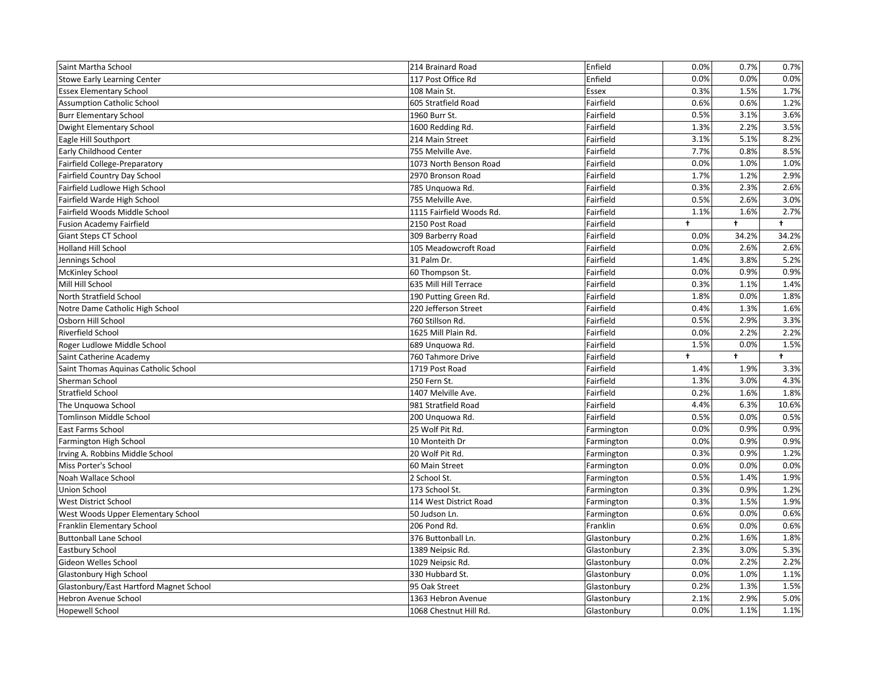| | | | | | |
|---|---|---|---|---|---|
| Saint Martha School | 214 Brainard Road | Enfield | 0.0% | 0.7% | 0.7% |
| Stowe Early Learning Center | 117 Post Office Rd | Enfield | 0.0% | 0.0% | 0.0% |
| Essex Elementary School | 108 Main St. | Essex | 0.3% | 1.5% | 1.7% |
| Assumption Catholic School | 605 Stratfield Road | Fairfield | 0.6% | 0.6% | 1.2% |
| Burr Elementary School | 1960 Burr St. | Fairfield | 0.5% | 3.1% | 3.6% |
| Dwight Elementary School | 1600 Redding Rd. | Fairfield | 1.3% | 2.2% | 3.5% |
| Eagle Hill Southport | 214 Main Street | Fairfield | 3.1% | 5.1% | 8.2% |
| Early Childhood Center | 755 Melville Ave. | Fairfield | 7.7% | 0.8% | 8.5% |
| Fairfield College-Preparatory | 1073 North Benson Road | Fairfield | 0.0% | 1.0% | 1.0% |
| Fairfield Country Day School | 2970 Bronson Road | Fairfield | 1.7% | 1.2% | 2.9% |
| Fairfield Ludlowe High School | 785 Unquowa Rd. | Fairfield | 0.3% | 2.3% | 2.6% |
| Fairfield Warde High School | 755 Melville Ave. | Fairfield | 0.5% | 2.6% | 3.0% |
| Fairfield Woods Middle School | 1115 Fairfield Woods Rd. | Fairfield | 1.1% | 1.6% | 2.7% |
| Fusion Academy Fairfield | 2150 Post Road | Fairfield | † | † | † |
| Giant Steps CT School | 309 Barberry Road | Fairfield | 0.0% | 34.2% | 34.2% |
| Holland Hill School | 105 Meadowcroft Road | Fairfield | 0.0% | 2.6% | 2.6% |
| Jennings School | 31 Palm Dr. | Fairfield | 1.4% | 3.8% | 5.2% |
| McKinley School | 60 Thompson St. | Fairfield | 0.0% | 0.9% | 0.9% |
| Mill Hill School | 635 Mill Hill Terrace | Fairfield | 0.3% | 1.1% | 1.4% |
| North Stratfield School | 190 Putting Green Rd. | Fairfield | 1.8% | 0.0% | 1.8% |
| Notre Dame Catholic High School | 220 Jefferson Street | Fairfield | 0.4% | 1.3% | 1.6% |
| Osborn Hill School | 760 Stillson Rd. | Fairfield | 0.5% | 2.9% | 3.3% |
| Riverfield School | 1625 Mill Plain Rd. | Fairfield | 0.0% | 2.2% | 2.2% |
| Roger Ludlowe Middle School | 689 Unquowa Rd. | Fairfield | 1.5% | 0.0% | 1.5% |
| Saint Catherine Academy | 760 Tahmore Drive | Fairfield | † | † | † |
| Saint Thomas Aquinas Catholic School | 1719 Post Road | Fairfield | 1.4% | 1.9% | 3.3% |
| Sherman School | 250 Fern St. | Fairfield | 1.3% | 3.0% | 4.3% |
| Stratfield School | 1407 Melville Ave. | Fairfield | 0.2% | 1.6% | 1.8% |
| The Unquowa School | 981 Stratfield Road | Fairfield | 4.4% | 6.3% | 10.6% |
| Tomlinson Middle School | 200 Unquowa Rd. | Fairfield | 0.5% | 0.0% | 0.5% |
| East Farms School | 25 Wolf Pit Rd. | Farmington | 0.0% | 0.9% | 0.9% |
| Farmington High School | 10 Monteith Dr | Farmington | 0.0% | 0.9% | 0.9% |
| Irving A. Robbins Middle School | 20 Wolf Pit Rd. | Farmington | 0.3% | 0.9% | 1.2% |
| Miss Porter's School | 60 Main Street | Farmington | 0.0% | 0.0% | 0.0% |
| Noah Wallace School | 2 School St. | Farmington | 0.5% | 1.4% | 1.9% |
| Union School | 173 School St. | Farmington | 0.3% | 0.9% | 1.2% |
| West District School | 114 West District Road | Farmington | 0.3% | 1.5% | 1.9% |
| West Woods Upper Elementary School | 50 Judson Ln. | Farmington | 0.6% | 0.0% | 0.6% |
| Franklin Elementary School | 206 Pond Rd. | Franklin | 0.6% | 0.0% | 0.6% |
| Buttonball Lane School | 376 Buttonball Ln. | Glastonbury | 0.2% | 1.6% | 1.8% |
| Eastbury School | 1389 Neipsic Rd. | Glastonbury | 2.3% | 3.0% | 5.3% |
| Gideon Welles School | 1029 Neipsic Rd. | Glastonbury | 0.0% | 2.2% | 2.2% |
| Glastonbury High School | 330 Hubbard St. | Glastonbury | 0.0% | 1.0% | 1.1% |
| Glastonbury/East Hartford Magnet School | 95 Oak Street | Glastonbury | 0.2% | 1.3% | 1.5% |
| Hebron Avenue School | 1363 Hebron Avenue | Glastonbury | 2.1% | 2.9% | 5.0% |
| Hopewell School | 1068 Chestnut Hill Rd. | Glastonbury | 0.0% | 1.1% | 1.1% |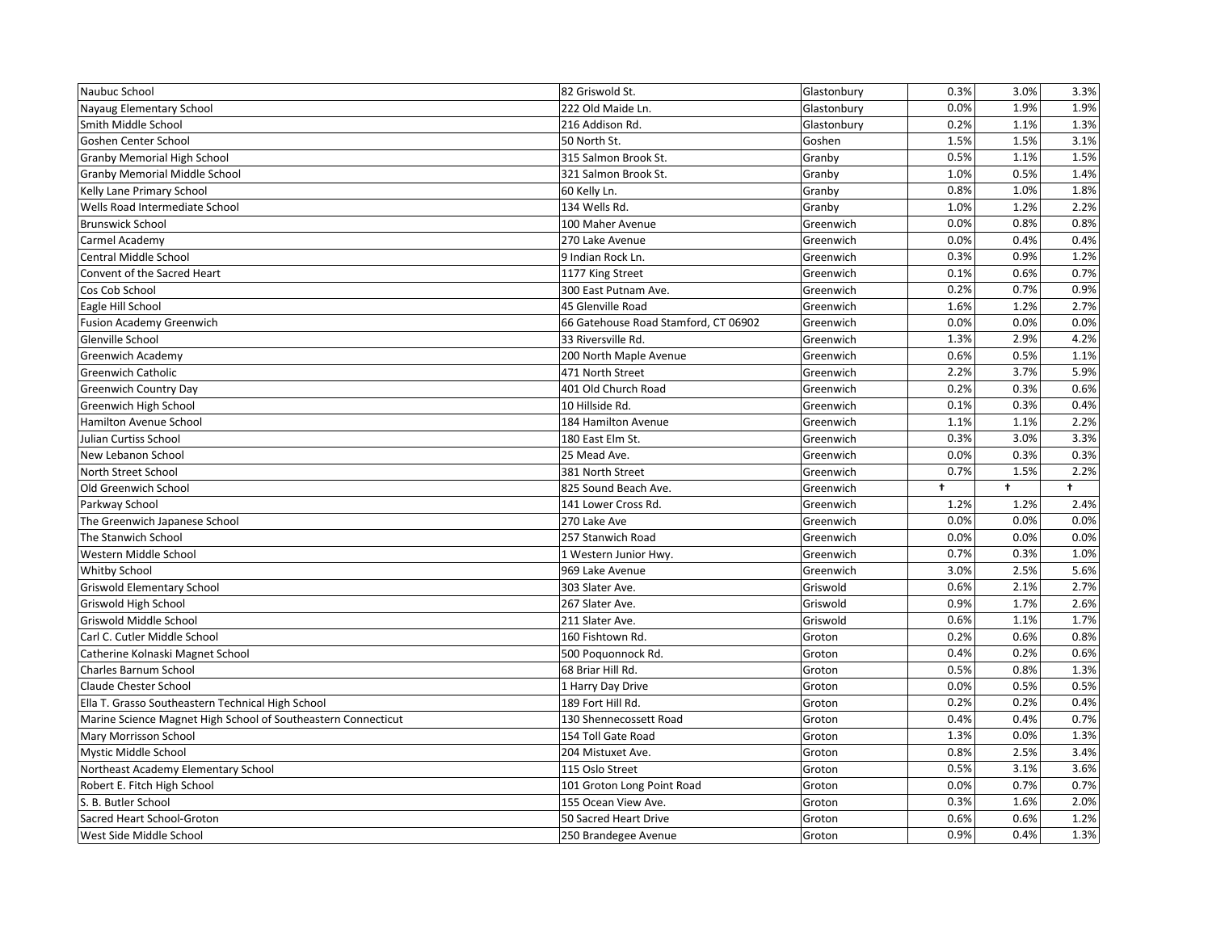| | | | | | |
|---|---|---|---|---|---|
| Naubuc School | 82 Griswold St. | Glastonbury | 0.3% | 3.0% | 3.3% |
| Nayaug Elementary School | 222 Old Maide Ln. | Glastonbury | 0.0% | 1.9% | 1.9% |
| Smith Middle School | 216 Addison Rd. | Glastonbury | 0.2% | 1.1% | 1.3% |
| Goshen Center School | 50 North St. | Goshen | 1.5% | 1.5% | 3.1% |
| Granby Memorial High School | 315 Salmon Brook St. | Granby | 0.5% | 1.1% | 1.5% |
| Granby Memorial Middle School | 321 Salmon Brook St. | Granby | 1.0% | 0.5% | 1.4% |
| Kelly Lane Primary School | 60 Kelly Ln. | Granby | 0.8% | 1.0% | 1.8% |
| Wells Road Intermediate School | 134 Wells Rd. | Granby | 1.0% | 1.2% | 2.2% |
| Brunswick School | 100 Maher Avenue | Greenwich | 0.0% | 0.8% | 0.8% |
| Carmel Academy | 270 Lake Avenue | Greenwich | 0.0% | 0.4% | 0.4% |
| Central Middle School | 9 Indian Rock Ln. | Greenwich | 0.3% | 0.9% | 1.2% |
| Convent of the Sacred Heart | 1177 King Street | Greenwich | 0.1% | 0.6% | 0.7% |
| Cos Cob School | 300 East Putnam Ave. | Greenwich | 0.2% | 0.7% | 0.9% |
| Eagle Hill School | 45 Glenville Road | Greenwich | 1.6% | 1.2% | 2.7% |
| Fusion Academy Greenwich | 66 Gatehouse Road Stamford, CT 06902 | Greenwich | 0.0% | 0.0% | 0.0% |
| Glenville School | 33 Riversville Rd. | Greenwich | 1.3% | 2.9% | 4.2% |
| Greenwich Academy | 200 North Maple Avenue | Greenwich | 0.6% | 0.5% | 1.1% |
| Greenwich Catholic | 471 North Street | Greenwich | 2.2% | 3.7% | 5.9% |
| Greenwich Country Day | 401 Old Church Road | Greenwich | 0.2% | 0.3% | 0.6% |
| Greenwich High School | 10 Hillside Rd. | Greenwich | 0.1% | 0.3% | 0.4% |
| Hamilton Avenue School | 184 Hamilton Avenue | Greenwich | 1.1% | 1.1% | 2.2% |
| Julian Curtiss School | 180 East Elm St. | Greenwich | 0.3% | 3.0% | 3.3% |
| New Lebanon School | 25 Mead Ave. | Greenwich | 0.0% | 0.3% | 0.3% |
| North Street School | 381 North Street | Greenwich | 0.7% | 1.5% | 2.2% |
| Old Greenwich School | 825 Sound Beach Ave. | Greenwich | † | † | † |
| Parkway School | 141 Lower Cross Rd. | Greenwich | 1.2% | 1.2% | 2.4% |
| The Greenwich Japanese School | 270 Lake Ave | Greenwich | 0.0% | 0.0% | 0.0% |
| The Stanwich School | 257 Stanwich Road | Greenwich | 0.0% | 0.0% | 0.0% |
| Western Middle School | 1 Western Junior Hwy. | Greenwich | 0.7% | 0.3% | 1.0% |
| Whitby School | 969 Lake Avenue | Greenwich | 3.0% | 2.5% | 5.6% |
| Griswold Elementary School | 303 Slater Ave. | Griswold | 0.6% | 2.1% | 2.7% |
| Griswold High School | 267 Slater Ave. | Griswold | 0.9% | 1.7% | 2.6% |
| Griswold Middle School | 211 Slater Ave. | Griswold | 0.6% | 1.1% | 1.7% |
| Carl C. Cutler Middle School | 160 Fishtown Rd. | Groton | 0.2% | 0.6% | 0.8% |
| Catherine Kolnaski Magnet School | 500 Poquonnock Rd. | Groton | 0.4% | 0.2% | 0.6% |
| Charles Barnum School | 68 Briar Hill Rd. | Groton | 0.5% | 0.8% | 1.3% |
| Claude Chester School | 1 Harry Day Drive | Groton | 0.0% | 0.5% | 0.5% |
| Ella T. Grasso Southeastern Technical High School | 189 Fort Hill Rd. | Groton | 0.2% | 0.2% | 0.4% |
| Marine Science Magnet High School of Southeastern Connecticut | 130 Shennecossett Road | Groton | 0.4% | 0.4% | 0.7% |
| Mary Morrisson School | 154 Toll Gate Road | Groton | 1.3% | 0.0% | 1.3% |
| Mystic Middle School | 204 Mistuxet Ave. | Groton | 0.8% | 2.5% | 3.4% |
| Northeast Academy Elementary School | 115 Oslo Street | Groton | 0.5% | 3.1% | 3.6% |
| Robert E. Fitch High School | 101 Groton Long Point Road | Groton | 0.0% | 0.7% | 0.7% |
| S. B. Butler School | 155 Ocean View Ave. | Groton | 0.3% | 1.6% | 2.0% |
| Sacred Heart School-Groton | 50 Sacred Heart Drive | Groton | 0.6% | 0.6% | 1.2% |
| West Side Middle School | 250 Brandegee Avenue | Groton | 0.9% | 0.4% | 1.3% |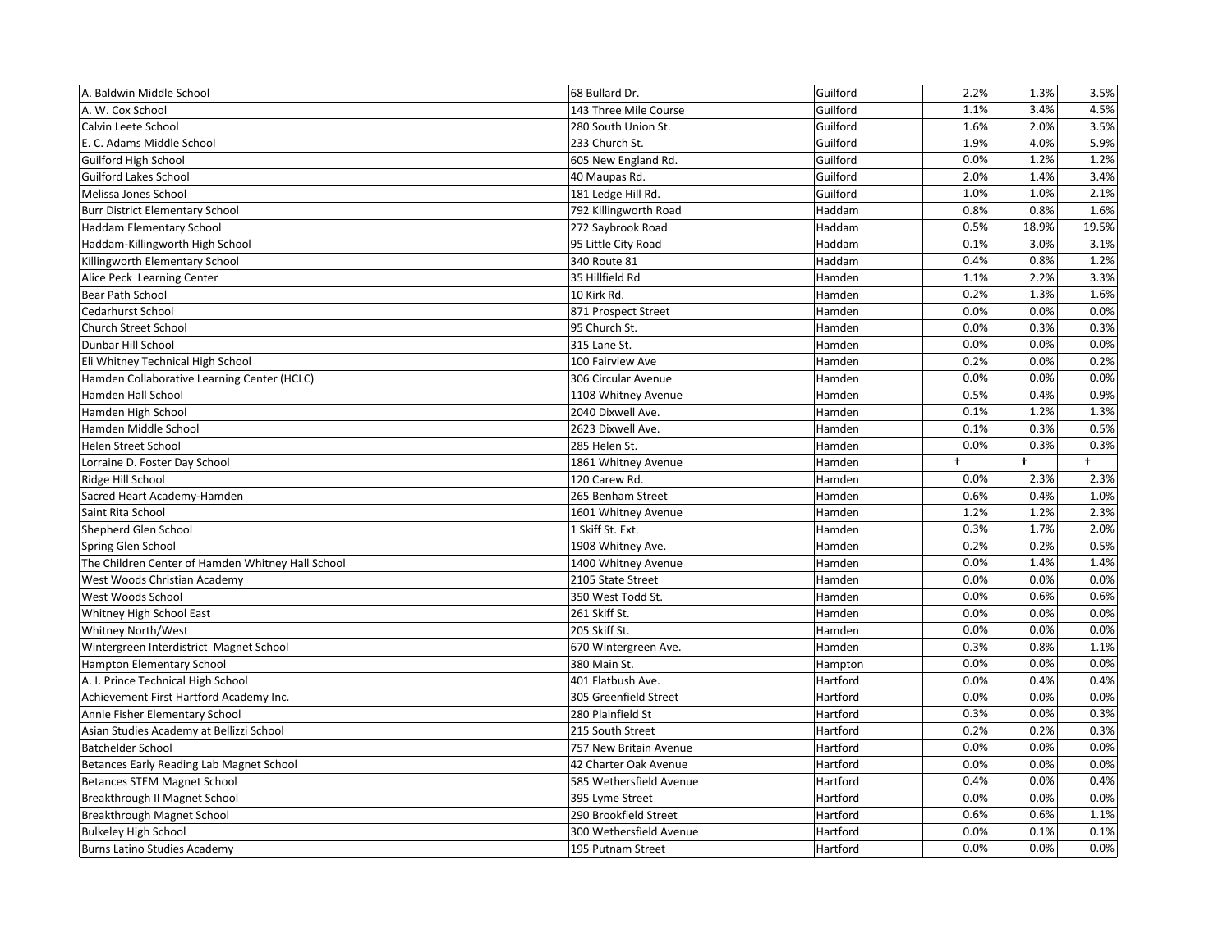| | | | | | |
|---|---|---|---|---|---|
| A. Baldwin Middle School | 68 Bullard Dr. | Guilford | 2.2% | 1.3% | 3.5% |
| A. W. Cox School | 143 Three Mile Course | Guilford | 1.1% | 3.4% | 4.5% |
| Calvin Leete School | 280 South Union St. | Guilford | 1.6% | 2.0% | 3.5% |
| E. C. Adams Middle School | 233 Church St. | Guilford | 1.9% | 4.0% | 5.9% |
| Guilford High School | 605 New England Rd. | Guilford | 0.0% | 1.2% | 1.2% |
| Guilford Lakes School | 40 Maupas Rd. | Guilford | 2.0% | 1.4% | 3.4% |
| Melissa Jones School | 181 Ledge Hill Rd. | Guilford | 1.0% | 1.0% | 2.1% |
| Burr District Elementary School | 792 Killingworth Road | Haddam | 0.8% | 0.8% | 1.6% |
| Haddam Elementary School | 272 Saybrook Road | Haddam | 0.5% | 18.9% | 19.5% |
| Haddam-Killingworth High School | 95 Little City Road | Haddam | 0.1% | 3.0% | 3.1% |
| Killingworth Elementary School | 340 Route 81 | Haddam | 0.4% | 0.8% | 1.2% |
| Alice Peck Learning Center | 35 Hillfield Rd | Hamden | 1.1% | 2.2% | 3.3% |
| Bear Path School | 10 Kirk Rd. | Hamden | 0.2% | 1.3% | 1.6% |
| Cedarhurst School | 871 Prospect Street | Hamden | 0.0% | 0.0% | 0.0% |
| Church Street School | 95 Church St. | Hamden | 0.0% | 0.3% | 0.3% |
| Dunbar Hill School | 315 Lane St. | Hamden | 0.0% | 0.0% | 0.0% |
| Eli Whitney Technical High School | 100 Fairview Ave | Hamden | 0.2% | 0.0% | 0.2% |
| Hamden Collaborative Learning Center (HCLC) | 306 Circular Avenue | Hamden | 0.0% | 0.0% | 0.0% |
| Hamden Hall School | 1108 Whitney Avenue | Hamden | 0.5% | 0.4% | 0.9% |
| Hamden High School | 2040 Dixwell Ave. | Hamden | 0.1% | 1.2% | 1.3% |
| Hamden Middle School | 2623 Dixwell Ave. | Hamden | 0.1% | 0.3% | 0.5% |
| Helen Street School | 285 Helen St. | Hamden | 0.0% | 0.3% | 0.3% |
| Lorraine D. Foster Day School | 1861 Whitney Avenue | Hamden | † | † | † |
| Ridge Hill School | 120 Carew Rd. | Hamden | 0.0% | 2.3% | 2.3% |
| Sacred Heart Academy-Hamden | 265 Benham Street | Hamden | 0.6% | 0.4% | 1.0% |
| Saint Rita School | 1601 Whitney Avenue | Hamden | 1.2% | 1.2% | 2.3% |
| Shepherd Glen School | 1 Skiff St. Ext. | Hamden | 0.3% | 1.7% | 2.0% |
| Spring Glen School | 1908 Whitney Ave. | Hamden | 0.2% | 0.2% | 0.5% |
| The Children Center of Hamden Whitney Hall School | 1400 Whitney Avenue | Hamden | 0.0% | 1.4% | 1.4% |
| West Woods Christian Academy | 2105 State Street | Hamden | 0.0% | 0.0% | 0.0% |
| West Woods School | 350 West Todd St. | Hamden | 0.0% | 0.6% | 0.6% |
| Whitney High School East | 261 Skiff St. | Hamden | 0.0% | 0.0% | 0.0% |
| Whitney North/West | 205 Skiff St. | Hamden | 0.0% | 0.0% | 0.0% |
| Wintergreen Interdistrict Magnet School | 670 Wintergreen Ave. | Hamden | 0.3% | 0.8% | 1.1% |
| Hampton Elementary School | 380 Main St. | Hampton | 0.0% | 0.0% | 0.0% |
| A. I. Prince Technical High School | 401 Flatbush Ave. | Hartford | 0.0% | 0.4% | 0.4% |
| Achievement First Hartford Academy Inc. | 305 Greenfield Street | Hartford | 0.0% | 0.0% | 0.0% |
| Annie Fisher Elementary School | 280 Plainfield St | Hartford | 0.3% | 0.0% | 0.3% |
| Asian Studies Academy at Bellizzi School | 215 South Street | Hartford | 0.2% | 0.2% | 0.3% |
| Batchelder School | 757 New Britain Avenue | Hartford | 0.0% | 0.0% | 0.0% |
| Betances Early Reading Lab Magnet School | 42 Charter Oak Avenue | Hartford | 0.0% | 0.0% | 0.0% |
| Betances STEM Magnet School | 585 Wethersfield Avenue | Hartford | 0.4% | 0.0% | 0.4% |
| Breakthrough II Magnet School | 395 Lyme Street | Hartford | 0.0% | 0.0% | 0.0% |
| Breakthrough Magnet School | 290 Brookfield Street | Hartford | 0.6% | 0.6% | 1.1% |
| Bulkeley High School | 300 Wethersfield Avenue | Hartford | 0.0% | 0.1% | 0.1% |
| Burns Latino Studies Academy | 195 Putnam Street | Hartford | 0.0% | 0.0% | 0.0% |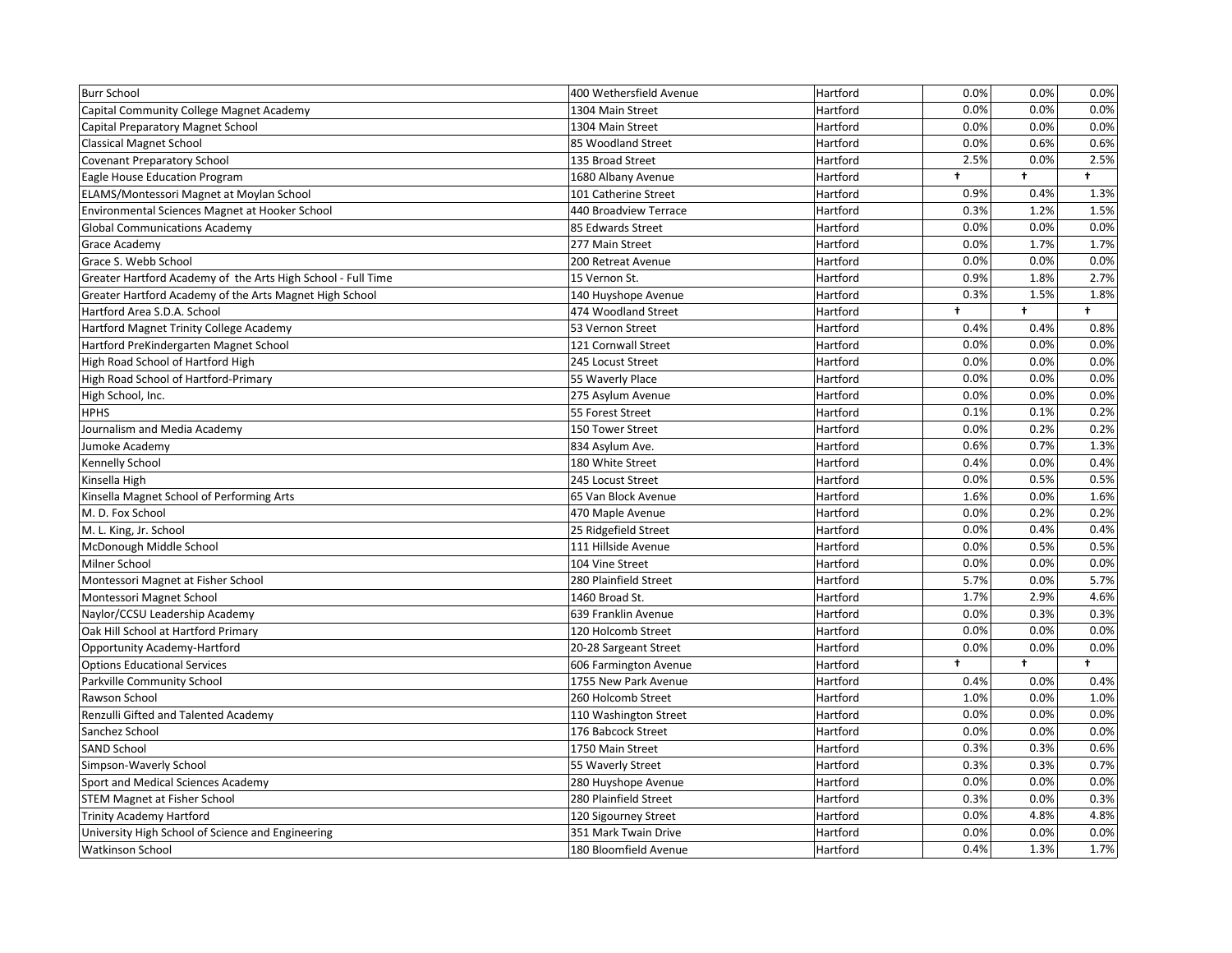| | | | | | |
|---|---|---|---|---|---|
| Burr School | 400 Wethersfield Avenue | Hartford | 0.0% | 0.0% | 0.0% |
| Capital Community College Magnet Academy | 1304 Main Street | Hartford | 0.0% | 0.0% | 0.0% |
| Capital Preparatory Magnet School | 1304 Main Street | Hartford | 0.0% | 0.0% | 0.0% |
| Classical Magnet School | 85 Woodland Street | Hartford | 0.0% | 0.6% | 0.6% |
| Covenant Preparatory School | 135 Broad Street | Hartford | 2.5% | 0.0% | 2.5% |
| Eagle House Education Program | 1680 Albany Avenue | Hartford | † | † | † |
| ELAMS/Montessori Magnet at Moylan School | 101 Catherine Street | Hartford | 0.9% | 0.4% | 1.3% |
| Environmental Sciences Magnet at Hooker School | 440 Broadview Terrace | Hartford | 0.3% | 1.2% | 1.5% |
| Global Communications Academy | 85 Edwards Street | Hartford | 0.0% | 0.0% | 0.0% |
| Grace Academy | 277 Main Street | Hartford | 0.0% | 1.7% | 1.7% |
| Grace S. Webb School | 200 Retreat Avenue | Hartford | 0.0% | 0.0% | 0.0% |
| Greater Hartford Academy of the Arts High School - Full Time | 15 Vernon St. | Hartford | 0.9% | 1.8% | 2.7% |
| Greater Hartford Academy of the Arts Magnet High School | 140 Huyshope Avenue | Hartford | 0.3% | 1.5% | 1.8% |
| Hartford Area S.D.A. School | 474 Woodland Street | Hartford | † | † | † |
| Hartford Magnet Trinity College Academy | 53 Vernon Street | Hartford | 0.4% | 0.4% | 0.8% |
| Hartford PreKindergarten Magnet School | 121 Cornwall Street | Hartford | 0.0% | 0.0% | 0.0% |
| High Road School of Hartford High | 245 Locust Street | Hartford | 0.0% | 0.0% | 0.0% |
| High Road School of Hartford-Primary | 55 Waverly Place | Hartford | 0.0% | 0.0% | 0.0% |
| High School, Inc. | 275 Asylum Avenue | Hartford | 0.0% | 0.0% | 0.0% |
| HPHS | 55 Forest Street | Hartford | 0.1% | 0.1% | 0.2% |
| Journalism and Media Academy | 150 Tower Street | Hartford | 0.0% | 0.2% | 0.2% |
| Jumoke Academy | 834 Asylum Ave. | Hartford | 0.6% | 0.7% | 1.3% |
| Kennelly School | 180 White Street | Hartford | 0.4% | 0.0% | 0.4% |
| Kinsella High | 245 Locust Street | Hartford | 0.0% | 0.5% | 0.5% |
| Kinsella Magnet School of Performing Arts | 65 Van Block Avenue | Hartford | 1.6% | 0.0% | 1.6% |
| M. D. Fox School | 470 Maple Avenue | Hartford | 0.0% | 0.2% | 0.2% |
| M. L. King, Jr. School | 25 Ridgefield Street | Hartford | 0.0% | 0.4% | 0.4% |
| McDonough Middle School | 111 Hillside Avenue | Hartford | 0.0% | 0.5% | 0.5% |
| Milner School | 104 Vine Street | Hartford | 0.0% | 0.0% | 0.0% |
| Montessori Magnet at Fisher School | 280 Plainfield Street | Hartford | 5.7% | 0.0% | 5.7% |
| Montessori Magnet School | 1460 Broad St. | Hartford | 1.7% | 2.9% | 4.6% |
| Naylor/CCSU Leadership Academy | 639 Franklin Avenue | Hartford | 0.0% | 0.3% | 0.3% |
| Oak Hill School at Hartford Primary | 120 Holcomb Street | Hartford | 0.0% | 0.0% | 0.0% |
| Opportunity Academy-Hartford | 20-28 Sargeant Street | Hartford | 0.0% | 0.0% | 0.0% |
| Options Educational Services | 606 Farmington Avenue | Hartford | † | † | † |
| Parkville Community School | 1755 New Park Avenue | Hartford | 0.4% | 0.0% | 0.4% |
| Rawson School | 260 Holcomb Street | Hartford | 1.0% | 0.0% | 1.0% |
| Renzulli Gifted and Talented Academy | 110 Washington Street | Hartford | 0.0% | 0.0% | 0.0% |
| Sanchez School | 176 Babcock Street | Hartford | 0.0% | 0.0% | 0.0% |
| SAND School | 1750 Main Street | Hartford | 0.3% | 0.3% | 0.6% |
| Simpson-Waverly School | 55 Waverly Street | Hartford | 0.3% | 0.3% | 0.7% |
| Sport and Medical Sciences Academy | 280 Huyshope Avenue | Hartford | 0.0% | 0.0% | 0.0% |
| STEM Magnet at Fisher School | 280 Plainfield Street | Hartford | 0.3% | 0.0% | 0.3% |
| Trinity Academy Hartford | 120 Sigourney Street | Hartford | 0.0% | 4.8% | 4.8% |
| University High School of Science and Engineering | 351 Mark Twain Drive | Hartford | 0.0% | 0.0% | 0.0% |
| Watkinson School | 180 Bloomfield Avenue | Hartford | 0.4% | 1.3% | 1.7% |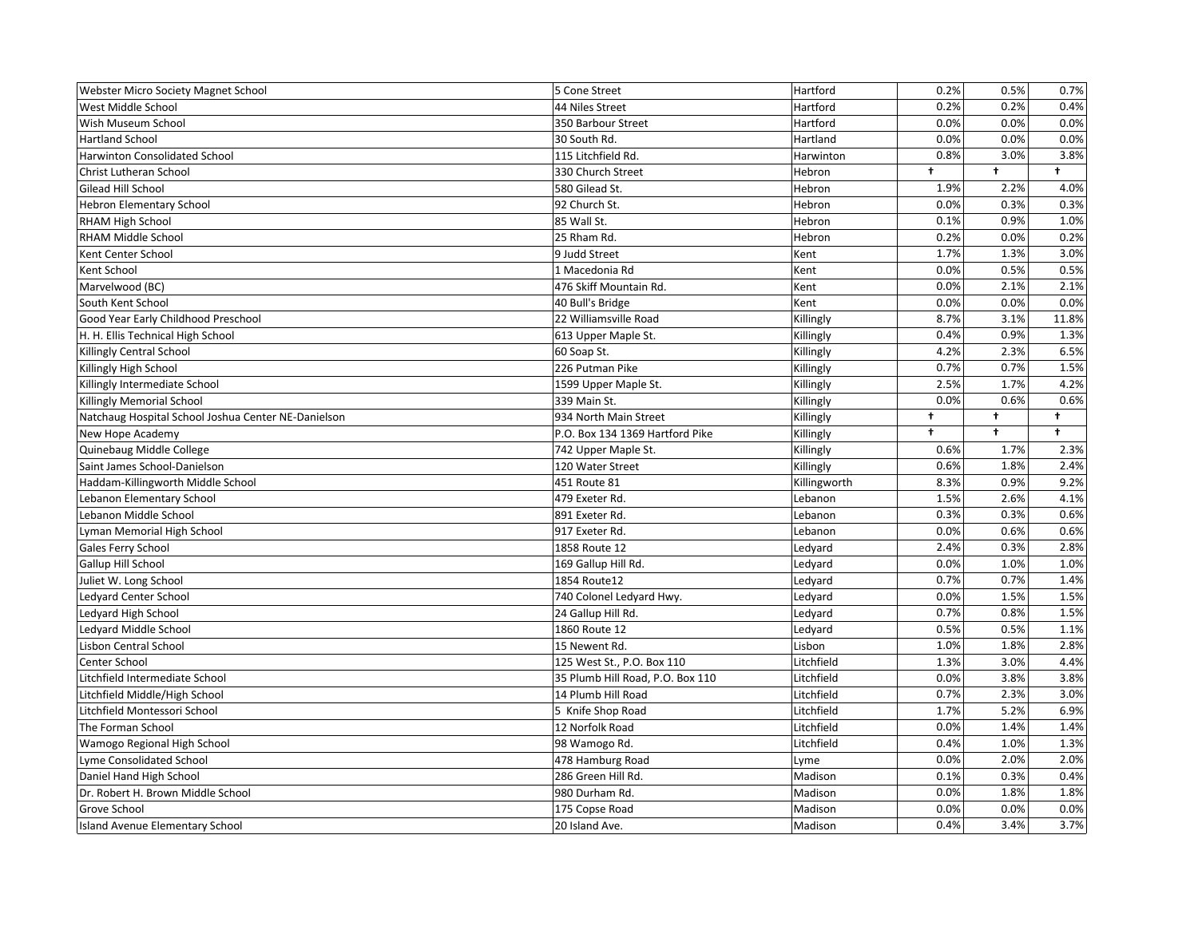| | | | | | |
|---|---|---|---|---|---|
| Webster Micro Society Magnet School | 5 Cone Street | Hartford | 0.2% | 0.5% | 0.7% |
| West Middle School | 44 Niles Street | Hartford | 0.2% | 0.2% | 0.4% |
| Wish Museum School | 350 Barbour Street | Hartford | 0.0% | 0.0% | 0.0% |
| Hartland School | 30 South Rd. | Hartland | 0.0% | 0.0% | 0.0% |
| Harwinton Consolidated School | 115 Litchfield Rd. | Harwinton | 0.8% | 3.0% | 3.8% |
| Christ Lutheran School | 330 Church Street | Hebron | † | † | † |
| Gilead Hill School | 580 Gilead St. | Hebron | 1.9% | 2.2% | 4.0% |
| Hebron Elementary School | 92 Church St. | Hebron | 0.0% | 0.3% | 0.3% |
| RHAM High School | 85 Wall St. | Hebron | 0.1% | 0.9% | 1.0% |
| RHAM Middle School | 25 Rham Rd. | Hebron | 0.2% | 0.0% | 0.2% |
| Kent Center School | 9 Judd Street | Kent | 1.7% | 1.3% | 3.0% |
| Kent School | 1 Macedonia Rd | Kent | 0.0% | 0.5% | 0.5% |
| Marvelwood (BC) | 476 Skiff Mountain Rd. | Kent | 0.0% | 2.1% | 2.1% |
| South Kent School | 40 Bull's Bridge | Kent | 0.0% | 0.0% | 0.0% |
| Good Year Early Childhood Preschool | 22 Williamsville Road | Killingly | 8.7% | 3.1% | 11.8% |
| H. H. Ellis Technical High School | 613 Upper Maple St. | Killingly | 0.4% | 0.9% | 1.3% |
| Killingly Central School | 60 Soap St. | Killingly | 4.2% | 2.3% | 6.5% |
| Killingly High School | 226 Putman Pike | Killingly | 0.7% | 0.7% | 1.5% |
| Killingly Intermediate School | 1599 Upper Maple St. | Killingly | 2.5% | 1.7% | 4.2% |
| Killingly Memorial School | 339 Main St. | Killingly | 0.0% | 0.6% | 0.6% |
| Natchaug Hospital School Joshua Center NE-Danielson | 934 North Main Street | Killingly | † | † | † |
| New Hope Academy | P.O. Box 134 1369 Hartford Pike | Killingly | † | † | † |
| Quinebaug Middle College | 742 Upper Maple St. | Killingly | 0.6% | 1.7% | 2.3% |
| Saint James School-Danielson | 120 Water Street | Killingly | 0.6% | 1.8% | 2.4% |
| Haddam-Killingworth Middle School | 451 Route 81 | Killingworth | 8.3% | 0.9% | 9.2% |
| Lebanon Elementary School | 479 Exeter Rd. | Lebanon | 1.5% | 2.6% | 4.1% |
| Lebanon Middle School | 891 Exeter Rd. | Lebanon | 0.3% | 0.3% | 0.6% |
| Lyman Memorial High School | 917 Exeter Rd. | Lebanon | 0.0% | 0.6% | 0.6% |
| Gales Ferry School | 1858 Route 12 | Ledyard | 2.4% | 0.3% | 2.8% |
| Gallup Hill School | 169 Gallup Hill Rd. | Ledyard | 0.0% | 1.0% | 1.0% |
| Juliet W. Long School | 1854 Route12 | Ledyard | 0.7% | 0.7% | 1.4% |
| Ledyard Center School | 740 Colonel Ledyard Hwy. | Ledyard | 0.0% | 1.5% | 1.5% |
| Ledyard High School | 24 Gallup Hill Rd. | Ledyard | 0.7% | 0.8% | 1.5% |
| Ledyard Middle School | 1860 Route 12 | Ledyard | 0.5% | 0.5% | 1.1% |
| Lisbon Central School | 15 Newent Rd. | Lisbon | 1.0% | 1.8% | 2.8% |
| Center School | 125 West St., P.O. Box 110 | Litchfield | 1.3% | 3.0% | 4.4% |
| Litchfield Intermediate School | 35 Plumb Hill Road, P.O. Box 110 | Litchfield | 0.0% | 3.8% | 3.8% |
| Litchfield Middle/High School | 14 Plumb Hill Road | Litchfield | 0.7% | 2.3% | 3.0% |
| Litchfield Montessori School | 5 Knife Shop Road | Litchfield | 1.7% | 5.2% | 6.9% |
| The Forman School | 12 Norfolk Road | Litchfield | 0.0% | 1.4% | 1.4% |
| Wamogo Regional High School | 98 Wamogo Rd. | Litchfield | 0.4% | 1.0% | 1.3% |
| Lyme Consolidated School | 478 Hamburg Road | Lyme | 0.0% | 2.0% | 2.0% |
| Daniel Hand High School | 286 Green Hill Rd. | Madison | 0.1% | 0.3% | 0.4% |
| Dr. Robert H. Brown Middle School | 980 Durham Rd. | Madison | 0.0% | 1.8% | 1.8% |
| Grove School | 175 Copse Road | Madison | 0.0% | 0.0% | 0.0% |
| Island Avenue Elementary School | 20 Island Ave. | Madison | 0.4% | 3.4% | 3.7% |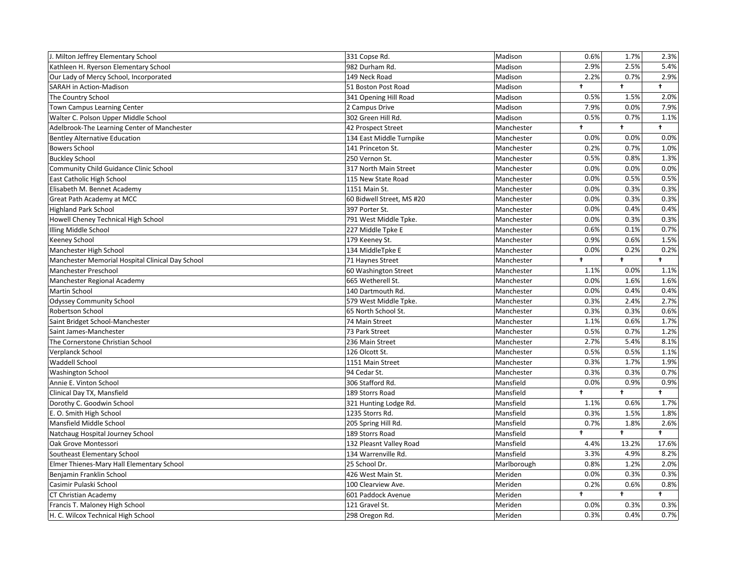| | | | | | |
|---|---|---|---|---|---|
| J. Milton Jeffrey Elementary School | 331 Copse Rd. | Madison | 0.6% | 1.7% | 2.3% |
| Kathleen H. Ryerson Elementary School | 982 Durham Rd. | Madison | 2.9% | 2.5% | 5.4% |
| Our Lady of Mercy School, Incorporated | 149 Neck Road | Madison | 2.2% | 0.7% | 2.9% |
| SARAH in Action-Madison | 51 Boston Post Road | Madison | † | † | † |
| The Country School | 341 Opening Hill Road | Madison | 0.5% | 1.5% | 2.0% |
| Town Campus Learning Center | 2 Campus Drive | Madison | 7.9% | 0.0% | 7.9% |
| Walter C. Polson Upper Middle School | 302 Green Hill Rd. | Madison | 0.5% | 0.7% | 1.1% |
| Adelbrook-The Learning Center of Manchester | 42 Prospect Street | Manchester | † | † | † |
| Bentley Alternative Education | 134 East Middle Turnpike | Manchester | 0.0% | 0.0% | 0.0% |
| Bowers School | 141 Princeton St. | Manchester | 0.2% | 0.7% | 1.0% |
| Buckley School | 250 Vernon St. | Manchester | 0.5% | 0.8% | 1.3% |
| Community Child Guidance Clinic School | 317 North Main Street | Manchester | 0.0% | 0.0% | 0.0% |
| East Catholic High School | 115 New State Road | Manchester | 0.0% | 0.5% | 0.5% |
| Elisabeth M. Bennet Academy | 1151 Main St. | Manchester | 0.0% | 0.3% | 0.3% |
| Great Path Academy at MCC | 60 Bidwell Street, MS #20 | Manchester | 0.0% | 0.3% | 0.3% |
| Highland Park School | 397 Porter St. | Manchester | 0.0% | 0.4% | 0.4% |
| Howell Cheney Technical High School | 791 West Middle Tpke. | Manchester | 0.0% | 0.3% | 0.3% |
| Illing Middle School | 227 Middle Tpke E | Manchester | 0.6% | 0.1% | 0.7% |
| Keeney School | 179 Keeney St. | Manchester | 0.9% | 0.6% | 1.5% |
| Manchester High School | 134 MiddleTpke E | Manchester | 0.0% | 0.2% | 0.2% |
| Manchester Memorial Hospital Clinical Day School | 71 Haynes Street | Manchester | † | † | † |
| Manchester Preschool | 60 Washington Street | Manchester | 1.1% | 0.0% | 1.1% |
| Manchester Regional Academy | 665 Wetherell St. | Manchester | 0.0% | 1.6% | 1.6% |
| Martin School | 140 Dartmouth Rd. | Manchester | 0.0% | 0.4% | 0.4% |
| Odyssey Community School | 579 West Middle Tpke. | Manchester | 0.3% | 2.4% | 2.7% |
| Robertson School | 65 North School St. | Manchester | 0.3% | 0.3% | 0.6% |
| Saint Bridget School-Manchester | 74 Main Street | Manchester | 1.1% | 0.6% | 1.7% |
| Saint James-Manchester | 73 Park Street | Manchester | 0.5% | 0.7% | 1.2% |
| The Cornerstone Christian School | 236 Main Street | Manchester | 2.7% | 5.4% | 8.1% |
| Verplanck School | 126 Olcott St. | Manchester | 0.5% | 0.5% | 1.1% |
| Waddell School | 1151 Main Street | Manchester | 0.3% | 1.7% | 1.9% |
| Washington School | 94 Cedar St. | Manchester | 0.3% | 0.3% | 0.7% |
| Annie E. Vinton School | 306 Stafford Rd. | Mansfield | 0.0% | 0.9% | 0.9% |
| Clinical Day TX, Mansfield | 189 Storrs Road | Mansfield | † | † | † |
| Dorothy C. Goodwin School | 321 Hunting Lodge Rd. | Mansfield | 1.1% | 0.6% | 1.7% |
| E. O. Smith High School | 1235 Storrs Rd. | Mansfield | 0.3% | 1.5% | 1.8% |
| Mansfield Middle School | 205 Spring Hill Rd. | Mansfield | 0.7% | 1.8% | 2.6% |
| Natchaug Hospital Journey School | 189 Storrs Road | Mansfield | † | † | † |
| Oak Grove Montessori | 132 Pleasnt Valley Road | Mansfield | 4.4% | 13.2% | 17.6% |
| Southeast Elementary School | 134 Warrenville Rd. | Mansfield | 3.3% | 4.9% | 8.2% |
| Elmer Thienes-Mary Hall Elementary School | 25 School Dr. | Marlborough | 0.8% | 1.2% | 2.0% |
| Benjamin Franklin School | 426 West Main St. | Meriden | 0.0% | 0.3% | 0.3% |
| Casimir Pulaski School | 100 Clearview Ave. | Meriden | 0.2% | 0.6% | 0.8% |
| CT Christian Academy | 601 Paddock Avenue | Meriden | † | † | † |
| Francis T. Maloney High School | 121 Gravel St. | Meriden | 0.0% | 0.3% | 0.3% |
| H. C. Wilcox Technical High School | 298 Oregon Rd. | Meriden | 0.3% | 0.4% | 0.7% |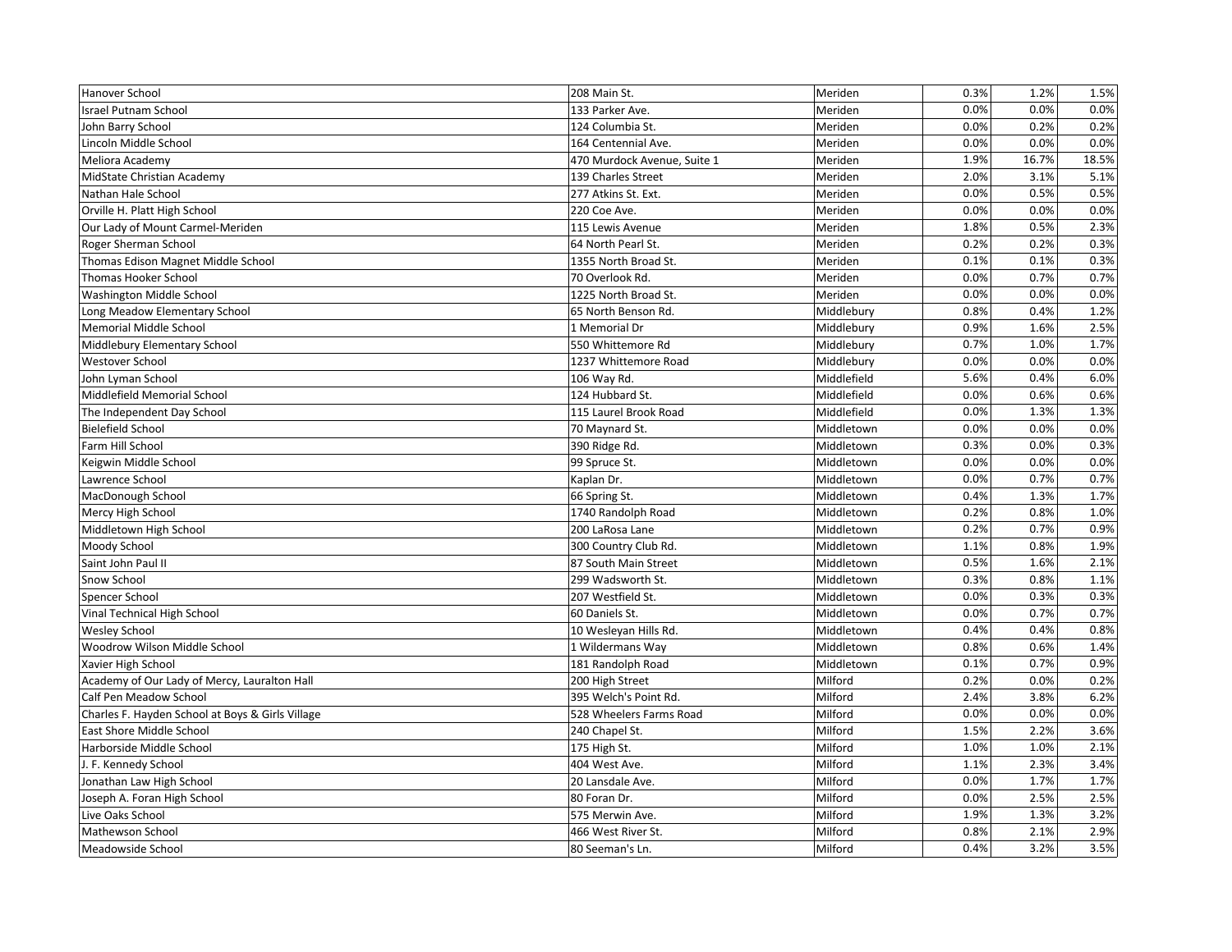| | | | | | |
|---|---|---|---|---|---|
| Hanover School | 208 Main St. | Meriden | 0.3% | 1.2% | 1.5% |
| Israel Putnam School | 133 Parker Ave. | Meriden | 0.0% | 0.0% | 0.0% |
| John Barry School | 124 Columbia St. | Meriden | 0.0% | 0.2% | 0.2% |
| Lincoln Middle School | 164 Centennial Ave. | Meriden | 0.0% | 0.0% | 0.0% |
| Meliora Academy | 470 Murdock Avenue, Suite 1 | Meriden | 1.9% | 16.7% | 18.5% |
| MidState Christian Academy | 139 Charles Street | Meriden | 2.0% | 3.1% | 5.1% |
| Nathan Hale School | 277 Atkins St. Ext. | Meriden | 0.0% | 0.5% | 0.5% |
| Orville H. Platt High School | 220 Coe Ave. | Meriden | 0.0% | 0.0% | 0.0% |
| Our Lady of Mount Carmel-Meriden | 115 Lewis Avenue | Meriden | 1.8% | 0.5% | 2.3% |
| Roger Sherman School | 64 North Pearl St. | Meriden | 0.2% | 0.2% | 0.3% |
| Thomas Edison Magnet Middle School | 1355 North Broad St. | Meriden | 0.1% | 0.1% | 0.3% |
| Thomas Hooker School | 70 Overlook Rd. | Meriden | 0.0% | 0.7% | 0.7% |
| Washington Middle School | 1225 North Broad St. | Meriden | 0.0% | 0.0% | 0.0% |
| Long Meadow Elementary School | 65 North Benson Rd. | Middlebury | 0.8% | 0.4% | 1.2% |
| Memorial Middle School | 1 Memorial Dr | Middlebury | 0.9% | 1.6% | 2.5% |
| Middlebury Elementary School | 550 Whittemore Rd | Middlebury | 0.7% | 1.0% | 1.7% |
| Westover School | 1237 Whittemore Road | Middlebury | 0.0% | 0.0% | 0.0% |
| John Lyman School | 106 Way Rd. | Middlefield | 5.6% | 0.4% | 6.0% |
| Middlefield Memorial School | 124 Hubbard St. | Middlefield | 0.0% | 0.6% | 0.6% |
| The Independent Day School | 115 Laurel Brook Road | Middlefield | 0.0% | 1.3% | 1.3% |
| Bielefield School | 70 Maynard St. | Middletown | 0.0% | 0.0% | 0.0% |
| Farm Hill School | 390 Ridge Rd. | Middletown | 0.3% | 0.0% | 0.3% |
| Keigwin Middle School | 99 Spruce St. | Middletown | 0.0% | 0.0% | 0.0% |
| Lawrence School | Kaplan Dr. | Middletown | 0.0% | 0.7% | 0.7% |
| MacDonough School | 66 Spring St. | Middletown | 0.4% | 1.3% | 1.7% |
| Mercy High School | 1740 Randolph Road | Middletown | 0.2% | 0.8% | 1.0% |
| Middletown High School | 200 LaRosa Lane | Middletown | 0.2% | 0.7% | 0.9% |
| Moody School | 300 Country Club Rd. | Middletown | 1.1% | 0.8% | 1.9% |
| Saint John Paul II | 87 South Main Street | Middletown | 0.5% | 1.6% | 2.1% |
| Snow School | 299 Wadsworth St. | Middletown | 0.3% | 0.8% | 1.1% |
| Spencer School | 207 Westfield St. | Middletown | 0.0% | 0.3% | 0.3% |
| Vinal Technical High School | 60 Daniels St. | Middletown | 0.0% | 0.7% | 0.7% |
| Wesley School | 10 Wesleyan Hills Rd. | Middletown | 0.4% | 0.4% | 0.8% |
| Woodrow Wilson Middle School | 1 Wildermans Way | Middletown | 0.8% | 0.6% | 1.4% |
| Xavier High School | 181 Randolph Road | Middletown | 0.1% | 0.7% | 0.9% |
| Academy of Our Lady of Mercy, Lauralton Hall | 200 High Street | Milford | 0.2% | 0.0% | 0.2% |
| Calf Pen Meadow School | 395 Welch's Point Rd. | Milford | 2.4% | 3.8% | 6.2% |
| Charles F. Hayden School at Boys & Girls Village | 528 Wheelers Farms Road | Milford | 0.0% | 0.0% | 0.0% |
| East Shore Middle School | 240 Chapel St. | Milford | 1.5% | 2.2% | 3.6% |
| Harborside Middle School | 175 High St. | Milford | 1.0% | 1.0% | 2.1% |
| J. F. Kennedy School | 404 West Ave. | Milford | 1.1% | 2.3% | 3.4% |
| Jonathan Law High School | 20 Lansdale Ave. | Milford | 0.0% | 1.7% | 1.7% |
| Joseph A. Foran High School | 80 Foran Dr. | Milford | 0.0% | 2.5% | 2.5% |
| Live Oaks School | 575 Merwin Ave. | Milford | 1.9% | 1.3% | 3.2% |
| Mathewson School | 466 West River St. | Milford | 0.8% | 2.1% | 2.9% |
| Meadowside School | 80 Seeman's Ln. | Milford | 0.4% | 3.2% | 3.5% |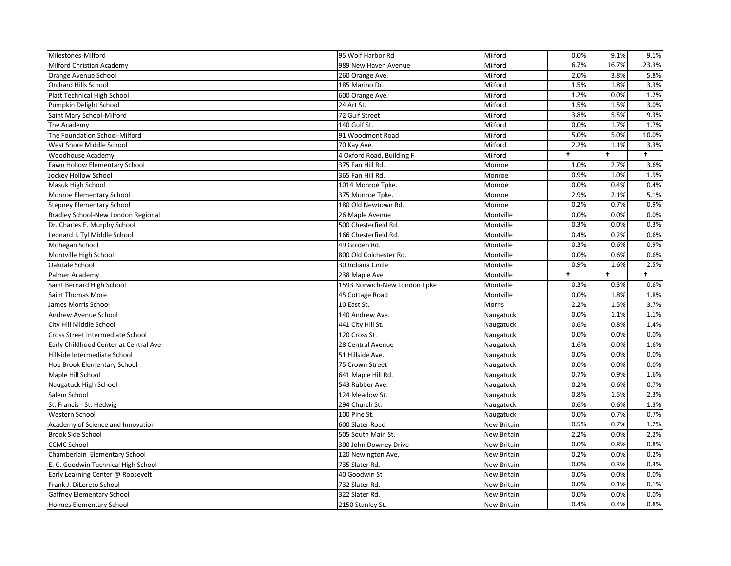| | | | | | |
|---|---|---|---|---|---|
| Milestones-Milford | 95 Wolf Harbor Rd | Milford | 0.0% | 9.1% | 9.1% |
| Milford Christian Academy | 989 New Haven Avenue | Milford | 6.7% | 16.7% | 23.3% |
| Orange Avenue School | 260 Orange Ave. | Milford | 2.0% | 3.8% | 5.8% |
| Orchard Hills School | 185 Marino Dr. | Milford | 1.5% | 1.8% | 3.3% |
| Platt Technical High School | 600 Orange Ave. | Milford | 1.2% | 0.0% | 1.2% |
| Pumpkin Delight School | 24 Art St. | Milford | 1.5% | 1.5% | 3.0% |
| Saint Mary School-Milford | 72 Gulf Street | Milford | 3.8% | 5.5% | 9.3% |
| The Academy | 140 Gulf St. | Milford | 0.0% | 1.7% | 1.7% |
| The Foundation School-Milford | 91 Woodmont Road | Milford | 5.0% | 5.0% | 10.0% |
| West Shore Middle School | 70 Kay Ave. | Milford | 2.2% | 1.1% | 3.3% |
| Woodhouse Academy | 4 Oxford Road, Building F | Milford | † | † | † |
| Fawn Hollow Elementary School | 375 Fan Hill Rd. | Monroe | 1.0% | 2.7% | 3.6% |
| Jockey Hollow School | 365 Fan Hill Rd. | Monroe | 0.9% | 1.0% | 1.9% |
| Masuk High School | 1014 Monroe Tpke. | Monroe | 0.0% | 0.4% | 0.4% |
| Monroe Elementary School | 375 Monroe Tpke. | Monroe | 2.9% | 2.1% | 5.1% |
| Stepney Elementary School | 180 Old Newtown Rd. | Monroe | 0.2% | 0.7% | 0.9% |
| Bradley School-New London Regional | 26 Maple Avenue | Montville | 0.0% | 0.0% | 0.0% |
| Dr. Charles E. Murphy School | 500 Chesterfield Rd. | Montville | 0.3% | 0.0% | 0.3% |
| Leonard J. Tyl Middle School | 166 Chesterfield Rd. | Montville | 0.4% | 0.2% | 0.6% |
| Mohegan School | 49 Golden Rd. | Montville | 0.3% | 0.6% | 0.9% |
| Montville High School | 800 Old Colchester Rd. | Montville | 0.0% | 0.6% | 0.6% |
| Oakdale School | 30 Indiana Circle | Montville | 0.9% | 1.6% | 2.5% |
| Palmer Academy | 238 Maple Ave | Montville | † | † | † |
| Saint Bernard High School | 1593 Norwich-New London Tpke | Montville | 0.3% | 0.3% | 0.6% |
| Saint Thomas More | 45 Cottage Road | Montville | 0.0% | 1.8% | 1.8% |
| James Morris School | 10 East St. | Morris | 2.2% | 1.5% | 3.7% |
| Andrew Avenue School | 140 Andrew Ave. | Naugatuck | 0.0% | 1.1% | 1.1% |
| City Hill Middle School | 441 City Hill St. | Naugatuck | 0.6% | 0.8% | 1.4% |
| Cross Street Intermediate School | 120 Cross St. | Naugatuck | 0.0% | 0.0% | 0.0% |
| Early Childhood Center at Central Ave | 28 Central Avenue | Naugatuck | 1.6% | 0.0% | 1.6% |
| Hillside Intermediate School | 51 Hillside Ave. | Naugatuck | 0.0% | 0.0% | 0.0% |
| Hop Brook Elementary School | 75 Crown Street | Naugatuck | 0.0% | 0.0% | 0.0% |
| Maple Hill School | 641 Maple Hill Rd. | Naugatuck | 0.7% | 0.9% | 1.6% |
| Naugatuck High School | 543 Rubber Ave. | Naugatuck | 0.2% | 0.6% | 0.7% |
| Salem School | 124 Meadow St. | Naugatuck | 0.8% | 1.5% | 2.3% |
| St. Francis - St. Hedwig | 294 Church St. | Naugatuck | 0.6% | 0.6% | 1.3% |
| Western School | 100 Pine St. | Naugatuck | 0.0% | 0.7% | 0.7% |
| Academy of Science and Innovation | 600 Slater Road | New Britain | 0.5% | 0.7% | 1.2% |
| Brook Side School | 505 South Main St. | New Britain | 2.2% | 0.0% | 2.2% |
| CCMC School | 300 John Downey Drive | New Britain | 0.0% | 0.8% | 0.8% |
| Chamberlain Elementary School | 120 Newington Ave. | New Britain | 0.2% | 0.0% | 0.2% |
| E. C. Goodwin Technical High School | 735 Slater Rd. | New Britain | 0.0% | 0.3% | 0.3% |
| Early Learning Center @ Roosevelt | 40 Goodwin St | New Britain | 0.0% | 0.0% | 0.0% |
| Frank J. DiLoreto School | 732 Slater Rd. | New Britain | 0.0% | 0.1% | 0.1% |
| Gaffney Elementary School | 322 Slater Rd. | New Britain | 0.0% | 0.0% | 0.0% |
| Holmes Elementary School | 2150 Stanley St. | New Britain | 0.4% | 0.4% | 0.8% |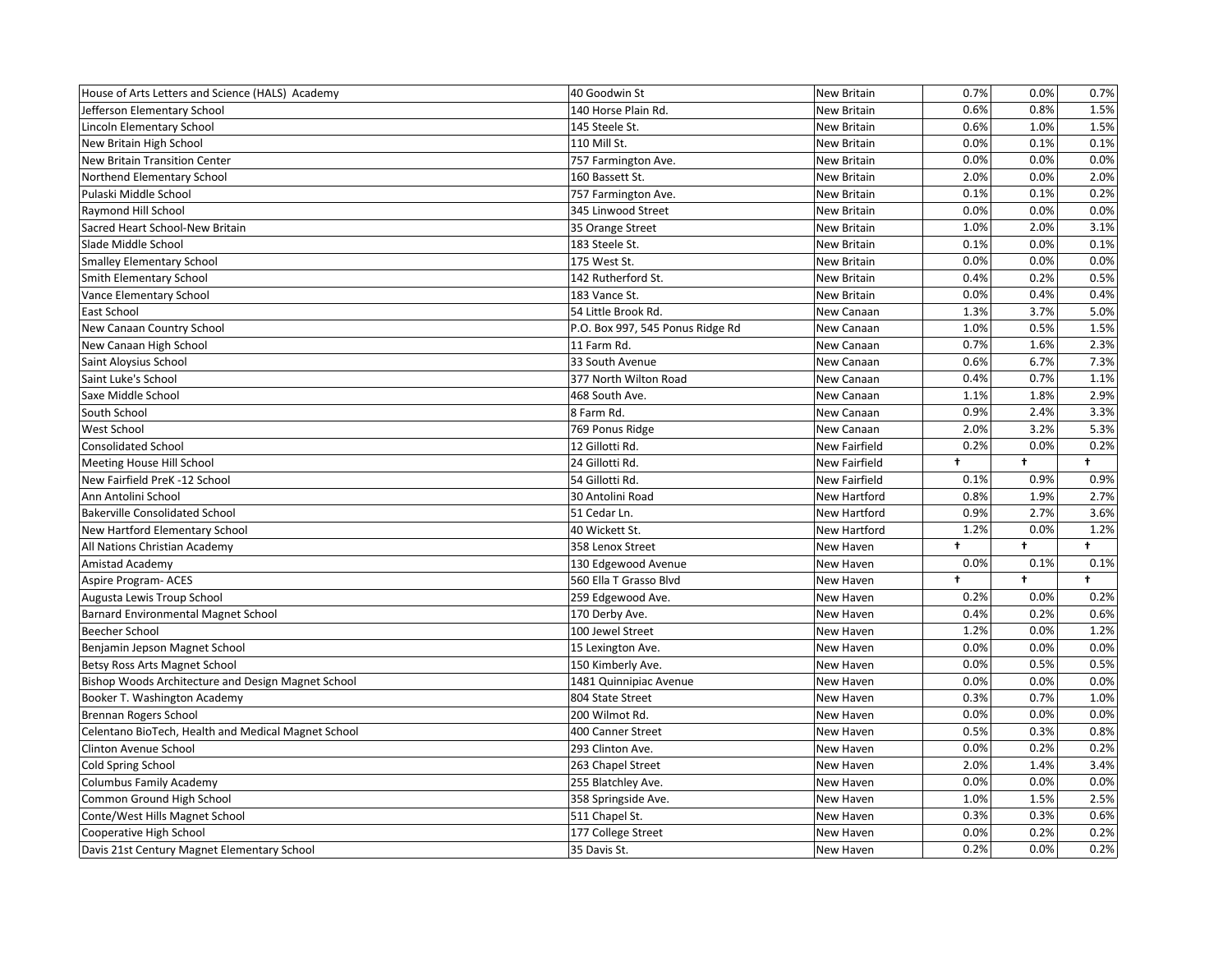| | | | | | |
|---|---|---|---|---|---|
| House of Arts Letters and Science (HALS) Academy | 40 Goodwin St | New Britain | 0.7% | 0.0% | 0.7% |
| Jefferson Elementary School | 140 Horse Plain Rd. | New Britain | 0.6% | 0.8% | 1.5% |
| Lincoln Elementary School | 145 Steele St. | New Britain | 0.6% | 1.0% | 1.5% |
| New Britain High School | 110 Mill St. | New Britain | 0.0% | 0.1% | 0.1% |
| New Britain Transition Center | 757 Farmington Ave. | New Britain | 0.0% | 0.0% | 0.0% |
| Northend Elementary School | 160 Bassett St. | New Britain | 2.0% | 0.0% | 2.0% |
| Pulaski Middle School | 757 Farmington Ave. | New Britain | 0.1% | 0.1% | 0.2% |
| Raymond Hill School | 345 Linwood Street | New Britain | 0.0% | 0.0% | 0.0% |
| Sacred Heart School-New Britain | 35 Orange Street | New Britain | 1.0% | 2.0% | 3.1% |
| Slade Middle School | 183 Steele St. | New Britain | 0.1% | 0.0% | 0.1% |
| Smalley Elementary School | 175 West St. | New Britain | 0.0% | 0.0% | 0.0% |
| Smith Elementary School | 142 Rutherford St. | New Britain | 0.4% | 0.2% | 0.5% |
| Vance Elementary School | 183 Vance St. | New Britain | 0.0% | 0.4% | 0.4% |
| East School | 54 Little Brook Rd. | New Canaan | 1.3% | 3.7% | 5.0% |
| New Canaan Country School | P.O. Box 997, 545 Ponus Ridge Rd | New Canaan | 1.0% | 0.5% | 1.5% |
| New Canaan High School | 11 Farm Rd. | New Canaan | 0.7% | 1.6% | 2.3% |
| Saint Aloysius School | 33 South Avenue | New Canaan | 0.6% | 6.7% | 7.3% |
| Saint Luke's School | 377 North Wilton Road | New Canaan | 0.4% | 0.7% | 1.1% |
| Saxe Middle School | 468 South Ave. | New Canaan | 1.1% | 1.8% | 2.9% |
| South School | 8 Farm Rd. | New Canaan | 0.9% | 2.4% | 3.3% |
| West School | 769 Ponus Ridge | New Canaan | 2.0% | 3.2% | 5.3% |
| Consolidated School | 12 Gillotti Rd. | New Fairfield | 0.2% | 0.0% | 0.2% |
| Meeting House Hill School | 24 Gillotti Rd. | New Fairfield | † | † | † |
| New Fairfield PreK -12 School | 54 Gillotti Rd. | New Fairfield | 0.1% | 0.9% | 0.9% |
| Ann Antolini School | 30 Antolini Road | New Hartford | 0.8% | 1.9% | 2.7% |
| Bakerville Consolidated School | 51 Cedar Ln. | New Hartford | 0.9% | 2.7% | 3.6% |
| New Hartford Elementary School | 40 Wickett St. | New Hartford | 1.2% | 0.0% | 1.2% |
| All Nations Christian Academy | 358 Lenox Street | New Haven | † | † | † |
| Amistad Academy | 130 Edgewood Avenue | New Haven | 0.0% | 0.1% | 0.1% |
| Aspire Program- ACES | 560 Ella T Grasso Blvd | New Haven | † | † | † |
| Augusta Lewis Troup School | 259 Edgewood Ave. | New Haven | 0.2% | 0.0% | 0.2% |
| Barnard Environmental Magnet School | 170 Derby Ave. | New Haven | 0.4% | 0.2% | 0.6% |
| Beecher School | 100 Jewel Street | New Haven | 1.2% | 0.0% | 1.2% |
| Benjamin Jepson Magnet School | 15 Lexington Ave. | New Haven | 0.0% | 0.0% | 0.0% |
| Betsy Ross Arts Magnet School | 150 Kimberly Ave. | New Haven | 0.0% | 0.5% | 0.5% |
| Bishop Woods Architecture and Design Magnet School | 1481 Quinnipiac Avenue | New Haven | 0.0% | 0.0% | 0.0% |
| Booker T. Washington Academy | 804 State Street | New Haven | 0.3% | 0.7% | 1.0% |
| Brennan Rogers School | 200 Wilmot Rd. | New Haven | 0.0% | 0.0% | 0.0% |
| Celentano BioTech, Health and Medical Magnet School | 400 Canner Street | New Haven | 0.5% | 0.3% | 0.8% |
| Clinton Avenue School | 293 Clinton Ave. | New Haven | 0.0% | 0.2% | 0.2% |
| Cold Spring School | 263 Chapel Street | New Haven | 2.0% | 1.4% | 3.4% |
| Columbus Family Academy | 255 Blatchley Ave. | New Haven | 0.0% | 0.0% | 0.0% |
| Common Ground High School | 358 Springside Ave. | New Haven | 1.0% | 1.5% | 2.5% |
| Conte/West Hills Magnet School | 511 Chapel St. | New Haven | 0.3% | 0.3% | 0.6% |
| Cooperative High School | 177 College Street | New Haven | 0.0% | 0.2% | 0.2% |
| Davis 21st Century Magnet Elementary School | 35 Davis St. | New Haven | 0.2% | 0.0% | 0.2% |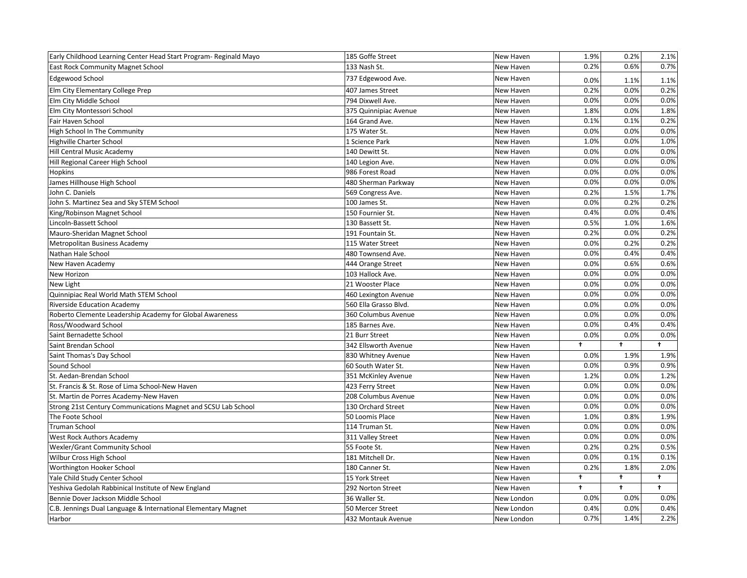| | | | | | |
|---|---|---|---|---|---|
| Early Childhood Learning Center Head Start Program- Reginald Mayo | 185 Goffe Street | New Haven | 1.9% | 0.2% | 2.1% |
| East Rock Community Magnet School | 133 Nash St. | New Haven | 0.2% | 0.6% | 0.7% |
| Edgewood School | 737 Edgewood Ave. | New Haven | 0.0% | 1.1% | 1.1% |
| Elm City Elementary College Prep | 407 James Street | New Haven | 0.2% | 0.0% | 0.2% |
| Elm City Middle School | 794 Dixwell Ave. | New Haven | 0.0% | 0.0% | 0.0% |
| Elm City Montessori School | 375 Quinnipiac Avenue | New Haven | 1.8% | 0.0% | 1.8% |
| Fair Haven School | 164 Grand Ave. | New Haven | 0.1% | 0.1% | 0.2% |
| High School In The Community | 175 Water St. | New Haven | 0.0% | 0.0% | 0.0% |
| Highville Charter School | 1 Science Park | New Haven | 1.0% | 0.0% | 1.0% |
| Hill Central Music Academy | 140 Dewitt St. | New Haven | 0.0% | 0.0% | 0.0% |
| Hill Regional Career High School | 140 Legion Ave. | New Haven | 0.0% | 0.0% | 0.0% |
| Hopkins | 986 Forest Road | New Haven | 0.0% | 0.0% | 0.0% |
| James Hillhouse High School | 480 Sherman Parkway | New Haven | 0.0% | 0.0% | 0.0% |
| John C. Daniels | 569 Congress Ave. | New Haven | 0.2% | 1.5% | 1.7% |
| John S. Martinez Sea and Sky STEM School | 100 James St. | New Haven | 0.0% | 0.2% | 0.2% |
| King/Robinson Magnet School | 150 Fournier St. | New Haven | 0.4% | 0.0% | 0.4% |
| Lincoln-Bassett School | 130 Bassett St. | New Haven | 0.5% | 1.0% | 1.6% |
| Mauro-Sheridan Magnet School | 191 Fountain St. | New Haven | 0.2% | 0.0% | 0.2% |
| Metropolitan Business Academy | 115 Water Street | New Haven | 0.0% | 0.2% | 0.2% |
| Nathan Hale School | 480 Townsend Ave. | New Haven | 0.0% | 0.4% | 0.4% |
| New Haven Academy | 444 Orange Street | New Haven | 0.0% | 0.6% | 0.6% |
| New Horizon | 103 Hallock Ave. | New Haven | 0.0% | 0.0% | 0.0% |
| New Light | 21 Wooster Place | New Haven | 0.0% | 0.0% | 0.0% |
| Quinnipiac Real World Math STEM School | 460 Lexington Avenue | New Haven | 0.0% | 0.0% | 0.0% |
| Riverside Education Academy | 560 Ella Grasso Blvd. | New Haven | 0.0% | 0.0% | 0.0% |
| Roberto Clemente Leadership Academy for Global Awareness | 360 Columbus Avenue | New Haven | 0.0% | 0.0% | 0.0% |
| Ross/Woodward School | 185 Barnes Ave. | New Haven | 0.0% | 0.4% | 0.4% |
| Saint Bernadette School | 21 Burr Street | New Haven | 0.0% | 0.0% | 0.0% |
| Saint Brendan School | 342 Ellsworth Avenue | New Haven | † | † | † |
| Saint Thomas's Day School | 830 Whitney Avenue | New Haven | 0.0% | 1.9% | 1.9% |
| Sound School | 60 South Water St. | New Haven | 0.0% | 0.9% | 0.9% |
| St. Aedan-Brendan School | 351 McKinley Avenue | New Haven | 1.2% | 0.0% | 1.2% |
| St. Francis & St. Rose of Lima School-New Haven | 423 Ferry Street | New Haven | 0.0% | 0.0% | 0.0% |
| St. Martin de Porres Academy-New Haven | 208 Columbus Avenue | New Haven | 0.0% | 0.0% | 0.0% |
| Strong 21st Century Communications Magnet and SCSU Lab School | 130 Orchard Street | New Haven | 0.0% | 0.0% | 0.0% |
| The Foote School | 50 Loomis Place | New Haven | 1.0% | 0.8% | 1.9% |
| Truman School | 114 Truman St. | New Haven | 0.0% | 0.0% | 0.0% |
| West Rock Authors Academy | 311 Valley Street | New Haven | 0.0% | 0.0% | 0.0% |
| Wexler/Grant Community School | 55 Foote St. | New Haven | 0.2% | 0.2% | 0.5% |
| Wilbur Cross High School | 181 Mitchell Dr. | New Haven | 0.0% | 0.1% | 0.1% |
| Worthington Hooker School | 180 Canner St. | New Haven | 0.2% | 1.8% | 2.0% |
| Yale Child Study Center School | 15 York Street | New Haven | † | † | † |
| Yeshiva Gedolah Rabbinical Institute of New England | 292 Norton Street | New Haven | † | † | † |
| Bennie Dover Jackson Middle School | 36 Waller St. | New London | 0.0% | 0.0% | 0.0% |
| C.B. Jennings Dual Language & International Elementary Magnet | 50 Mercer Street | New London | 0.4% | 0.0% | 0.4% |
| Harbor | 432 Montauk Avenue | New London | 0.7% | 1.4% | 2.2% |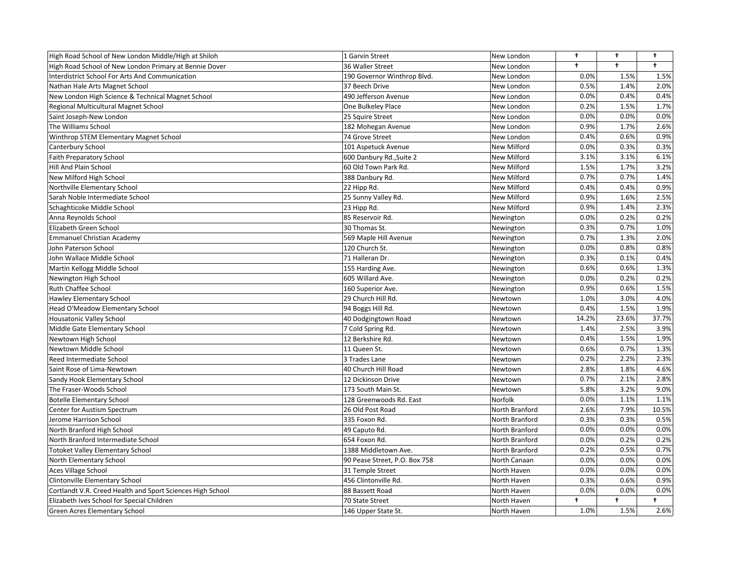| | | | | | |
|---|---|---|---|---|---|
| High Road School of New London Middle/High at Shiloh | 1 Garvin Street | New London | † | † | † |
| High Road School of New London Primary at Bennie Dover | 36 Waller Street | New London | † | † | † |
| Interdistrict School For Arts And Communication | 190 Governor Winthrop Blvd. | New London | 0.0% | 1.5% | 1.5% |
| Nathan Hale Arts Magnet School | 37 Beech Drive | New London | 0.5% | 1.4% | 2.0% |
| New London High Science & Technical Magnet School | 490 Jefferson Avenue | New London | 0.0% | 0.4% | 0.4% |
| Regional Multicultural Magnet School | One Bulkeley Place | New London | 0.2% | 1.5% | 1.7% |
| Saint Joseph-New London | 25 Squire Street | New London | 0.0% | 0.0% | 0.0% |
| The Williams School | 182 Mohegan Avenue | New London | 0.9% | 1.7% | 2.6% |
| Winthrop STEM Elementary Magnet School | 74 Grove Street | New London | 0.4% | 0.6% | 0.9% |
| Canterbury School | 101 Aspetuck Avenue | New Milford | 0.0% | 0.3% | 0.3% |
| Faith Preparatory School | 600 Danbury Rd.,Suite 2 | New Milford | 3.1% | 3.1% | 6.1% |
| Hill And Plain School | 60 Old Town Park Rd. | New Milford | 1.5% | 1.7% | 3.2% |
| New Milford High School | 388 Danbury Rd. | New Milford | 0.7% | 0.7% | 1.4% |
| Northville Elementary School | 22 Hipp Rd. | New Milford | 0.4% | 0.4% | 0.9% |
| Sarah Noble Intermediate School | 25 Sunny Valley Rd. | New Milford | 0.9% | 1.6% | 2.5% |
| Schaghticoke Middle School | 23 Hipp Rd. | New Milford | 0.9% | 1.4% | 2.3% |
| Anna Reynolds School | 85 Reservoir Rd. | Newington | 0.0% | 0.2% | 0.2% |
| Elizabeth Green School | 30 Thomas St. | Newington | 0.3% | 0.7% | 1.0% |
| Emmanuel Christian Academy | 569 Maple Hill Avenue | Newington | 0.7% | 1.3% | 2.0% |
| John Paterson School | 120 Church St. | Newington | 0.0% | 0.8% | 0.8% |
| John Wallace Middle School | 71 Halleran Dr. | Newington | 0.3% | 0.1% | 0.4% |
| Martin Kellogg Middle School | 155 Harding Ave. | Newington | 0.6% | 0.6% | 1.3% |
| Newington High School | 605 Willard Ave. | Newington | 0.0% | 0.2% | 0.2% |
| Ruth Chaffee School | 160 Superior Ave. | Newington | 0.9% | 0.6% | 1.5% |
| Hawley Elementary School | 29 Church Hill Rd. | Newtown | 1.0% | 3.0% | 4.0% |
| Head O'Meadow Elementary School | 94 Boggs Hill Rd. | Newtown | 0.4% | 1.5% | 1.9% |
| Housatonic Valley School | 40 Dodgingtown Road | Newtown | 14.2% | 23.6% | 37.7% |
| Middle Gate Elementary School | 7 Cold Spring Rd. | Newtown | 1.4% | 2.5% | 3.9% |
| Newtown High School | 12 Berkshire Rd. | Newtown | 0.4% | 1.5% | 1.9% |
| Newtown Middle School | 11 Queen St. | Newtown | 0.6% | 0.7% | 1.3% |
| Reed Intermediate School | 3 Trades Lane | Newtown | 0.2% | 2.2% | 2.3% |
| Saint Rose of Lima-Newtown | 40 Church Hill Road | Newtown | 2.8% | 1.8% | 4.6% |
| Sandy Hook Elementary School | 12 Dickinson Drive | Newtown | 0.7% | 2.1% | 2.8% |
| The Fraser-Woods School | 173 South Main St. | Newtown | 5.8% | 3.2% | 9.0% |
| Botelle Elementary School | 128 Greenwoods Rd. East | Norfolk | 0.0% | 1.1% | 1.1% |
| Center for Austism Spectrum | 26 Old Post Road | North Branford | 2.6% | 7.9% | 10.5% |
| Jerome Harrison School | 335 Foxon Rd. | North Branford | 0.3% | 0.3% | 0.5% |
| North Branford High School | 49 Caputo Rd. | North Branford | 0.0% | 0.0% | 0.0% |
| North Branford Intermediate School | 654 Foxon Rd. | North Branford | 0.0% | 0.2% | 0.2% |
| Totoket Valley Elementary School | 1388 Middletown Ave. | North Branford | 0.2% | 0.5% | 0.7% |
| North Elementary School | 90 Pease Street, P.O. Box 758 | North Canaan | 0.0% | 0.0% | 0.0% |
| Aces Village School | 31 Temple Street | North Haven | 0.0% | 0.0% | 0.0% |
| Clintonville Elementary School | 456 Clintonville Rd. | North Haven | 0.3% | 0.6% | 0.9% |
| Cortlandt V.R. Creed Health and Sport Sciences High School | 88 Bassett Road | North Haven | 0.0% | 0.0% | 0.0% |
| Elizabeth Ives School for Special Children | 70 State Street | North Haven | † | † | † |
| Green Acres Elementary School | 146 Upper State St. | North Haven | 1.0% | 1.5% | 2.6% |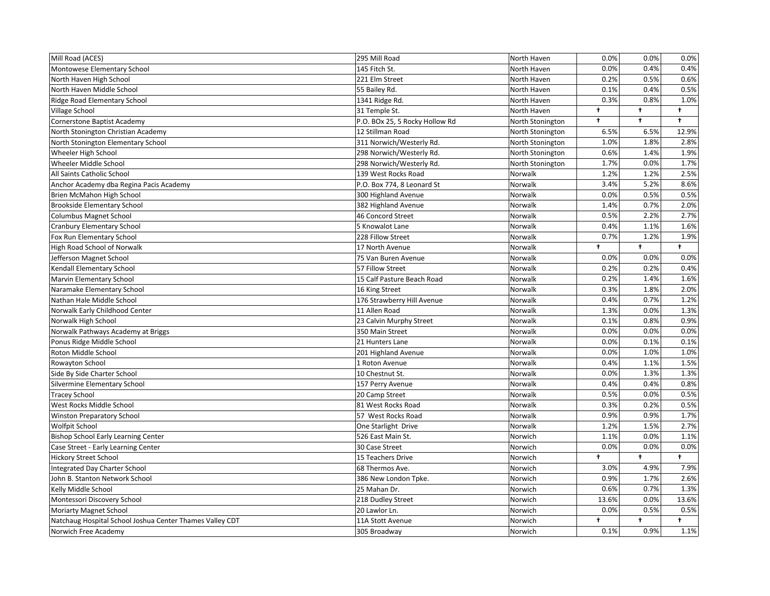| | | | | | |
|---|---|---|---|---|---|
| Mill Road (ACES) | 295 Mill Road | North Haven | 0.0% | 0.0% | 0.0% |
| Montowese Elementary School | 145 Fitch St. | North Haven | 0.0% | 0.4% | 0.4% |
| North Haven High School | 221 Elm Street | North Haven | 0.2% | 0.5% | 0.6% |
| North Haven Middle School | 55 Bailey Rd. | North Haven | 0.1% | 0.4% | 0.5% |
| Ridge Road Elementary School | 1341 Ridge Rd. | North Haven | 0.3% | 0.8% | 1.0% |
| Village School | 31 Temple St. | North Haven | † | † | † |
| Cornerstone Baptist Academy | P.O. BOx 25, 5 Rocky Hollow Rd | North Stonington | † | † | † |
| North Stonington Christian Academy | 12 Stillman Road | North Stonington | 6.5% | 6.5% | 12.9% |
| North Stonington Elementary School | 311 Norwich/Westerly Rd. | North Stonington | 1.0% | 1.8% | 2.8% |
| Wheeler High School | 298 Norwich/Westerly Rd. | North Stonington | 0.6% | 1.4% | 1.9% |
| Wheeler Middle School | 298 Norwich/Westerly Rd. | North Stonington | 1.7% | 0.0% | 1.7% |
| All Saints Catholic School | 139 West Rocks Road | Norwalk | 1.2% | 1.2% | 2.5% |
| Anchor Academy dba Regina Pacis Academy | P.O. Box 774, 8 Leonard St | Norwalk | 3.4% | 5.2% | 8.6% |
| Brien McMahon High School | 300 Highland Avenue | Norwalk | 0.0% | 0.5% | 0.5% |
| Brookside Elementary School | 382 Highland Avenue | Norwalk | 1.4% | 0.7% | 2.0% |
| Columbus Magnet School | 46 Concord Street | Norwalk | 0.5% | 2.2% | 2.7% |
| Cranbury Elementary School | 5 Knowalot Lane | Norwalk | 0.4% | 1.1% | 1.6% |
| Fox Run Elementary School | 228 Fillow Street | Norwalk | 0.7% | 1.2% | 1.9% |
| High Road School of Norwalk | 17 North Avenue | Norwalk | † | † | † |
| Jefferson Magnet School | 75 Van Buren Avenue | Norwalk | 0.0% | 0.0% | 0.0% |
| Kendall Elementary School | 57 Fillow Street | Norwalk | 0.2% | 0.2% | 0.4% |
| Marvin Elementary School | 15 Calf Pasture Beach Road | Norwalk | 0.2% | 1.4% | 1.6% |
| Naramake Elementary School | 16 King Street | Norwalk | 0.3% | 1.8% | 2.0% |
| Nathan Hale Middle School | 176 Strawberry Hill Avenue | Norwalk | 0.4% | 0.7% | 1.2% |
| Norwalk Early Childhood Center | 11 Allen Road | Norwalk | 1.3% | 0.0% | 1.3% |
| Norwalk High School | 23 Calvin Murphy Street | Norwalk | 0.1% | 0.8% | 0.9% |
| Norwalk Pathways Academy at Briggs | 350 Main Street | Norwalk | 0.0% | 0.0% | 0.0% |
| Ponus Ridge Middle School | 21 Hunters Lane | Norwalk | 0.0% | 0.1% | 0.1% |
| Roton Middle School | 201 Highland Avenue | Norwalk | 0.0% | 1.0% | 1.0% |
| Rowayton School | 1 Roton Avenue | Norwalk | 0.4% | 1.1% | 1.5% |
| Side By Side Charter School | 10 Chestnut St. | Norwalk | 0.0% | 1.3% | 1.3% |
| Silvermine Elementary School | 157 Perry Avenue | Norwalk | 0.4% | 0.4% | 0.8% |
| Tracey School | 20 Camp Street | Norwalk | 0.5% | 0.0% | 0.5% |
| West Rocks Middle School | 81 West Rocks Road | Norwalk | 0.3% | 0.2% | 0.5% |
| Winston Preparatory School | 57 West Rocks Road | Norwalk | 0.9% | 0.9% | 1.7% |
| Wolfpit School | One Starlight Drive | Norwalk | 1.2% | 1.5% | 2.7% |
| Bishop School Early Learning Center | 526 East Main St. | Norwich | 1.1% | 0.0% | 1.1% |
| Case Street - Early Learning Center | 30 Case Street | Norwich | 0.0% | 0.0% | 0.0% |
| Hickory Street School | 15 Teachers Drive | Norwich | † | † | † |
| Integrated Day Charter School | 68 Thermos Ave. | Norwich | 3.0% | 4.9% | 7.9% |
| John B. Stanton Network School | 386 New London Tpke. | Norwich | 0.9% | 1.7% | 2.6% |
| Kelly Middle School | 25 Mahan Dr. | Norwich | 0.6% | 0.7% | 1.3% |
| Montessori Discovery School | 218 Dudley Street | Norwich | 13.6% | 0.0% | 13.6% |
| Moriarty Magnet School | 20 Lawlor Ln. | Norwich | 0.0% | 0.5% | 0.5% |
| Natchaug Hospital School Joshua Center Thames Valley CDT | 11A Stott Avenue | Norwich | † | † | † |
| Norwich Free Academy | 305 Broadway | Norwich | 0.1% | 0.9% | 1.1% |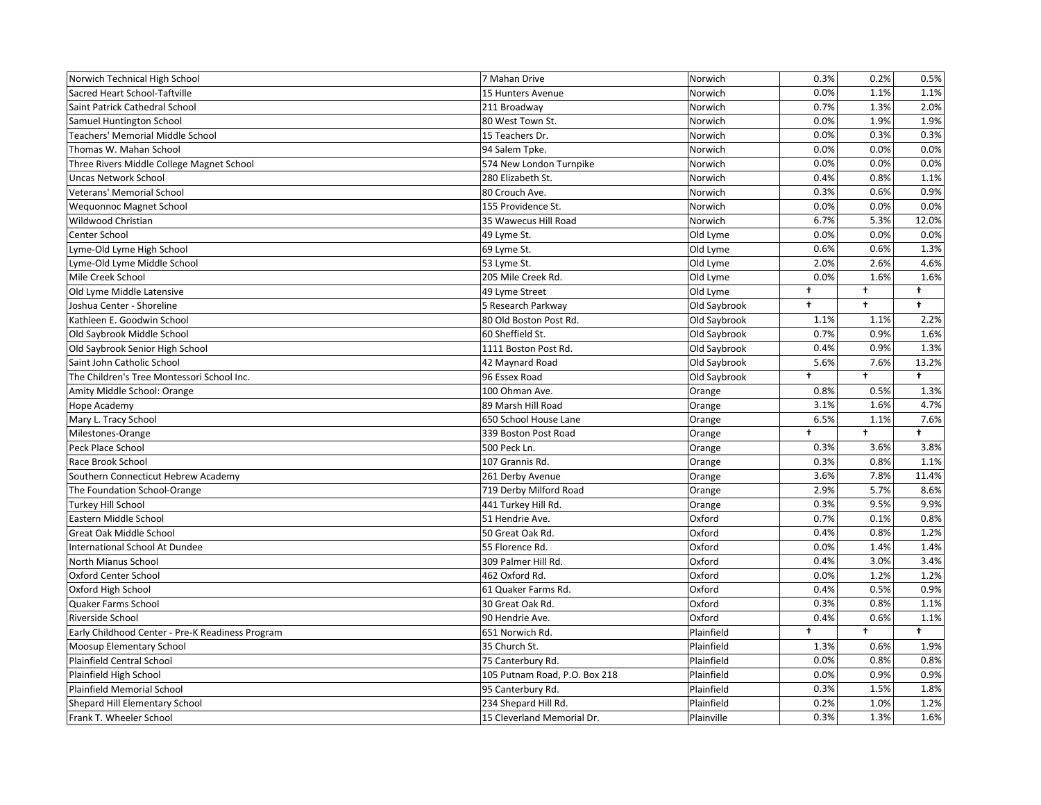| | | | | | |
|---|---|---|---|---|---|
| Norwich Technical High School | 7 Mahan Drive | Norwich | 0.3% | 0.2% | 0.5% |
| Sacred Heart School-Taftville | 15 Hunters Avenue | Norwich | 0.0% | 1.1% | 1.1% |
| Saint Patrick Cathedral School | 211 Broadway | Norwich | 0.7% | 1.3% | 2.0% |
| Samuel Huntington School | 80 West Town St. | Norwich | 0.0% | 1.9% | 1.9% |
| Teachers' Memorial Middle School | 15 Teachers Dr. | Norwich | 0.0% | 0.3% | 0.3% |
| Thomas W. Mahan School | 94 Salem Tpke. | Norwich | 0.0% | 0.0% | 0.0% |
| Three Rivers Middle College Magnet School | 574 New London Turnpike | Norwich | 0.0% | 0.0% | 0.0% |
| Uncas Network School | 280 Elizabeth St. | Norwich | 0.4% | 0.8% | 1.1% |
| Veterans' Memorial School | 80 Crouch Ave. | Norwich | 0.3% | 0.6% | 0.9% |
| Wequonnoc Magnet School | 155 Providence St. | Norwich | 0.0% | 0.0% | 0.0% |
| Wildwood Christian | 35 Wawecus Hill Road | Norwich | 6.7% | 5.3% | 12.0% |
| Center School | 49 Lyme St. | Old Lyme | 0.0% | 0.0% | 0.0% |
| Lyme-Old Lyme High School | 69 Lyme St. | Old Lyme | 0.6% | 0.6% | 1.3% |
| Lyme-Old Lyme Middle School | 53 Lyme St. | Old Lyme | 2.0% | 2.6% | 4.6% |
| Mile Creek School | 205 Mile Creek Rd. | Old Lyme | 0.0% | 1.6% | 1.6% |
| Old Lyme Middle Latensive | 49 Lyme Street | Old Lyme | † | † | † |
| Joshua Center - Shoreline | 5 Research Parkway | Old Saybrook | † | † | † |
| Kathleen E. Goodwin School | 80 Old Boston Post Rd. | Old Saybrook | 1.1% | 1.1% | 2.2% |
| Old Saybrook Middle School | 60 Sheffield St. | Old Saybrook | 0.7% | 0.9% | 1.6% |
| Old Saybrook Senior High School | 1111 Boston Post Rd. | Old Saybrook | 0.4% | 0.9% | 1.3% |
| Saint John Catholic School | 42 Maynard Road | Old Saybrook | 5.6% | 7.6% | 13.2% |
| The Children's Tree Montessori School Inc. | 96 Essex Road | Old Saybrook | † | † | † |
| Amity Middle School: Orange | 100 Ohman Ave. | Orange | 0.8% | 0.5% | 1.3% |
| Hope Academy | 89 Marsh Hill Road | Orange | 3.1% | 1.6% | 4.7% |
| Mary L. Tracy School | 650 School House Lane | Orange | 6.5% | 1.1% | 7.6% |
| Milestones-Orange | 339 Boston Post Road | Orange | † | † | † |
| Peck Place School | 500 Peck Ln. | Orange | 0.3% | 3.6% | 3.8% |
| Race Brook School | 107 Grannis Rd. | Orange | 0.3% | 0.8% | 1.1% |
| Southern Connecticut Hebrew Academy | 261 Derby Avenue | Orange | 3.6% | 7.8% | 11.4% |
| The Foundation School-Orange | 719 Derby Milford Road | Orange | 2.9% | 5.7% | 8.6% |
| Turkey Hill School | 441 Turkey Hill Rd. | Orange | 0.3% | 9.5% | 9.9% |
| Eastern Middle School | 51 Hendrie Ave. | Oxford | 0.7% | 0.1% | 0.8% |
| Great Oak Middle School | 50 Great Oak Rd. | Oxford | 0.4% | 0.8% | 1.2% |
| International School At Dundee | 55 Florence Rd. | Oxford | 0.0% | 1.4% | 1.4% |
| North Mianus School | 309 Palmer Hill Rd. | Oxford | 0.4% | 3.0% | 3.4% |
| Oxford Center School | 462 Oxford Rd. | Oxford | 0.0% | 1.2% | 1.2% |
| Oxford High School | 61 Quaker Farms Rd. | Oxford | 0.4% | 0.5% | 0.9% |
| Quaker Farms School | 30 Great Oak Rd. | Oxford | 0.3% | 0.8% | 1.1% |
| Riverside School | 90 Hendrie Ave. | Oxford | 0.4% | 0.6% | 1.1% |
| Early Childhood Center - Pre-K Readiness Program | 651 Norwich Rd. | Plainfield | † | † | † |
| Moosup Elementary School | 35 Church St. | Plainfield | 1.3% | 0.6% | 1.9% |
| Plainfield Central School | 75 Canterbury Rd. | Plainfield | 0.0% | 0.8% | 0.8% |
| Plainfield High School | 105 Putnam Road, P.O. Box 218 | Plainfield | 0.0% | 0.9% | 0.9% |
| Plainfield Memorial School | 95 Canterbury Rd. | Plainfield | 0.3% | 1.5% | 1.8% |
| Shepard Hill Elementary School | 234 Shepard Hill Rd. | Plainfield | 0.2% | 1.0% | 1.2% |
| Frank T. Wheeler School | 15 Cleverland Memorial Dr. | Plainville | 0.3% | 1.3% | 1.6% |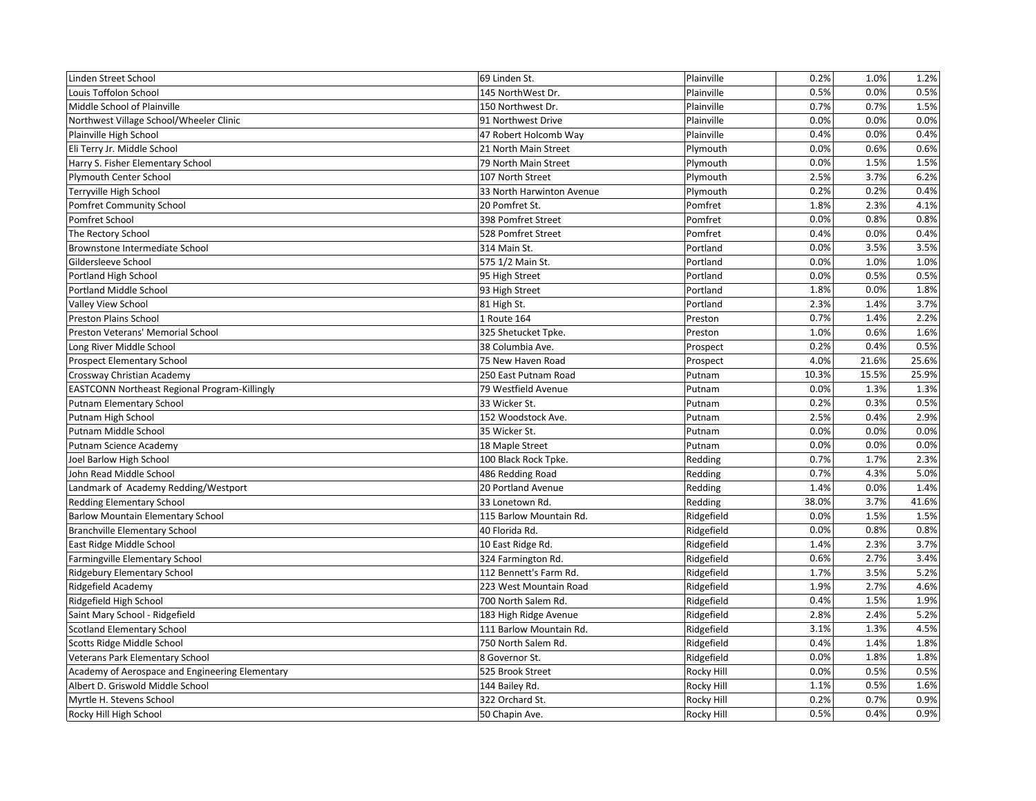| | | | | | |
|---|---|---|---|---|---|
| Linden Street School | 69 Linden St. | Plainville | 0.2% | 1.0% | 1.2% |
| Louis Toffolon School | 145 NorthWest Dr. | Plainville | 0.5% | 0.0% | 0.5% |
| Middle School of Plainville | 150 Northwest Dr. | Plainville | 0.7% | 0.7% | 1.5% |
| Northwest Village School/Wheeler Clinic | 91 Northwest Drive | Plainville | 0.0% | 0.0% | 0.0% |
| Plainville High School | 47 Robert Holcomb Way | Plainville | 0.4% | 0.0% | 0.4% |
| Eli Terry Jr. Middle School | 21 North Main Street | Plymouth | 0.0% | 0.6% | 0.6% |
| Harry S. Fisher Elementary School | 79 North Main Street | Plymouth | 0.0% | 1.5% | 1.5% |
| Plymouth Center School | 107 North Street | Plymouth | 2.5% | 3.7% | 6.2% |
| Terryville High School | 33 North Harwinton Avenue | Plymouth | 0.2% | 0.2% | 0.4% |
| Pomfret Community School | 20 Pomfret St. | Pomfret | 1.8% | 2.3% | 4.1% |
| Pomfret School | 398 Pomfret Street | Pomfret | 0.0% | 0.8% | 0.8% |
| The Rectory School | 528 Pomfret Street | Pomfret | 0.4% | 0.0% | 0.4% |
| Brownstone Intermediate School | 314 Main St. | Portland | 0.0% | 3.5% | 3.5% |
| Gildersleeve School | 575 1/2 Main St. | Portland | 0.0% | 1.0% | 1.0% |
| Portland High School | 95 High Street | Portland | 0.0% | 0.5% | 0.5% |
| Portland Middle School | 93 High Street | Portland | 1.8% | 0.0% | 1.8% |
| Valley View School | 81 High St. | Portland | 2.3% | 1.4% | 3.7% |
| Preston Plains School | 1 Route 164 | Preston | 0.7% | 1.4% | 2.2% |
| Preston Veterans' Memorial School | 325 Shetucket Tpke. | Preston | 1.0% | 0.6% | 1.6% |
| Long River Middle School | 38 Columbia Ave. | Prospect | 0.2% | 0.4% | 0.5% |
| Prospect Elementary School | 75 New Haven Road | Prospect | 4.0% | 21.6% | 25.6% |
| Crossway Christian Academy | 250 East Putnam Road | Putnam | 10.3% | 15.5% | 25.9% |
| EASTCONN Northeast Regional Program-Killingly | 79 Westfield Avenue | Putnam | 0.0% | 1.3% | 1.3% |
| Putnam Elementary School | 33 Wicker St. | Putnam | 0.2% | 0.3% | 0.5% |
| Putnam High School | 152 Woodstock Ave. | Putnam | 2.5% | 0.4% | 2.9% |
| Putnam Middle School | 35 Wicker St. | Putnam | 0.0% | 0.0% | 0.0% |
| Putnam Science Academy | 18 Maple Street | Putnam | 0.0% | 0.0% | 0.0% |
| Joel Barlow High School | 100 Black Rock Tpke. | Redding | 0.7% | 1.7% | 2.3% |
| John Read Middle School | 486 Redding Road | Redding | 0.7% | 4.3% | 5.0% |
| Landmark of Academy Redding/Westport | 20 Portland Avenue | Redding | 1.4% | 0.0% | 1.4% |
| Redding Elementary School | 33 Lonetown Rd. | Redding | 38.0% | 3.7% | 41.6% |
| Barlow Mountain Elementary School | 115 Barlow Mountain Rd. | Ridgefield | 0.0% | 1.5% | 1.5% |
| Branchville Elementary School | 40 Florida Rd. | Ridgefield | 0.0% | 0.8% | 0.8% |
| East Ridge Middle School | 10 East Ridge Rd. | Ridgefield | 1.4% | 2.3% | 3.7% |
| Farmingville Elementary School | 324 Farmington Rd. | Ridgefield | 0.6% | 2.7% | 3.4% |
| Ridgebury Elementary School | 112 Bennett's Farm Rd. | Ridgefield | 1.7% | 3.5% | 5.2% |
| Ridgefield Academy | 223 West Mountain Road | Ridgefield | 1.9% | 2.7% | 4.6% |
| Ridgefield High School | 700 North Salem Rd. | Ridgefield | 0.4% | 1.5% | 1.9% |
| Saint Mary School - Ridgefield | 183 High Ridge Avenue | Ridgefield | 2.8% | 2.4% | 5.2% |
| Scotland Elementary School | 111 Barlow Mountain Rd. | Ridgefield | 3.1% | 1.3% | 4.5% |
| Scotts Ridge Middle School | 750 North Salem Rd. | Ridgefield | 0.4% | 1.4% | 1.8% |
| Veterans Park Elementary School | 8 Governor St. | Ridgefield | 0.0% | 1.8% | 1.8% |
| Academy of Aerospace and Engineering Elementary | 525 Brook Street | Rocky Hill | 0.0% | 0.5% | 0.5% |
| Albert D. Griswold Middle School | 144 Bailey Rd. | Rocky Hill | 1.1% | 0.5% | 1.6% |
| Myrtle H. Stevens School | 322 Orchard St. | Rocky Hill | 0.2% | 0.7% | 0.9% |
| Rocky Hill High School | 50 Chapin Ave. | Rocky Hill | 0.5% | 0.4% | 0.9% |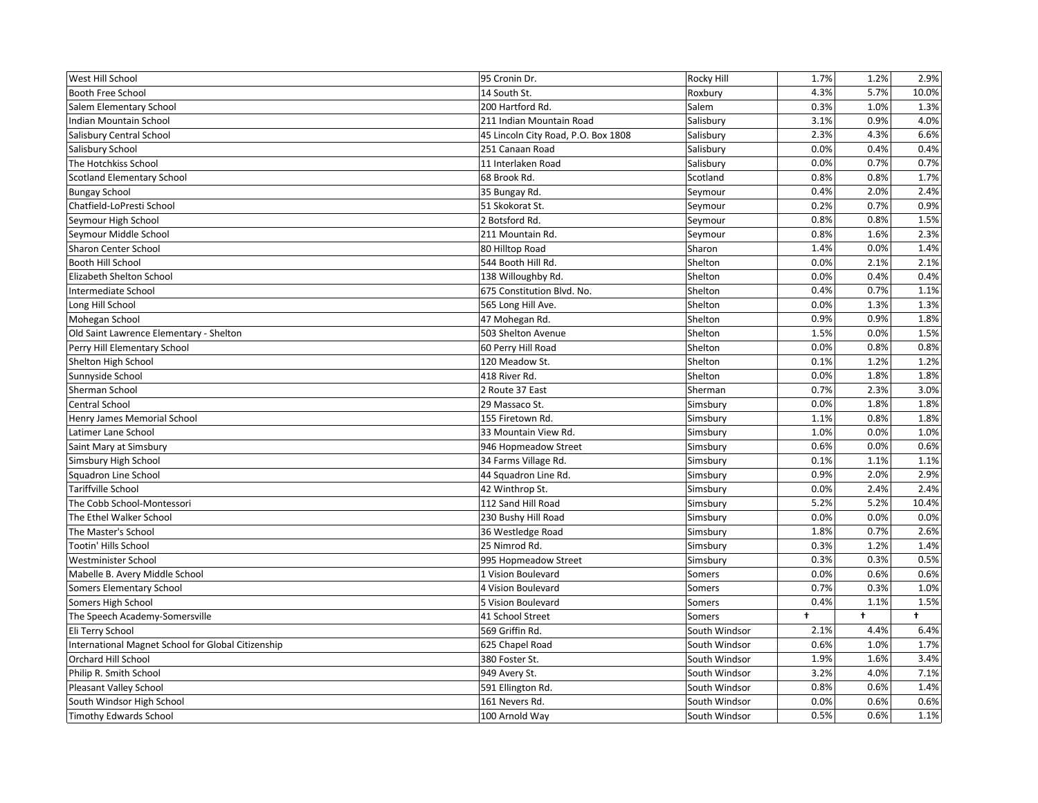| | | | | | |
|---|---|---|---|---|---|
| West Hill School | 95 Cronin Dr. | Rocky Hill | 1.7% | 1.2% | 2.9% |
| Booth Free School | 14 South St. | Roxbury | 4.3% | 5.7% | 10.0% |
| Salem Elementary School | 200 Hartford Rd. | Salem | 0.3% | 1.0% | 1.3% |
| Indian Mountain School | 211 Indian Mountain Road | Salisbury | 3.1% | 0.9% | 4.0% |
| Salisbury Central School | 45 Lincoln City Road, P.O. Box 1808 | Salisbury | 2.3% | 4.3% | 6.6% |
| Salisbury School | 251 Canaan Road | Salisbury | 0.0% | 0.4% | 0.4% |
| The Hotchkiss School | 11 Interlaken Road | Salisbury | 0.0% | 0.7% | 0.7% |
| Scotland Elementary School | 68 Brook Rd. | Scotland | 0.8% | 0.8% | 1.7% |
| Bungay School | 35 Bungay Rd. | Seymour | 0.4% | 2.0% | 2.4% |
| Chatfield-LoPresti School | 51 Skokorat St. | Seymour | 0.2% | 0.7% | 0.9% |
| Seymour High School | 2 Botsford Rd. | Seymour | 0.8% | 0.8% | 1.5% |
| Seymour Middle School | 211 Mountain Rd. | Seymour | 0.8% | 1.6% | 2.3% |
| Sharon Center School | 80 Hilltop Road | Sharon | 1.4% | 0.0% | 1.4% |
| Booth Hill School | 544 Booth Hill Rd. | Shelton | 0.0% | 2.1% | 2.1% |
| Elizabeth Shelton School | 138 Willoughby Rd. | Shelton | 0.0% | 0.4% | 0.4% |
| Intermediate School | 675 Constitution Blvd. No. | Shelton | 0.4% | 0.7% | 1.1% |
| Long Hill School | 565 Long Hill Ave. | Shelton | 0.0% | 1.3% | 1.3% |
| Mohegan School | 47 Mohegan Rd. | Shelton | 0.9% | 0.9% | 1.8% |
| Old Saint Lawrence Elementary - Shelton | 503 Shelton Avenue | Shelton | 1.5% | 0.0% | 1.5% |
| Perry Hill Elementary School | 60 Perry Hill Road | Shelton | 0.0% | 0.8% | 0.8% |
| Shelton High School | 120 Meadow St. | Shelton | 0.1% | 1.2% | 1.2% |
| Sunnyside School | 418 River Rd. | Shelton | 0.0% | 1.8% | 1.8% |
| Sherman School | 2 Route 37 East | Sherman | 0.7% | 2.3% | 3.0% |
| Central School | 29 Massaco St. | Simsbury | 0.0% | 1.8% | 1.8% |
| Henry James Memorial School | 155 Firetown Rd. | Simsbury | 1.1% | 0.8% | 1.8% |
| Latimer Lane School | 33 Mountain View Rd. | Simsbury | 1.0% | 0.0% | 1.0% |
| Saint Mary at Simsbury | 946 Hopmeadow Street | Simsbury | 0.6% | 0.0% | 0.6% |
| Simsbury High School | 34 Farms Village Rd. | Simsbury | 0.1% | 1.1% | 1.1% |
| Squadron Line School | 44 Squadron Line Rd. | Simsbury | 0.9% | 2.0% | 2.9% |
| Tariffville School | 42 Winthrop St. | Simsbury | 0.0% | 2.4% | 2.4% |
| The Cobb School-Montessori | 112 Sand Hill Road | Simsbury | 5.2% | 5.2% | 10.4% |
| The Ethel Walker School | 230 Bushy Hill Road | Simsbury | 0.0% | 0.0% | 0.0% |
| The Master's School | 36 Westledge Road | Simsbury | 1.8% | 0.7% | 2.6% |
| Tootin' Hills School | 25 Nimrod Rd. | Simsbury | 0.3% | 1.2% | 1.4% |
| Westminister School | 995 Hopmeadow Street | Simsbury | 0.3% | 0.3% | 0.5% |
| Mabelle B. Avery Middle School | 1 Vision Boulevard | Somers | 0.0% | 0.6% | 0.6% |
| Somers Elementary School | 4 Vision Boulevard | Somers | 0.7% | 0.3% | 1.0% |
| Somers High School | 5 Vision Boulevard | Somers | 0.4% | 1.1% | 1.5% |
| The Speech Academy-Somersville | 41 School Street | Somers | † | † | † |
| Eli Terry School | 569 Griffin Rd. | South Windsor | 2.1% | 4.4% | 6.4% |
| International Magnet School for Global Citizenship | 625 Chapel Road | South Windsor | 0.6% | 1.0% | 1.7% |
| Orchard Hill School | 380 Foster St. | South Windsor | 1.9% | 1.6% | 3.4% |
| Philip R. Smith School | 949 Avery St. | South Windsor | 3.2% | 4.0% | 7.1% |
| Pleasant Valley School | 591 Ellington Rd. | South Windsor | 0.8% | 0.6% | 1.4% |
| South Windsor High School | 161 Nevers Rd. | South Windsor | 0.0% | 0.6% | 0.6% |
| Timothy Edwards School | 100 Arnold Way | South Windsor | 0.5% | 0.6% | 1.1% |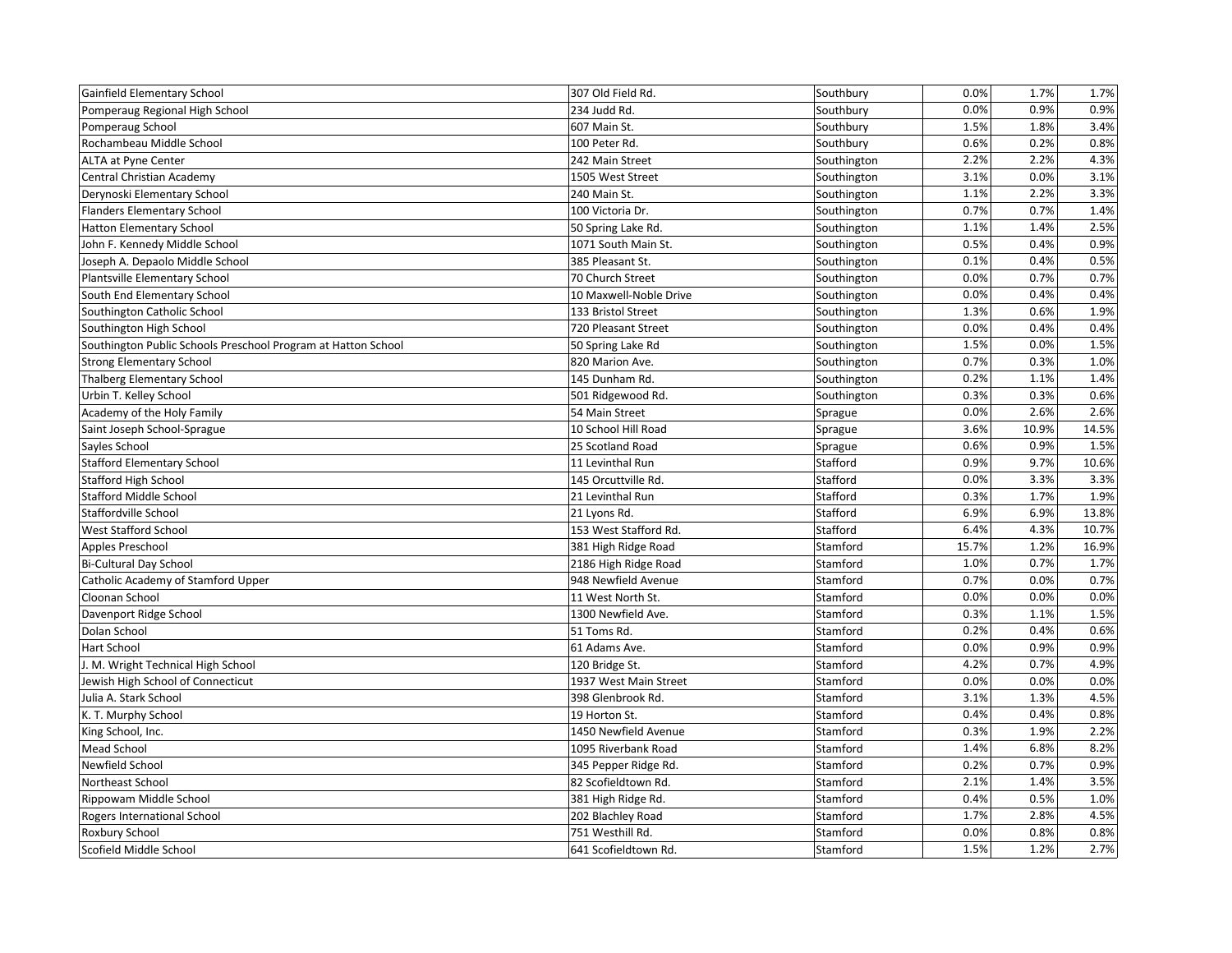| | | | | | |
|---|---|---|---|---|---|
| Gainfield Elementary School | 307 Old Field Rd. | Southbury | 0.0% | 1.7% | 1.7% |
| Pomperaug Regional High School | 234 Judd Rd. | Southbury | 0.0% | 0.9% | 0.9% |
| Pomperaug School | 607 Main St. | Southbury | 1.5% | 1.8% | 3.4% |
| Rochambeau Middle School | 100 Peter Rd. | Southbury | 0.6% | 0.2% | 0.8% |
| ALTA at Pyne Center | 242 Main Street | Southington | 2.2% | 2.2% | 4.3% |
| Central Christian Academy | 1505 West Street | Southington | 3.1% | 0.0% | 3.1% |
| Derynoski Elementary School | 240 Main St. | Southington | 1.1% | 2.2% | 3.3% |
| Flanders Elementary School | 100 Victoria Dr. | Southington | 0.7% | 0.7% | 1.4% |
| Hatton Elementary School | 50 Spring Lake Rd. | Southington | 1.1% | 1.4% | 2.5% |
| John F. Kennedy Middle School | 1071 South Main St. | Southington | 0.5% | 0.4% | 0.9% |
| Joseph A. Depaolo Middle School | 385 Pleasant St. | Southington | 0.1% | 0.4% | 0.5% |
| Plantsville Elementary School | 70 Church Street | Southington | 0.0% | 0.7% | 0.7% |
| South End Elementary School | 10 Maxwell-Noble Drive | Southington | 0.0% | 0.4% | 0.4% |
| Southington Catholic School | 133 Bristol Street | Southington | 1.3% | 0.6% | 1.9% |
| Southington High School | 720 Pleasant Street | Southington | 0.0% | 0.4% | 0.4% |
| Southington Public Schools Preschool Program at Hatton School | 50 Spring Lake Rd | Southington | 1.5% | 0.0% | 1.5% |
| Strong Elementary School | 820 Marion Ave. | Southington | 0.7% | 0.3% | 1.0% |
| Thalberg Elementary School | 145 Dunham Rd. | Southington | 0.2% | 1.1% | 1.4% |
| Urbin T. Kelley School | 501 Ridgewood Rd. | Southington | 0.3% | 0.3% | 0.6% |
| Academy of the Holy Family | 54 Main Street | Sprague | 0.0% | 2.6% | 2.6% |
| Saint Joseph School-Sprague | 10 School Hill Road | Sprague | 3.6% | 10.9% | 14.5% |
| Sayles School | 25 Scotland Road | Sprague | 0.6% | 0.9% | 1.5% |
| Stafford Elementary School | 11 Levinthal Run | Stafford | 0.9% | 9.7% | 10.6% |
| Stafford High School | 145 Orcuttville Rd. | Stafford | 0.0% | 3.3% | 3.3% |
| Stafford Middle School | 21 Levinthal Run | Stafford | 0.3% | 1.7% | 1.9% |
| Staffordville School | 21 Lyons Rd. | Stafford | 6.9% | 6.9% | 13.8% |
| West Stafford School | 153 West Stafford Rd. | Stafford | 6.4% | 4.3% | 10.7% |
| Apples Preschool | 381 High Ridge Road | Stamford | 15.7% | 1.2% | 16.9% |
| Bi-Cultural Day School | 2186 High Ridge Road | Stamford | 1.0% | 0.7% | 1.7% |
| Catholic Academy of Stamford Upper | 948 Newfield Avenue | Stamford | 0.7% | 0.0% | 0.7% |
| Cloonan School | 11 West North St. | Stamford | 0.0% | 0.0% | 0.0% |
| Davenport Ridge School | 1300 Newfield Ave. | Stamford | 0.3% | 1.1% | 1.5% |
| Dolan School | 51 Toms Rd. | Stamford | 0.2% | 0.4% | 0.6% |
| Hart School | 61 Adams Ave. | Stamford | 0.0% | 0.9% | 0.9% |
| J. M. Wright Technical High School | 120 Bridge St. | Stamford | 4.2% | 0.7% | 4.9% |
| Jewish High School of Connecticut | 1937 West Main Street | Stamford | 0.0% | 0.0% | 0.0% |
| Julia A. Stark School | 398 Glenbrook Rd. | Stamford | 3.1% | 1.3% | 4.5% |
| K. T. Murphy School | 19 Horton St. | Stamford | 0.4% | 0.4% | 0.8% |
| King School, Inc. | 1450 Newfield Avenue | Stamford | 0.3% | 1.9% | 2.2% |
| Mead School | 1095 Riverbank Road | Stamford | 1.4% | 6.8% | 8.2% |
| Newfield School | 345 Pepper Ridge Rd. | Stamford | 0.2% | 0.7% | 0.9% |
| Northeast School | 82 Scofieldtown Rd. | Stamford | 2.1% | 1.4% | 3.5% |
| Rippowam Middle School | 381 High Ridge Rd. | Stamford | 0.4% | 0.5% | 1.0% |
| Rogers International School | 202 Blachley Road | Stamford | 1.7% | 2.8% | 4.5% |
| Roxbury School | 751 Westhill Rd. | Stamford | 0.0% | 0.8% | 0.8% |
| Scofield Middle School | 641 Scofieldtown Rd. | Stamford | 1.5% | 1.2% | 2.7% |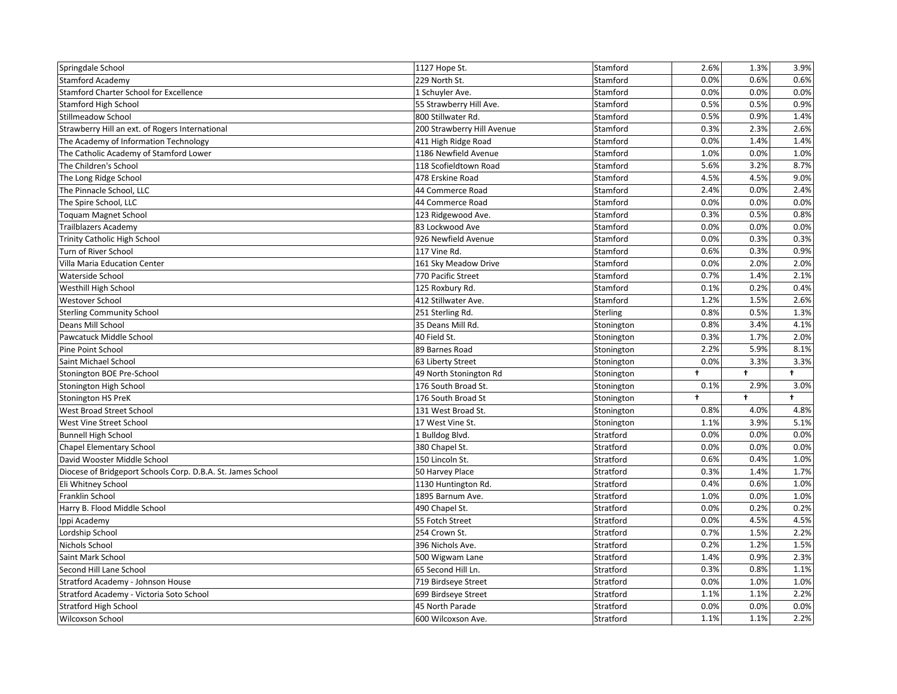| | | | | | |
|---|---|---|---|---|---|
| Springdale School | 1127 Hope St. | Stamford | 2.6% | 1.3% | 3.9% |
| Stamford Academy | 229 North St. | Stamford | 0.0% | 0.6% | 0.6% |
| Stamford Charter School for Excellence | 1 Schuyler Ave. | Stamford | 0.0% | 0.0% | 0.0% |
| Stamford High School | 55 Strawberry Hill Ave. | Stamford | 0.5% | 0.5% | 0.9% |
| Stillmeadow School | 800 Stillwater Rd. | Stamford | 0.5% | 0.9% | 1.4% |
| Strawberry Hill an ext. of Rogers International | 200 Strawberry Hill Avenue | Stamford | 0.3% | 2.3% | 2.6% |
| The Academy of Information Technology | 411 High Ridge Road | Stamford | 0.0% | 1.4% | 1.4% |
| The Catholic Academy of Stamford Lower | 1186 Newfield Avenue | Stamford | 1.0% | 0.0% | 1.0% |
| The Children's School | 118 Scofieldtown Road | Stamford | 5.6% | 3.2% | 8.7% |
| The Long Ridge School | 478 Erskine Road | Stamford | 4.5% | 4.5% | 9.0% |
| The Pinnacle School, LLC | 44 Commerce Road | Stamford | 2.4% | 0.0% | 2.4% |
| The Spire School, LLC | 44 Commerce Road | Stamford | 0.0% | 0.0% | 0.0% |
| Toquam Magnet School | 123 Ridgewood Ave. | Stamford | 0.3% | 0.5% | 0.8% |
| Trailblazers Academy | 83 Lockwood Ave | Stamford | 0.0% | 0.0% | 0.0% |
| Trinity Catholic High School | 926 Newfield Avenue | Stamford | 0.0% | 0.3% | 0.3% |
| Turn of River School | 117 Vine Rd. | Stamford | 0.6% | 0.3% | 0.9% |
| Villa Maria Education Center | 161 Sky Meadow Drive | Stamford | 0.0% | 2.0% | 2.0% |
| Waterside School | 770 Pacific Street | Stamford | 0.7% | 1.4% | 2.1% |
| Westhill High School | 125 Roxbury Rd. | Stamford | 0.1% | 0.2% | 0.4% |
| Westover School | 412 Stillwater Ave. | Stamford | 1.2% | 1.5% | 2.6% |
| Sterling Community School | 251 Sterling Rd. | Sterling | 0.8% | 0.5% | 1.3% |
| Deans Mill School | 35 Deans Mill Rd. | Stonington | 0.8% | 3.4% | 4.1% |
| Pawcatuck Middle School | 40 Field St. | Stonington | 0.3% | 1.7% | 2.0% |
| Pine Point School | 89 Barnes Road | Stonington | 2.2% | 5.9% | 8.1% |
| Saint Michael School | 63 Liberty Street | Stonington | 0.0% | 3.3% | 3.3% |
| Stonington BOE Pre-School | 49 North Stonington Rd | Stonington | † | † | † |
| Stonington High School | 176 South Broad St. | Stonington | 0.1% | 2.9% | 3.0% |
| Stonington HS PreK | 176 South Broad St | Stonington | † | † | † |
| West Broad Street School | 131 West Broad St. | Stonington | 0.8% | 4.0% | 4.8% |
| West Vine Street School | 17 West Vine St. | Stonington | 1.1% | 3.9% | 5.1% |
| Bunnell High School | 1 Bulldog Blvd. | Stratford | 0.0% | 0.0% | 0.0% |
| Chapel Elementary School | 380 Chapel St. | Stratford | 0.0% | 0.0% | 0.0% |
| David Wooster Middle School | 150 Lincoln St. | Stratford | 0.6% | 0.4% | 1.0% |
| Diocese of Bridgeport Schools Corp. D.B.A. St. James School | 50 Harvey Place | Stratford | 0.3% | 1.4% | 1.7% |
| Eli Whitney School | 1130 Huntington Rd. | Stratford | 0.4% | 0.6% | 1.0% |
| Franklin School | 1895 Barnum Ave. | Stratford | 1.0% | 0.0% | 1.0% |
| Harry B. Flood Middle School | 490 Chapel St. | Stratford | 0.0% | 0.2% | 0.2% |
| Ippi Academy | 55 Fotch Street | Stratford | 0.0% | 4.5% | 4.5% |
| Lordship School | 254 Crown St. | Stratford | 0.7% | 1.5% | 2.2% |
| Nichols School | 396 Nichols Ave. | Stratford | 0.2% | 1.2% | 1.5% |
| Saint Mark School | 500 Wigwam Lane | Stratford | 1.4% | 0.9% | 2.3% |
| Second Hill Lane School | 65 Second Hill Ln. | Stratford | 0.3% | 0.8% | 1.1% |
| Stratford Academy - Johnson House | 719 Birdseye Street | Stratford | 0.0% | 1.0% | 1.0% |
| Stratford Academy - Victoria Soto School | 699 Birdseye Street | Stratford | 1.1% | 1.1% | 2.2% |
| Stratford High School | 45 North Parade | Stratford | 0.0% | 0.0% | 0.0% |
| Wilcoxson School | 600 Wilcoxson Ave. | Stratford | 1.1% | 1.1% | 2.2% |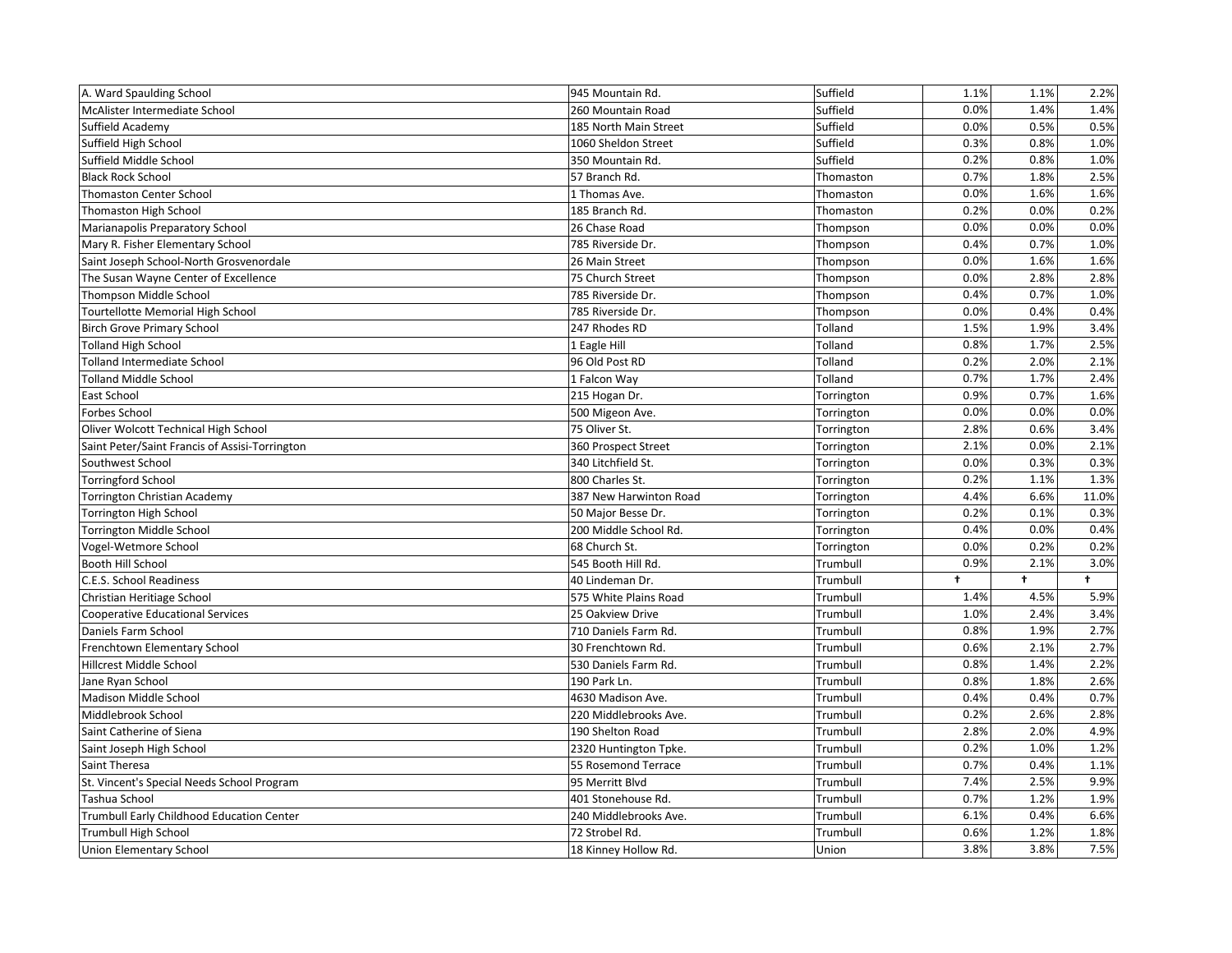| | | | | | |
|---|---|---|---|---|---|
| A. Ward Spaulding School | 945 Mountain Rd. | Suffield | 1.1% | 1.1% | 2.2% |
| McAlister Intermediate School | 260 Mountain Road | Suffield | 0.0% | 1.4% | 1.4% |
| Suffield Academy | 185 North Main Street | Suffield | 0.0% | 0.5% | 0.5% |
| Suffield High School | 1060 Sheldon Street | Suffield | 0.3% | 0.8% | 1.0% |
| Suffield Middle School | 350 Mountain Rd. | Suffield | 0.2% | 0.8% | 1.0% |
| Black Rock School | 57 Branch Rd. | Thomaston | 0.7% | 1.8% | 2.5% |
| Thomaston Center School | 1 Thomas Ave. | Thomaston | 0.0% | 1.6% | 1.6% |
| Thomaston High School | 185 Branch Rd. | Thomaston | 0.2% | 0.0% | 0.2% |
| Marianapolis Preparatory School | 26 Chase Road | Thompson | 0.0% | 0.0% | 0.0% |
| Mary R. Fisher Elementary School | 785 Riverside Dr. | Thompson | 0.4% | 0.7% | 1.0% |
| Saint Joseph School-North Grosvenordale | 26 Main Street | Thompson | 0.0% | 1.6% | 1.6% |
| The Susan Wayne Center of Excellence | 75 Church Street | Thompson | 0.0% | 2.8% | 2.8% |
| Thompson Middle School | 785 Riverside Dr. | Thompson | 0.4% | 0.7% | 1.0% |
| Tourtellotte Memorial High School | 785 Riverside Dr. | Thompson | 0.0% | 0.4% | 0.4% |
| Birch Grove Primary School | 247 Rhodes RD | Tolland | 1.5% | 1.9% | 3.4% |
| Tolland High School | 1 Eagle Hill | Tolland | 0.8% | 1.7% | 2.5% |
| Tolland Intermediate School | 96 Old Post RD | Tolland | 0.2% | 2.0% | 2.1% |
| Tolland Middle School | 1 Falcon Way | Tolland | 0.7% | 1.7% | 2.4% |
| East School | 215 Hogan Dr. | Torrington | 0.9% | 0.7% | 1.6% |
| Forbes School | 500 Migeon Ave. | Torrington | 0.0% | 0.0% | 0.0% |
| Oliver Wolcott Technical High School | 75 Oliver St. | Torrington | 2.8% | 0.6% | 3.4% |
| Saint Peter/Saint Francis of Assisi-Torrington | 360 Prospect Street | Torrington | 2.1% | 0.0% | 2.1% |
| Southwest School | 340 Litchfield St. | Torrington | 0.0% | 0.3% | 0.3% |
| Torringford School | 800 Charles St. | Torrington | 0.2% | 1.1% | 1.3% |
| Torrington Christian Academy | 387 New Harwinton Road | Torrington | 4.4% | 6.6% | 11.0% |
| Torrington High School | 50 Major Besse Dr. | Torrington | 0.2% | 0.1% | 0.3% |
| Torrington Middle School | 200 Middle School Rd. | Torrington | 0.4% | 0.0% | 0.4% |
| Vogel-Wetmore School | 68 Church St. | Torrington | 0.0% | 0.2% | 0.2% |
| Booth Hill School | 545 Booth Hill Rd. | Trumbull | 0.9% | 2.1% | 3.0% |
| C.E.S. School Readiness | 40 Lindeman Dr. | Trumbull | † | † | † |
| Christian Heritiage School | 575 White Plains Road | Trumbull | 1.4% | 4.5% | 5.9% |
| Cooperative Educational Services | 25 Oakview Drive | Trumbull | 1.0% | 2.4% | 3.4% |
| Daniels Farm School | 710 Daniels Farm Rd. | Trumbull | 0.8% | 1.9% | 2.7% |
| Frenchtown Elementary School | 30 Frenchtown Rd. | Trumbull | 0.6% | 2.1% | 2.7% |
| Hillcrest Middle School | 530 Daniels Farm Rd. | Trumbull | 0.8% | 1.4% | 2.2% |
| Jane Ryan School | 190 Park Ln. | Trumbull | 0.8% | 1.8% | 2.6% |
| Madison Middle School | 4630 Madison Ave. | Trumbull | 0.4% | 0.4% | 0.7% |
| Middlebrook School | 220 Middlebrooks Ave. | Trumbull | 0.2% | 2.6% | 2.8% |
| Saint Catherine of Siena | 190 Shelton Road | Trumbull | 2.8% | 2.0% | 4.9% |
| Saint Joseph High School | 2320 Huntington Tpke. | Trumbull | 0.2% | 1.0% | 1.2% |
| Saint Theresa | 55 Rosemond Terrace | Trumbull | 0.7% | 0.4% | 1.1% |
| St. Vincent's Special Needs School Program | 95 Merritt Blvd | Trumbull | 7.4% | 2.5% | 9.9% |
| Tashua School | 401 Stonehouse Rd. | Trumbull | 0.7% | 1.2% | 1.9% |
| Trumbull Early Childhood Education Center | 240 Middlebrooks Ave. | Trumbull | 6.1% | 0.4% | 6.6% |
| Trumbull High School | 72 Strobel Rd. | Trumbull | 0.6% | 1.2% | 1.8% |
| Union Elementary School | 18 Kinney Hollow Rd. | Union | 3.8% | 3.8% | 7.5% |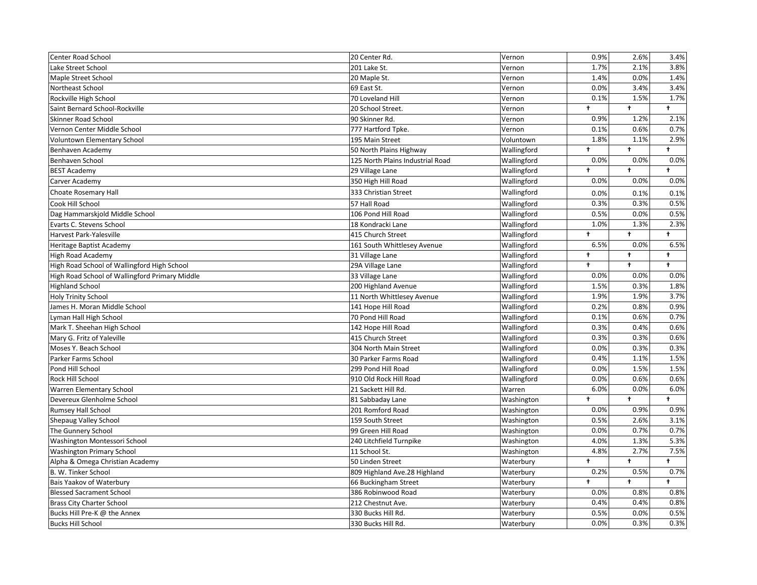| | | | | | |
|---|---|---|---|---|---|
| Center Road School | 20 Center Rd. | Vernon | 0.9% | 2.6% | 3.4% |
| Lake Street School | 201 Lake St. | Vernon | 1.7% | 2.1% | 3.8% |
| Maple Street School | 20 Maple St. | Vernon | 1.4% | 0.0% | 1.4% |
| Northeast School | 69 East St. | Vernon | 0.0% | 3.4% | 3.4% |
| Rockville High School | 70 Loveland Hill | Vernon | 0.1% | 1.5% | 1.7% |
| Saint Bernard School-Rockville | 20 School Street. | Vernon | † | † | † |
| Skinner Road School | 90 Skinner Rd. | Vernon | 0.9% | 1.2% | 2.1% |
| Vernon Center Middle School | 777 Hartford Tpke. | Vernon | 0.1% | 0.6% | 0.7% |
| Voluntown Elementary School | 195 Main Street | Voluntown | 1.8% | 1.1% | 2.9% |
| Benhaven Academy | 50 North Plains Highway | Wallingford | † | † | † |
| Benhaven School | 125 North Plains Industrial Road | Wallingford | 0.0% | 0.0% | 0.0% |
| BEST Academy | 29 Village Lane | Wallingford | † | † | † |
| Carver Academy | 350 High Hill Road | Wallingford | 0.0% | 0.0% | 0.0% |
| Choate Rosemary Hall | 333 Christian Street | Wallingford | 0.0% | 0.1% | 0.1% |
| Cook Hill School | 57 Hall Road | Wallingford | 0.3% | 0.3% | 0.5% |
| Dag Hammarskjold Middle School | 106 Pond Hill Road | Wallingford | 0.5% | 0.0% | 0.5% |
| Evarts C. Stevens School | 18 Kondracki Lane | Wallingford | 1.0% | 1.3% | 2.3% |
| Harvest Park-Yalesville | 415 Church Street | Wallingford | † | † | † |
| Heritage Baptist Academy | 161 South Whittlesey Avenue | Wallingford | 6.5% | 0.0% | 6.5% |
| High Road Academy | 31 Village Lane | Wallingford | † | † | † |
| High Road School of Wallingford High School | 29A Village Lane | Wallingford | † | † | † |
| High Road School of Wallingford Primary Middle | 33 Village Lane | Wallingford | 0.0% | 0.0% | 0.0% |
| Highland School | 200 Highland Avenue | Wallingford | 1.5% | 0.3% | 1.8% |
| Holy Trinity School | 11 North Whittlesey Avenue | Wallingford | 1.9% | 1.9% | 3.7% |
| James H. Moran Middle School | 141 Hope Hill Road | Wallingford | 0.2% | 0.8% | 0.9% |
| Lyman Hall High School | 70 Pond Hill Road | Wallingford | 0.1% | 0.6% | 0.7% |
| Mark T. Sheehan High School | 142 Hope Hill Road | Wallingford | 0.3% | 0.4% | 0.6% |
| Mary G. Fritz of Yaleville | 415 Church Street | Wallingford | 0.3% | 0.3% | 0.6% |
| Moses Y. Beach School | 304 North Main Street | Wallingford | 0.0% | 0.3% | 0.3% |
| Parker Farms School | 30 Parker Farms Road | Wallingford | 0.4% | 1.1% | 1.5% |
| Pond Hill School | 299 Pond Hill Road | Wallingford | 0.0% | 1.5% | 1.5% |
| Rock Hill School | 910 Old Rock Hill Road | Wallingford | 0.0% | 0.6% | 0.6% |
| Warren Elementary School | 21 Sackett Hill Rd. | Warren | 6.0% | 0.0% | 6.0% |
| Devereux Glenholme School | 81 Sabbaday Lane | Washington | † | † | † |
| Rumsey Hall School | 201 Romford Road | Washington | 0.0% | 0.9% | 0.9% |
| Shepaug Valley School | 159 South Street | Washington | 0.5% | 2.6% | 3.1% |
| The Gunnery School | 99 Green Hill Road | Washington | 0.0% | 0.7% | 0.7% |
| Washington Montessori School | 240 Litchfield Turnpike | Washington | 4.0% | 1.3% | 5.3% |
| Washington Primary School | 11 School St. | Washington | 4.8% | 2.7% | 7.5% |
| Alpha & Omega Christian Academy | 50 Linden Street | Waterbury | † | † | † |
| B. W. Tinker School | 809 Highland Ave.28 Highland | Waterbury | 0.2% | 0.5% | 0.7% |
| Bais Yaakov of Waterbury | 66 Buckingham Street | Waterbury | † | † | † |
| Blessed Sacrament School | 386 Robinwood Road | Waterbury | 0.0% | 0.8% | 0.8% |
| Brass City Charter School | 212 Chestnut Ave. | Waterbury | 0.4% | 0.4% | 0.8% |
| Bucks Hill Pre-K @ the Annex | 330 Bucks Hill Rd. | Waterbury | 0.5% | 0.0% | 0.5% |
| Bucks Hill School | 330 Bucks Hill Rd. | Waterbury | 0.0% | 0.3% | 0.3% |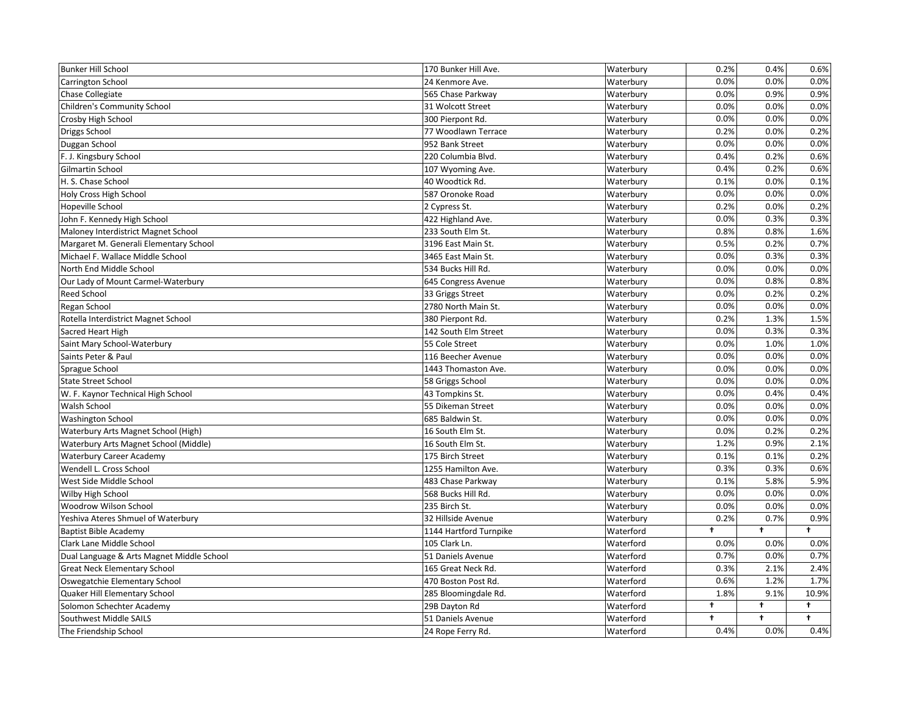| | | | | | |
|---|---|---|---|---|---|
| Bunker Hill School | 170 Bunker Hill Ave. | Waterbury | 0.2% | 0.4% | 0.6% |
| Carrington School | 24 Kenmore Ave. | Waterbury | 0.0% | 0.0% | 0.0% |
| Chase Collegiate | 565 Chase Parkway | Waterbury | 0.0% | 0.9% | 0.9% |
| Children's Community School | 31 Wolcott Street | Waterbury | 0.0% | 0.0% | 0.0% |
| Crosby High School | 300 Pierpont Rd. | Waterbury | 0.0% | 0.0% | 0.0% |
| Driggs School | 77 Woodlawn Terrace | Waterbury | 0.2% | 0.0% | 0.2% |
| Duggan School | 952 Bank Street | Waterbury | 0.0% | 0.0% | 0.0% |
| F. J. Kingsbury School | 220 Columbia Blvd. | Waterbury | 0.4% | 0.2% | 0.6% |
| Gilmartin School | 107 Wyoming Ave. | Waterbury | 0.4% | 0.2% | 0.6% |
| H. S. Chase School | 40 Woodtick Rd. | Waterbury | 0.1% | 0.0% | 0.1% |
| Holy Cross High School | 587 Oronoke Road | Waterbury | 0.0% | 0.0% | 0.0% |
| Hopeville School | 2 Cypress St. | Waterbury | 0.2% | 0.0% | 0.2% |
| John F. Kennedy High School | 422 Highland Ave. | Waterbury | 0.0% | 0.3% | 0.3% |
| Maloney Interdistrict Magnet School | 233 South Elm St. | Waterbury | 0.8% | 0.8% | 1.6% |
| Margaret M. Generali Elementary School | 3196 East Main St. | Waterbury | 0.5% | 0.2% | 0.7% |
| Michael F. Wallace Middle School | 3465 East Main St. | Waterbury | 0.0% | 0.3% | 0.3% |
| North End Middle School | 534 Bucks Hill Rd. | Waterbury | 0.0% | 0.0% | 0.0% |
| Our Lady of Mount Carmel-Waterbury | 645 Congress Avenue | Waterbury | 0.0% | 0.8% | 0.8% |
| Reed School | 33 Griggs Street | Waterbury | 0.0% | 0.2% | 0.2% |
| Regan School | 2780 North Main St. | Waterbury | 0.0% | 0.0% | 0.0% |
| Rotella Interdistrict Magnet School | 380 Pierpont Rd. | Waterbury | 0.2% | 1.3% | 1.5% |
| Sacred Heart High | 142 South Elm Street | Waterbury | 0.0% | 0.3% | 0.3% |
| Saint Mary School-Waterbury | 55 Cole Street | Waterbury | 0.0% | 1.0% | 1.0% |
| Saints Peter & Paul | 116 Beecher Avenue | Waterbury | 0.0% | 0.0% | 0.0% |
| Sprague School | 1443 Thomaston Ave. | Waterbury | 0.0% | 0.0% | 0.0% |
| State Street School | 58 Griggs School | Waterbury | 0.0% | 0.0% | 0.0% |
| W. F. Kaynor Technical High School | 43 Tompkins St. | Waterbury | 0.0% | 0.4% | 0.4% |
| Walsh School | 55 Dikeman Street | Waterbury | 0.0% | 0.0% | 0.0% |
| Washington School | 685 Baldwin St. | Waterbury | 0.0% | 0.0% | 0.0% |
| Waterbury Arts Magnet School (High) | 16 South Elm St. | Waterbury | 0.0% | 0.2% | 0.2% |
| Waterbury Arts Magnet School (Middle) | 16 South Elm St. | Waterbury | 1.2% | 0.9% | 2.1% |
| Waterbury Career Academy | 175 Birch Street | Waterbury | 0.1% | 0.1% | 0.2% |
| Wendell L. Cross School | 1255 Hamilton Ave. | Waterbury | 0.3% | 0.3% | 0.6% |
| West Side Middle School | 483 Chase Parkway | Waterbury | 0.1% | 5.8% | 5.9% |
| Wilby High School | 568 Bucks Hill Rd. | Waterbury | 0.0% | 0.0% | 0.0% |
| Woodrow Wilson School | 235 Birch St. | Waterbury | 0.0% | 0.0% | 0.0% |
| Yeshiva Ateres Shmuel of Waterbury | 32 Hillside Avenue | Waterbury | 0.2% | 0.7% | 0.9% |
| Baptist Bible Academy | 1144 Hartford Turnpike | Waterford | † | † | † |
| Clark Lane Middle School | 105 Clark Ln. | Waterford | 0.0% | 0.0% | 0.0% |
| Dual Language & Arts Magnet Middle School | 51 Daniels Avenue | Waterford | 0.7% | 0.0% | 0.7% |
| Great Neck Elementary School | 165 Great Neck Rd. | Waterford | 0.3% | 2.1% | 2.4% |
| Oswegatchie Elementary School | 470 Boston Post Rd. | Waterford | 0.6% | 1.2% | 1.7% |
| Quaker Hill Elementary School | 285 Bloomingdale Rd. | Waterford | 1.8% | 9.1% | 10.9% |
| Solomon Schechter Academy | 29B Dayton Rd | Waterford | † | † | † |
| Southwest Middle SAILS | 51 Daniels Avenue | Waterford | † | † | † |
| The Friendship School | 24 Rope Ferry Rd. | Waterford | 0.4% | 0.0% | 0.4% |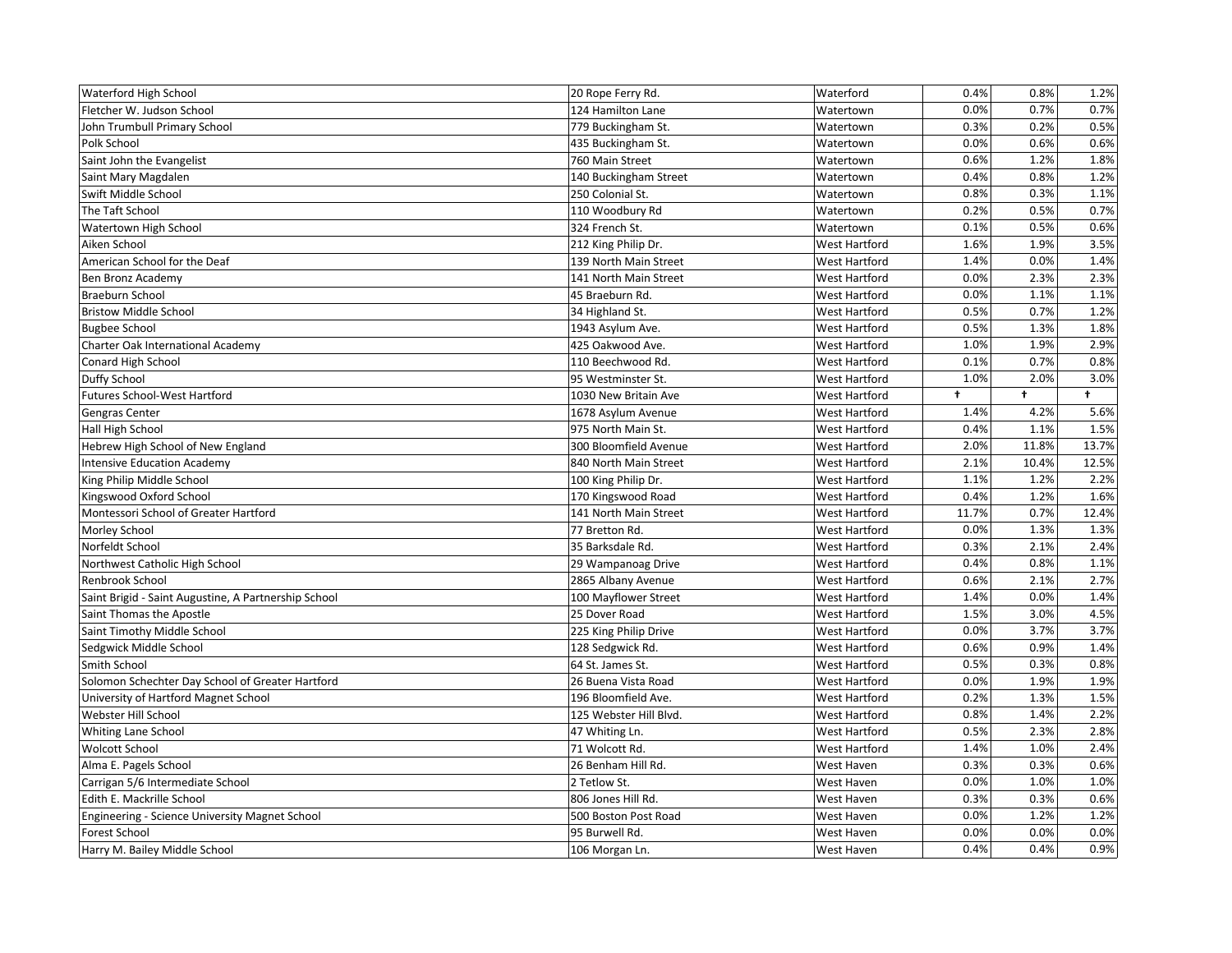| | | | | | |
|---|---|---|---|---|---|
| Waterford High School | 20 Rope Ferry Rd. | Waterford | 0.4% | 0.8% | 1.2% |
| Fletcher W. Judson School | 124 Hamilton Lane | Watertown | 0.0% | 0.7% | 0.7% |
| John Trumbull Primary School | 779 Buckingham St. | Watertown | 0.3% | 0.2% | 0.5% |
| Polk School | 435 Buckingham St. | Watertown | 0.0% | 0.6% | 0.6% |
| Saint John the Evangelist | 760 Main Street | Watertown | 0.6% | 1.2% | 1.8% |
| Saint Mary Magdalen | 140 Buckingham Street | Watertown | 0.4% | 0.8% | 1.2% |
| Swift Middle School | 250 Colonial St. | Watertown | 0.8% | 0.3% | 1.1% |
| The Taft School | 110 Woodbury Rd | Watertown | 0.2% | 0.5% | 0.7% |
| Watertown High School | 324 French St. | Watertown | 0.1% | 0.5% | 0.6% |
| Aiken School | 212 King Philip Dr. | West Hartford | 1.6% | 1.9% | 3.5% |
| American School for the Deaf | 139 North Main Street | West Hartford | 1.4% | 0.0% | 1.4% |
| Ben Bronz Academy | 141 North Main Street | West Hartford | 0.0% | 2.3% | 2.3% |
| Braeburn School | 45 Braeburn Rd. | West Hartford | 0.0% | 1.1% | 1.1% |
| Bristow Middle School | 34 Highland St. | West Hartford | 0.5% | 0.7% | 1.2% |
| Bugbee School | 1943 Asylum Ave. | West Hartford | 0.5% | 1.3% | 1.8% |
| Charter Oak International Academy | 425 Oakwood Ave. | West Hartford | 1.0% | 1.9% | 2.9% |
| Conard High School | 110 Beechwood Rd. | West Hartford | 0.1% | 0.7% | 0.8% |
| Duffy School | 95 Westminster St. | West Hartford | 1.0% | 2.0% | 3.0% |
| Futures School-West Hartford | 1030 New Britain Ave | West Hartford | † | † | † |
| Gengras Center | 1678 Asylum Avenue | West Hartford | 1.4% | 4.2% | 5.6% |
| Hall High School | 975 North Main St. | West Hartford | 0.4% | 1.1% | 1.5% |
| Hebrew High School of New England | 300 Bloomfield Avenue | West Hartford | 2.0% | 11.8% | 13.7% |
| Intensive Education Academy | 840 North Main Street | West Hartford | 2.1% | 10.4% | 12.5% |
| King Philip Middle School | 100 King Philip Dr. | West Hartford | 1.1% | 1.2% | 2.2% |
| Kingswood Oxford School | 170 Kingswood Road | West Hartford | 0.4% | 1.2% | 1.6% |
| Montessori School of Greater Hartford | 141 North Main Street | West Hartford | 11.7% | 0.7% | 12.4% |
| Morley School | 77 Bretton Rd. | West Hartford | 0.0% | 1.3% | 1.3% |
| Norfeldt School | 35 Barksdale Rd. | West Hartford | 0.3% | 2.1% | 2.4% |
| Northwest Catholic High School | 29 Wampanoag Drive | West Hartford | 0.4% | 0.8% | 1.1% |
| Renbrook School | 2865 Albany Avenue | West Hartford | 0.6% | 2.1% | 2.7% |
| Saint Brigid - Saint Augustine, A Partnership School | 100 Mayflower Street | West Hartford | 1.4% | 0.0% | 1.4% |
| Saint Thomas the Apostle | 25 Dover Road | West Hartford | 1.5% | 3.0% | 4.5% |
| Saint Timothy Middle School | 225 King Philip Drive | West Hartford | 0.0% | 3.7% | 3.7% |
| Sedgwick Middle School | 128 Sedgwick Rd. | West Hartford | 0.6% | 0.9% | 1.4% |
| Smith School | 64 St. James St. | West Hartford | 0.5% | 0.3% | 0.8% |
| Solomon Schechter Day School of Greater Hartford | 26 Buena Vista Road | West Hartford | 0.0% | 1.9% | 1.9% |
| University of Hartford Magnet School | 196 Bloomfield Ave. | West Hartford | 0.2% | 1.3% | 1.5% |
| Webster Hill School | 125 Webster Hill Blvd. | West Hartford | 0.8% | 1.4% | 2.2% |
| Whiting Lane School | 47 Whiting Ln. | West Hartford | 0.5% | 2.3% | 2.8% |
| Wolcott School | 71 Wolcott Rd. | West Hartford | 1.4% | 1.0% | 2.4% |
| Alma E. Pagels School | 26 Benham Hill Rd. | West Haven | 0.3% | 0.3% | 0.6% |
| Carrigan 5/6 Intermediate School | 2 Tetlow St. | West Haven | 0.0% | 1.0% | 1.0% |
| Edith E. Mackrille School | 806 Jones Hill Rd. | West Haven | 0.3% | 0.3% | 0.6% |
| Engineering - Science University Magnet School | 500 Boston Post Road | West Haven | 0.0% | 1.2% | 1.2% |
| Forest School | 95 Burwell Rd. | West Haven | 0.0% | 0.0% | 0.0% |
| Harry M. Bailey Middle School | 106 Morgan Ln. | West Haven | 0.4% | 0.4% | 0.9% |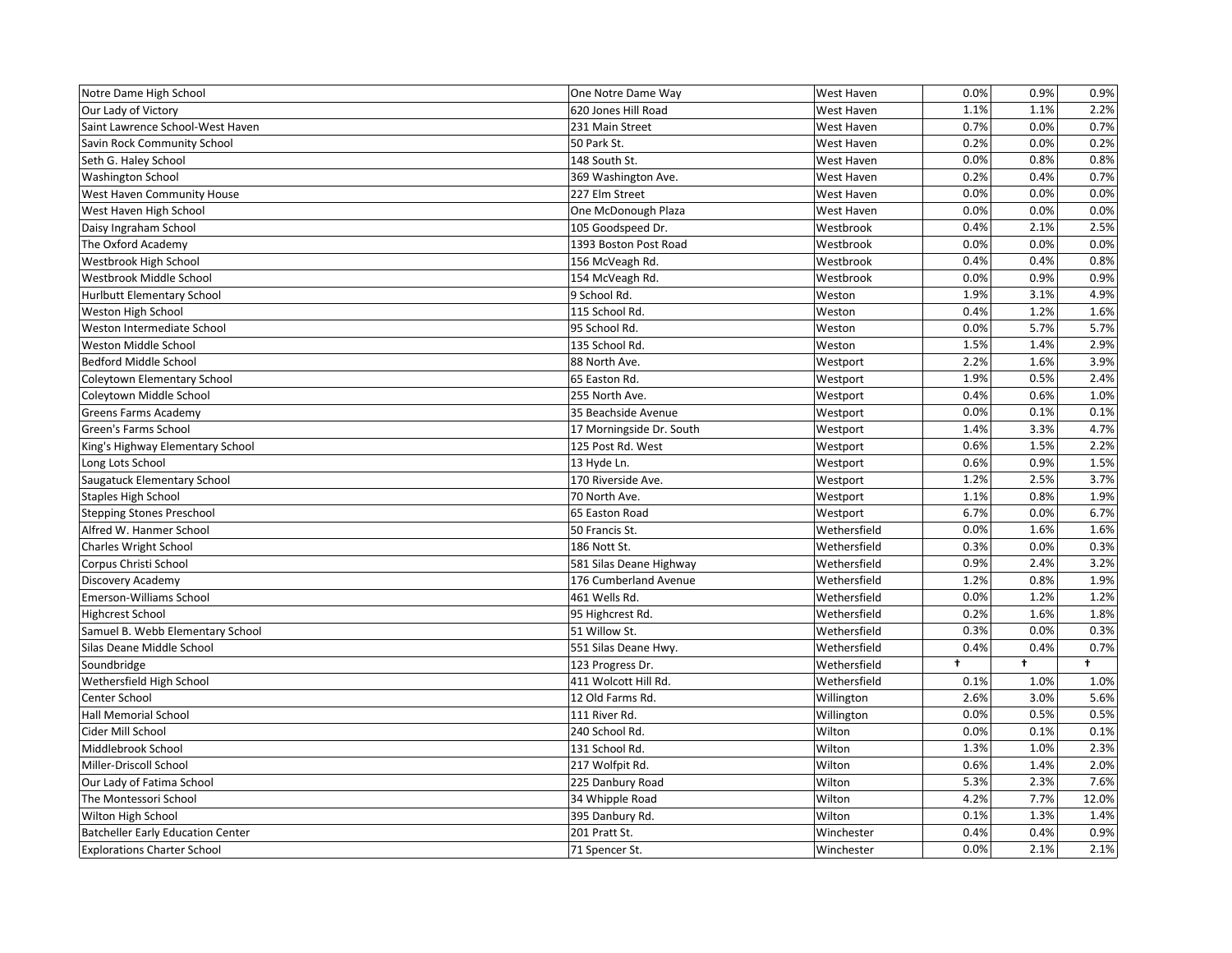| | | | | | |
|---|---|---|---|---|---|
| Notre Dame High School | One Notre Dame Way | West Haven | 0.0% | 0.9% | 0.9% |
| Our Lady of Victory | 620 Jones Hill Road | West Haven | 1.1% | 1.1% | 2.2% |
| Saint Lawrence School-West Haven | 231 Main Street | West Haven | 0.7% | 0.0% | 0.7% |
| Savin Rock Community School | 50 Park St. | West Haven | 0.2% | 0.0% | 0.2% |
| Seth G. Haley School | 148 South St. | West Haven | 0.0% | 0.8% | 0.8% |
| Washington School | 369 Washington Ave. | West Haven | 0.2% | 0.4% | 0.7% |
| West Haven Community House | 227 Elm Street | West Haven | 0.0% | 0.0% | 0.0% |
| West Haven High School | One McDonough Plaza | West Haven | 0.0% | 0.0% | 0.0% |
| Daisy Ingraham School | 105 Goodspeed Dr. | Westbrook | 0.4% | 2.1% | 2.5% |
| The Oxford Academy | 1393 Boston Post Road | Westbrook | 0.0% | 0.0% | 0.0% |
| Westbrook High School | 156 McVeagh Rd. | Westbrook | 0.4% | 0.4% | 0.8% |
| Westbrook Middle School | 154 McVeagh Rd. | Westbrook | 0.0% | 0.9% | 0.9% |
| Hurlbutt Elementary School | 9 School Rd. | Weston | 1.9% | 3.1% | 4.9% |
| Weston High School | 115 School Rd. | Weston | 0.4% | 1.2% | 1.6% |
| Weston Intermediate School | 95 School Rd. | Weston | 0.0% | 5.7% | 5.7% |
| Weston Middle School | 135 School Rd. | Weston | 1.5% | 1.4% | 2.9% |
| Bedford Middle School | 88 North Ave. | Westport | 2.2% | 1.6% | 3.9% |
| Coleytown Elementary School | 65 Easton Rd. | Westport | 1.9% | 0.5% | 2.4% |
| Coleytown Middle School | 255 North Ave. | Westport | 0.4% | 0.6% | 1.0% |
| Greens Farms Academy | 35 Beachside Avenue | Westport | 0.0% | 0.1% | 0.1% |
| Green's Farms School | 17 Morningside Dr. South | Westport | 1.4% | 3.3% | 4.7% |
| King's Highway Elementary School | 125 Post Rd. West | Westport | 0.6% | 1.5% | 2.2% |
| Long Lots School | 13 Hyde Ln. | Westport | 0.6% | 0.9% | 1.5% |
| Saugatuck Elementary School | 170 Riverside Ave. | Westport | 1.2% | 2.5% | 3.7% |
| Staples High School | 70 North Ave. | Westport | 1.1% | 0.8% | 1.9% |
| Stepping Stones Preschool | 65 Easton Road | Westport | 6.7% | 0.0% | 6.7% |
| Alfred W. Hanmer School | 50 Francis St. | Wethersfield | 0.0% | 1.6% | 1.6% |
| Charles Wright School | 186 Nott St. | Wethersfield | 0.3% | 0.0% | 0.3% |
| Corpus Christi School | 581 Silas Deane Highway | Wethersfield | 0.9% | 2.4% | 3.2% |
| Discovery Academy | 176 Cumberland Avenue | Wethersfield | 1.2% | 0.8% | 1.9% |
| Emerson-Williams School | 461 Wells Rd. | Wethersfield | 0.0% | 1.2% | 1.2% |
| Highcrest School | 95 Highcrest Rd. | Wethersfield | 0.2% | 1.6% | 1.8% |
| Samuel B. Webb Elementary School | 51 Willow St. | Wethersfield | 0.3% | 0.0% | 0.3% |
| Silas Deane Middle School | 551 Silas Deane Hwy. | Wethersfield | 0.4% | 0.4% | 0.7% |
| Soundbridge | 123 Progress Dr. | Wethersfield | † | † | † |
| Wethersfield High School | 411 Wolcott Hill Rd. | Wethersfield | 0.1% | 1.0% | 1.0% |
| Center School | 12 Old Farms Rd. | Willington | 2.6% | 3.0% | 5.6% |
| Hall Memorial School | 111 River Rd. | Willington | 0.0% | 0.5% | 0.5% |
| Cider Mill School | 240 School Rd. | Wilton | 0.0% | 0.1% | 0.1% |
| Middlebrook School | 131 School Rd. | Wilton | 1.3% | 1.0% | 2.3% |
| Miller-Driscoll School | 217 Wolfpit Rd. | Wilton | 0.6% | 1.4% | 2.0% |
| Our Lady of Fatima School | 225 Danbury Road | Wilton | 5.3% | 2.3% | 7.6% |
| The Montessori School | 34 Whipple Road | Wilton | 4.2% | 7.7% | 12.0% |
| Wilton High School | 395 Danbury Rd. | Wilton | 0.1% | 1.3% | 1.4% |
| Batcheller Early Education Center | 201 Pratt St. | Winchester | 0.4% | 0.4% | 0.9% |
| Explorations Charter School | 71 Spencer St. | Winchester | 0.0% | 2.1% | 2.1% |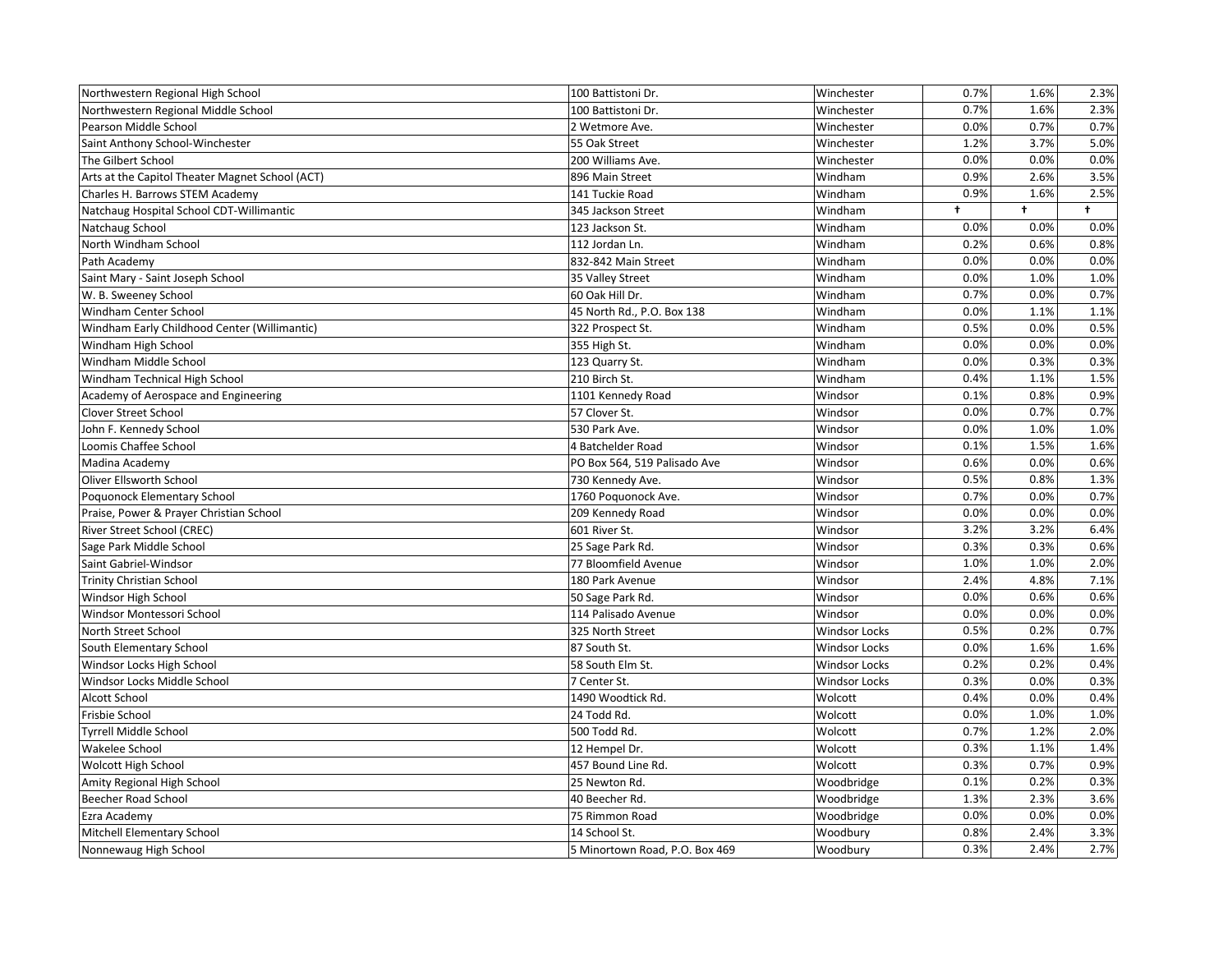| | | | | | |
|---|---|---|---|---|---|
| Northwestern Regional High School | 100 Battistoni Dr. | Winchester | 0.7% | 1.6% | 2.3% |
| Northwestern Regional Middle School | 100 Battistoni Dr. | Winchester | 0.7% | 1.6% | 2.3% |
| Pearson Middle School | 2 Wetmore Ave. | Winchester | 0.0% | 0.7% | 0.7% |
| Saint Anthony School-Winchester | 55 Oak Street | Winchester | 1.2% | 3.7% | 5.0% |
| The Gilbert School | 200 Williams Ave. | Winchester | 0.0% | 0.0% | 0.0% |
| Arts at the Capitol Theater Magnet School (ACT) | 896 Main Street | Windham | 0.9% | 2.6% | 3.5% |
| Charles H. Barrows STEM Academy | 141 Tuckie Road | Windham | 0.9% | 1.6% | 2.5% |
| Natchaug Hospital School CDT-Willimantic | 345 Jackson Street | Windham | † | † | † |
| Natchaug School | 123 Jackson St. | Windham | 0.0% | 0.0% | 0.0% |
| North Windham School | 112 Jordan Ln. | Windham | 0.2% | 0.6% | 0.8% |
| Path Academy | 832-842 Main Street | Windham | 0.0% | 0.0% | 0.0% |
| Saint Mary - Saint Joseph School | 35 Valley Street | Windham | 0.0% | 1.0% | 1.0% |
| W. B. Sweeney School | 60 Oak Hill Dr. | Windham | 0.7% | 0.0% | 0.7% |
| Windham Center School | 45 North Rd., P.O. Box 138 | Windham | 0.0% | 1.1% | 1.1% |
| Windham Early Childhood Center (Willimantic) | 322 Prospect St. | Windham | 0.5% | 0.0% | 0.5% |
| Windham High School | 355 High St. | Windham | 0.0% | 0.0% | 0.0% |
| Windham Middle School | 123 Quarry St. | Windham | 0.0% | 0.3% | 0.3% |
| Windham Technical High School | 210 Birch St. | Windham | 0.4% | 1.1% | 1.5% |
| Academy of Aerospace and Engineering | 1101 Kennedy Road | Windsor | 0.1% | 0.8% | 0.9% |
| Clover Street School | 57 Clover St. | Windsor | 0.0% | 0.7% | 0.7% |
| John F. Kennedy School | 530 Park Ave. | Windsor | 0.0% | 1.0% | 1.0% |
| Loomis Chaffee School | 4 Batchelder Road | Windsor | 0.1% | 1.5% | 1.6% |
| Madina Academy | PO Box 564, 519 Palisado Ave | Windsor | 0.6% | 0.0% | 0.6% |
| Oliver Ellsworth School | 730 Kennedy Ave. | Windsor | 0.5% | 0.8% | 1.3% |
| Poquonock Elementary School | 1760 Poquonock Ave. | Windsor | 0.7% | 0.0% | 0.7% |
| Praise, Power & Prayer Christian School | 209 Kennedy Road | Windsor | 0.0% | 0.0% | 0.0% |
| River Street School (CREC) | 601 River St. | Windsor | 3.2% | 3.2% | 6.4% |
| Sage Park Middle School | 25 Sage Park Rd. | Windsor | 0.3% | 0.3% | 0.6% |
| Saint Gabriel-Windsor | 77 Bloomfield Avenue | Windsor | 1.0% | 1.0% | 2.0% |
| Trinity Christian School | 180 Park Avenue | Windsor | 2.4% | 4.8% | 7.1% |
| Windsor High School | 50 Sage Park Rd. | Windsor | 0.0% | 0.6% | 0.6% |
| Windsor Montessori School | 114 Palisado Avenue | Windsor | 0.0% | 0.0% | 0.0% |
| North Street School | 325 North Street | Windsor Locks | 0.5% | 0.2% | 0.7% |
| South Elementary School | 87 South St. | Windsor Locks | 0.0% | 1.6% | 1.6% |
| Windsor Locks High School | 58 South Elm St. | Windsor Locks | 0.2% | 0.2% | 0.4% |
| Windsor Locks Middle School | 7 Center St. | Windsor Locks | 0.3% | 0.0% | 0.3% |
| Alcott School | 1490 Woodtick Rd. | Wolcott | 0.4% | 0.0% | 0.4% |
| Frisbie School | 24 Todd Rd. | Wolcott | 0.0% | 1.0% | 1.0% |
| Tyrrell Middle School | 500 Todd Rd. | Wolcott | 0.7% | 1.2% | 2.0% |
| Wakelee School | 12 Hempel Dr. | Wolcott | 0.3% | 1.1% | 1.4% |
| Wolcott High School | 457 Bound Line Rd. | Wolcott | 0.3% | 0.7% | 0.9% |
| Amity Regional High School | 25 Newton Rd. | Woodbridge | 0.1% | 0.2% | 0.3% |
| Beecher Road School | 40 Beecher Rd. | Woodbridge | 1.3% | 2.3% | 3.6% |
| Ezra Academy | 75 Rimmon Road | Woodbridge | 0.0% | 0.0% | 0.0% |
| Mitchell Elementary School | 14 School St. | Woodbury | 0.8% | 2.4% | 3.3% |
| Nonnewaug High School | 5 Minortown Road, P.O. Box 469 | Woodbury | 0.3% | 2.4% | 2.7% |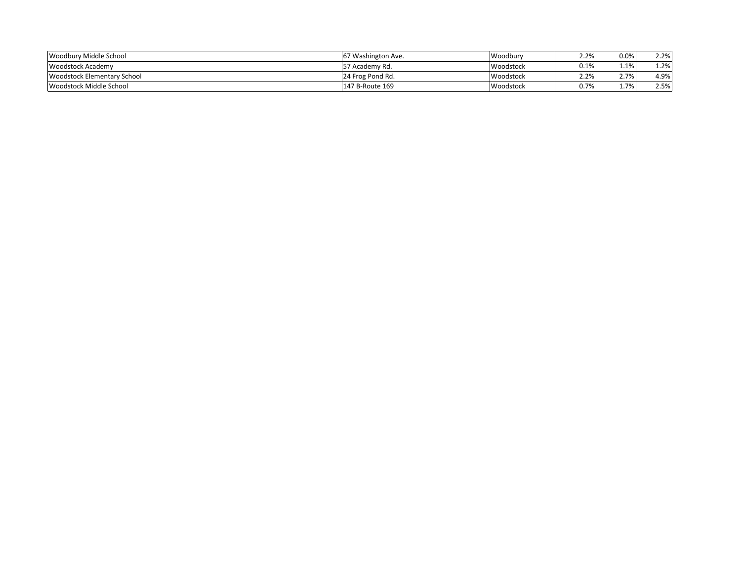| | | | | | |
|---|---|---|---|---|---|
| Woodbury Middle School | 67 Washington Ave. | Woodbury | 2.2% | 0.0% | 2.2% |
| Woodstock Academy | 57 Academy Rd. | Woodstock | 0.1% | 1.1% | 1.2% |
| Woodstock Elementary School | 24 Frog Pond Rd. | Woodstock | 2.2% | 2.7% | 4.9% |
| Woodstock Middle School | 147 B-Route 169 | Woodstock | 0.7% | 1.7% | 2.5% |